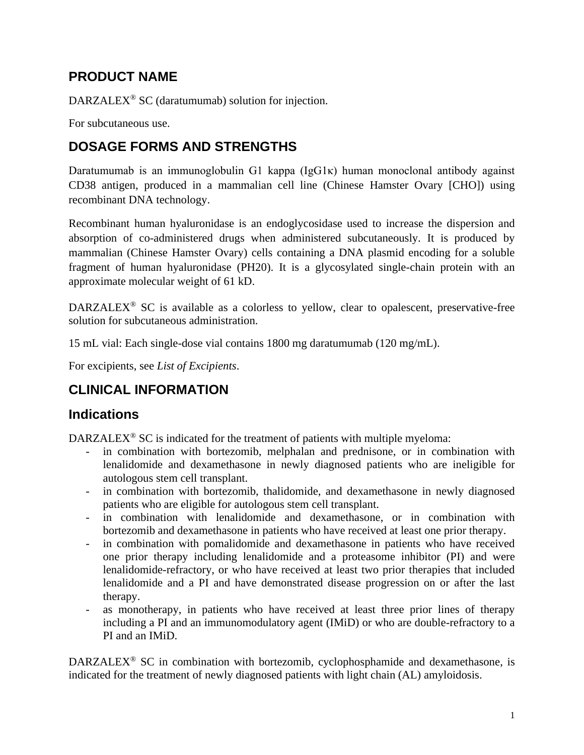# PRODUCT NAME

DARZALEX® SC (daratumumab) solution for injection.

For subcutaneous use.

# DOSAGE FORMS AND STRENGTHS

Daratumumab is an immunoglobulin G1 kappa (IgG1κ) human monoclonal antibody against CD38 antigen, produced in a mammalian cell line (Chinese Hamster Ovary [CHO]) using recombinant DNA technology.

Recombinant human hyaluronidase is an endoglycosidase used to increase the dispersion and absorption of co-administered drugs when administered subcutaneously. It is produced by mammalian (Chinese Hamster Ovary) cells containing a DNA plasmid encoding for a soluble fragment of human hyaluronidase (PH20). It is a glycosylated single-chain protein with an approximate molecular weight of 61 kD.

DARZALEX® SC is available as a colorless to yellow, clear to opalescent, preservative-free solution for subcutaneous administration.

15 mL vial: Each single-dose vial contains 1800 mg daratumumab (120 mg/mL).

For excipients, see *List of Excipients*.

# CLINICAL INFORMATION

## Indications

DARZALEX® SC is indicated for the treatment of patients with multiple myeloma:

- in combination with bortezomib, melphalan and prednisone, or in combination with lenalidomide and dexamethasone in newly diagnosed patients who are ineligible for autologous stem cell transplant.
- in combination with bortezomib, thalidomide, and dexamethasone in newly diagnosed patients who are eligible for autologous stem cell transplant.
- in combination with lenalidomide and dexamethasone, or in combination with bortezomib and dexamethasone in patients who have received at least one prior therapy.
- in combination with pomalidomide and dexamethasone in patients who have received one prior therapy including lenalidomide and a proteasome inhibitor (PI) and were lenalidomide-refractory, or who have received at least two prior therapies that included lenalidomide and a PI and have demonstrated disease progression on or after the last therapy.
- as monotherapy, in patients who have received at least three prior lines of therapy including a PI and an immunomodulatory agent (IMiD) or who are double-refractory to a PI and an IMiD.

DARZALEX® SC in combination with bortezomib, cyclophosphamide and dexamethasone, is indicated for the treatment of newly diagnosed patients with light chain (AL) amyloidosis.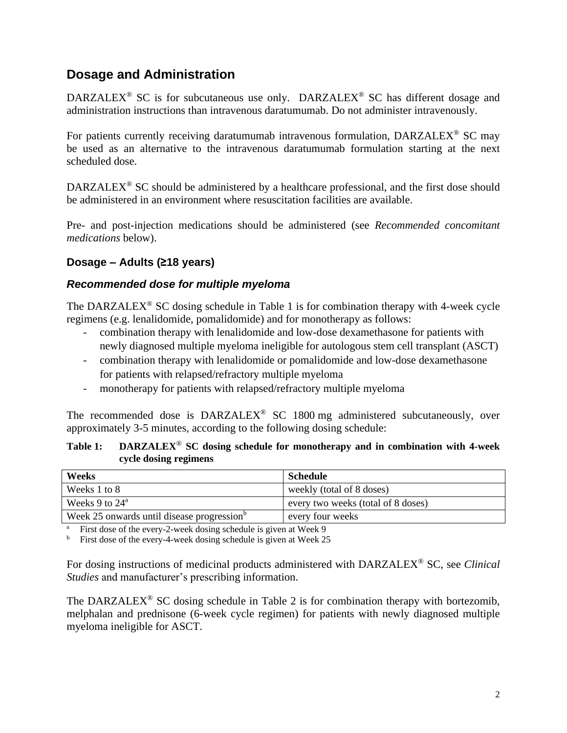## Dosage and Administration

DARZALEX® SC is for subcutaneous use only. DARZALEX® SC has different dosage and administration instructions than intravenous daratumumab. Do not administer intravenously.

For patients currently receiving daratumumab intravenous formulation, DARZALEX® SC may be used as an alternative to the intravenous daratumumab formulation starting at the next scheduled dose.

DARZALEX® SC should be administered by a healthcare professional, and the first dose should be administered in an environment where resuscitation facilities are available.

Pre- and post-injection medications should be administered (see *Recommended concomitant medications* below).

### Dosage – Adults (≥18 years)

#### *Recommended dose for multiple myeloma*

The DARZALEX® SC dosing schedule in Table 1 is for combination therapy with 4-week cycle regimens (e.g. lenalidomide, pomalidomide) and for monotherapy as follows:

- combination therapy with lenalidomide and low-dose dexamethasone for patients with newly diagnosed multiple myeloma ineligible for autologous stem cell transplant (ASCT)
- combination therapy with lenalidomide or pomalidomide and low-dose dexamethasone for patients with relapsed/refractory multiple myeloma
- monotherapy for patients with relapsed/refractory multiple myeloma

The recommended dose is DARZALEX® SC 1800 mg administered subcutaneously, over approximately 3-5 minutes, according to the following dosing schedule:

**Table 1: DARZALEX® SC dosing schedule for monotherapy and in combination with 4-week cycle dosing regimens**

| Weeks | Schedule |
| --- | --- |
| Weeks 1 to 8 | weekly (total of 8 doses) |
| Weeks 9 to 24[a] | every two weeks (total of 8 doses) |
| Week 25 onwards until disease progression[b] | every four weeks |

[a] First dose of the every-2-week dosing schedule is given at Week 9
[b] First dose of the every-4-week dosing schedule is given at Week 25

For dosing instructions of medicinal products administered with DARZALEX® SC, see *Clinical Studies* and manufacturer's prescribing information.

The DARZALEX® SC dosing schedule in Table 2 is for combination therapy with bortezomib, melphalan and prednisone (6-week cycle regimen) for patients with newly diagnosed multiple myeloma ineligible for ASCT.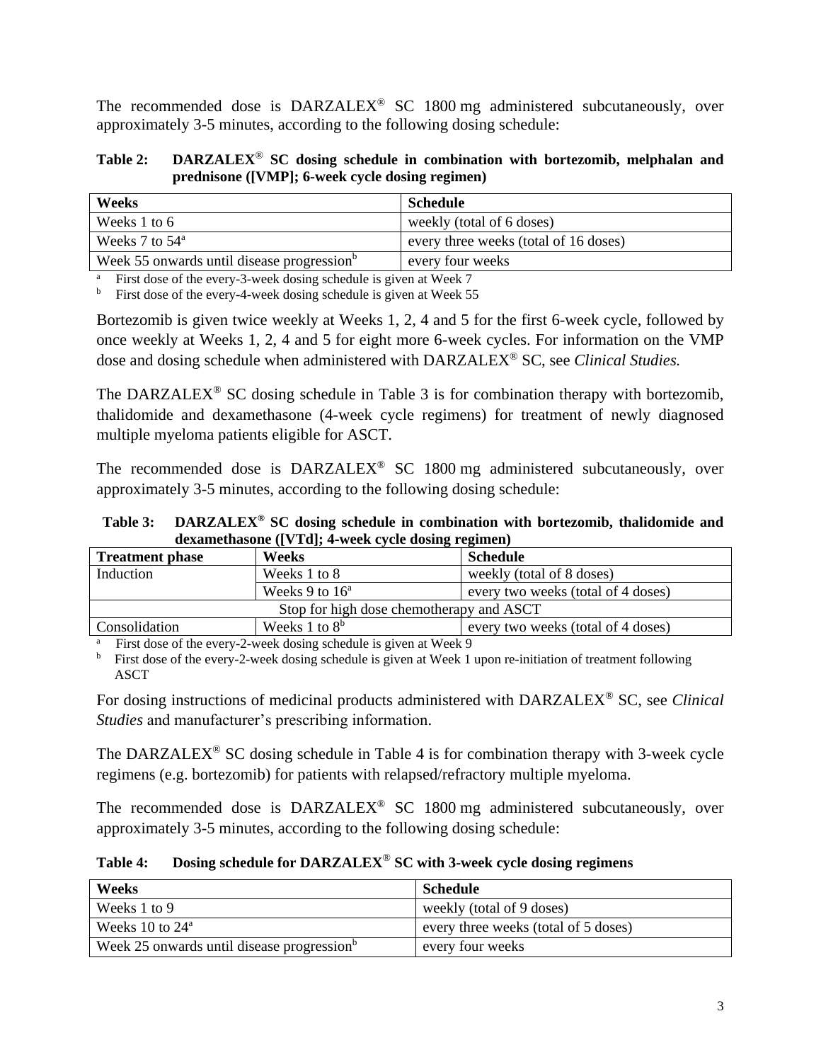The recommended dose is DARZALEX® SC 1800 mg administered subcutaneously, over approximately 3-5 minutes, according to the following dosing schedule:

**Table 2: DARZALEX® SC dosing schedule in combination with bortezomib, melphalan and prednisone ([VMP]; 6-week cycle dosing regimen)**

| Weeks | Schedule |
|---|---|
| Weeks 1 to 6 | weekly (total of 6 doses) |
| Weeks 7 to 54[a] | every three weeks (total of 16 doses) |
| Week 55 onwards until disease progression[b] | every four weeks |

[a] First dose of the every-3-week dosing schedule is given at Week 7
[b] First dose of the every-4-week dosing schedule is given at Week 55

Bortezomib is given twice weekly at Weeks 1, 2, 4 and 5 for the first 6-week cycle, followed by once weekly at Weeks 1, 2, 4 and 5 for eight more 6-week cycles. For information on the VMP dose and dosing schedule when administered with DARZALEX® SC, see *Clinical Studies.*

The DARZALEX® SC dosing schedule in Table 3 is for combination therapy with bortezomib, thalidomide and dexamethasone (4-week cycle regimens) for treatment of newly diagnosed multiple myeloma patients eligible for ASCT.

The recommended dose is DARZALEX® SC 1800 mg administered subcutaneously, over approximately 3-5 minutes, according to the following dosing schedule:

**Table 3: DARZALEX® SC dosing schedule in combination with bortezomib, thalidomide and dexamethasone ([VTd]; 4-week cycle dosing regimen)**

| Treatment phase | Weeks | Schedule |
|---|---|---|
| Induction | Weeks 1 to 8 | weekly (total of 8 doses) |
| | Weeks 9 to 16[a] | every two weeks (total of 4 doses) |
| Stop for high dose chemotherapy and ASCT | | |
| Consolidation | Weeks 1 to 8[b] | every two weeks (total of 4 doses) |

[a] First dose of the every-2-week dosing schedule is given at Week 9
[b] First dose of the every-2-week dosing schedule is given at Week 1 upon re-initiation of treatment following ASCT

For dosing instructions of medicinal products administered with DARZALEX® SC, see *Clinical Studies* and manufacturer's prescribing information.

The DARZALEX® SC dosing schedule in Table 4 is for combination therapy with 3-week cycle regimens (e.g. bortezomib) for patients with relapsed/refractory multiple myeloma.

The recommended dose is DARZALEX® SC 1800 mg administered subcutaneously, over approximately 3-5 minutes, according to the following dosing schedule:

**Table 4: Dosing schedule for DARZALEX® SC with 3-week cycle dosing regimens**

| Weeks | Schedule |
|---|---|
| Weeks 1 to 9 | weekly (total of 9 doses) |
| Weeks 10 to 24[a] | every three weeks (total of 5 doses) |
| Week 25 onwards until disease progression[b] | every four weeks |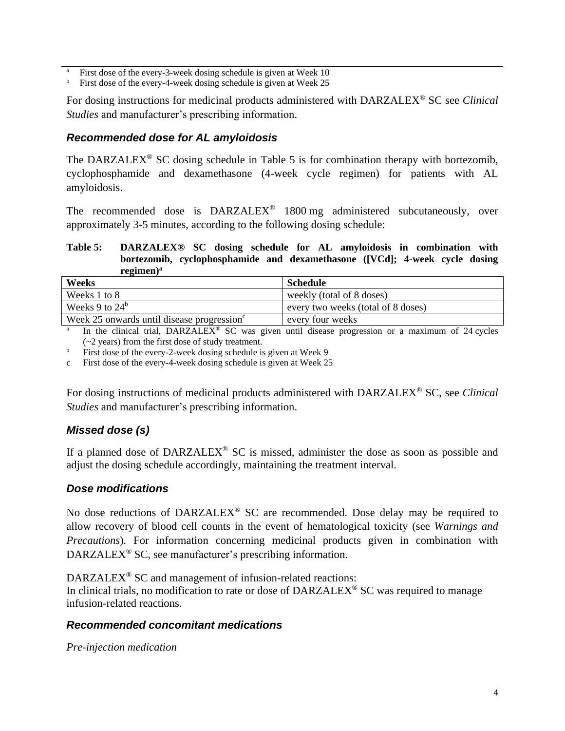[a] First dose of the every-3-week dosing schedule is given at Week 10
[b] First dose of the every-4-week dosing schedule is given at Week 25

For dosing instructions for medicinal products administered with DARZALEX® SC see *Clinical Studies* and manufacturer's prescribing information.

### *Recommended dose for AL amyloidosis*

The DARZALEX® SC dosing schedule in Table 5 is for combination therapy with bortezomib, cyclophosphamide and dexamethasone (4-week cycle regimen) for patients with AL amyloidosis.

The recommended dose is DARZALEX® 1800 mg administered subcutaneously, over approximately 3-5 minutes, according to the following dosing schedule:

**Table 5: DARZALEX® SC dosing schedule for AL amyloidosis in combination with bortezomib, cyclophosphamide and dexamethasone ([VCd]; 4-week cycle dosing regimen)[a]**

| Weeks | Schedule |
| --- | --- |
| Weeks 1 to 8 | weekly (total of 8 doses) |
| Weeks 9 to 24[b] | every two weeks (total of 8 doses) |
| Week 25 onwards until disease progression[c] | every four weeks |

[a] In the clinical trial, DARZALEX® SC was given until disease progression or a maximum of 24 cycles (~2 years) from the first dose of study treatment.
[b] First dose of the every-2-week dosing schedule is given at Week 9
c First dose of the every-4-week dosing schedule is given at Week 25

For dosing instructions of medicinal products administered with DARZALEX® SC, see *Clinical Studies* and manufacturer's prescribing information.

### *Missed dose (s)*

If a planned dose of DARZALEX® SC is missed, administer the dose as soon as possible and adjust the dosing schedule accordingly, maintaining the treatment interval.

### *Dose modifications*

No dose reductions of DARZALEX® SC are recommended. Dose delay may be required to allow recovery of blood cell counts in the event of hematological toxicity (see *Warnings and Precautions*). For information concerning medicinal products given in combination with DARZALEX® SC, see manufacturer's prescribing information.

DARZALEX® SC and management of infusion-related reactions:
In clinical trials, no modification to rate or dose of DARZALEX® SC was required to manage infusion-related reactions.

### *Recommended concomitant medications*

*Pre-injection medication*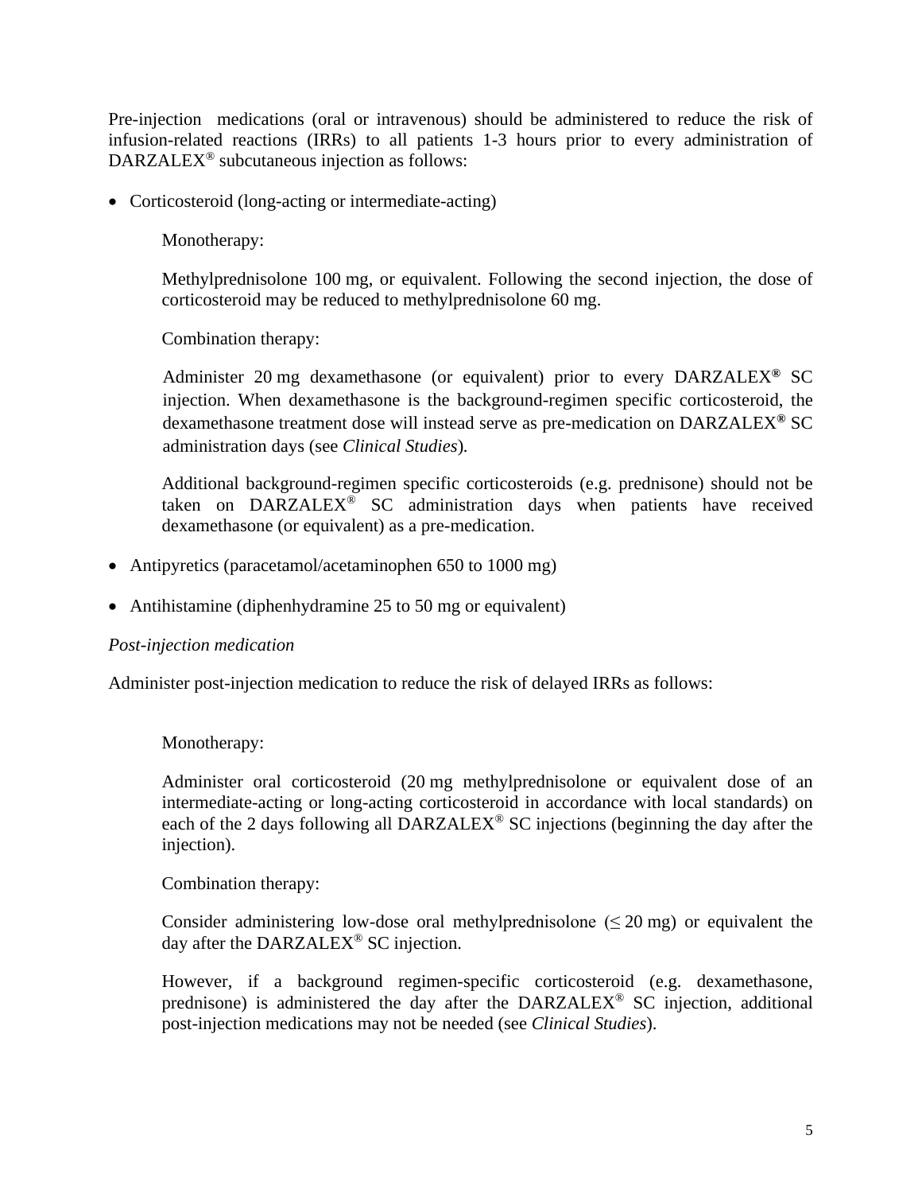Pre-injection medications (oral or intravenous) should be administered to reduce the risk of infusion-related reactions (IRRs) to all patients 1-3 hours prior to every administration of DARZALEX® subcutaneous injection as follows:

- Corticosteroid (long-acting or intermediate-acting)

  Monotherapy:

  Methylprednisolone 100 mg, or equivalent. Following the second injection, the dose of corticosteroid may be reduced to methylprednisolone 60 mg.

  Combination therapy:

  Administer 20 mg dexamethasone (or equivalent) prior to every DARZALEX® SC injection. When dexamethasone is the background-regimen specific corticosteroid, the dexamethasone treatment dose will instead serve as pre-medication on DARZALEX® SC administration days (see *Clinical Studies*).

  Additional background-regimen specific corticosteroids (e.g. prednisone) should not be taken on DARZALEX® SC administration days when patients have received dexamethasone (or equivalent) as a pre-medication.

- Antipyretics (paracetamol/acetaminophen 650 to 1000 mg)

- Antihistamine (diphenhydramine 25 to 50 mg or equivalent)

*Post-injection medication*

Administer post-injection medication to reduce the risk of delayed IRRs as follows:

Monotherapy:

Administer oral corticosteroid (20 mg methylprednisolone or equivalent dose of an intermediate-acting or long-acting corticosteroid in accordance with local standards) on each of the 2 days following all DARZALEX® SC injections (beginning the day after the injection).

Combination therapy:

Consider administering low-dose oral methylprednisolone (≤ 20 mg) or equivalent the day after the DARZALEX® SC injection.

However, if a background regimen-specific corticosteroid (e.g. dexamethasone, prednisone) is administered the day after the DARZALEX® SC injection, additional post-injection medications may not be needed (see *Clinical Studies*).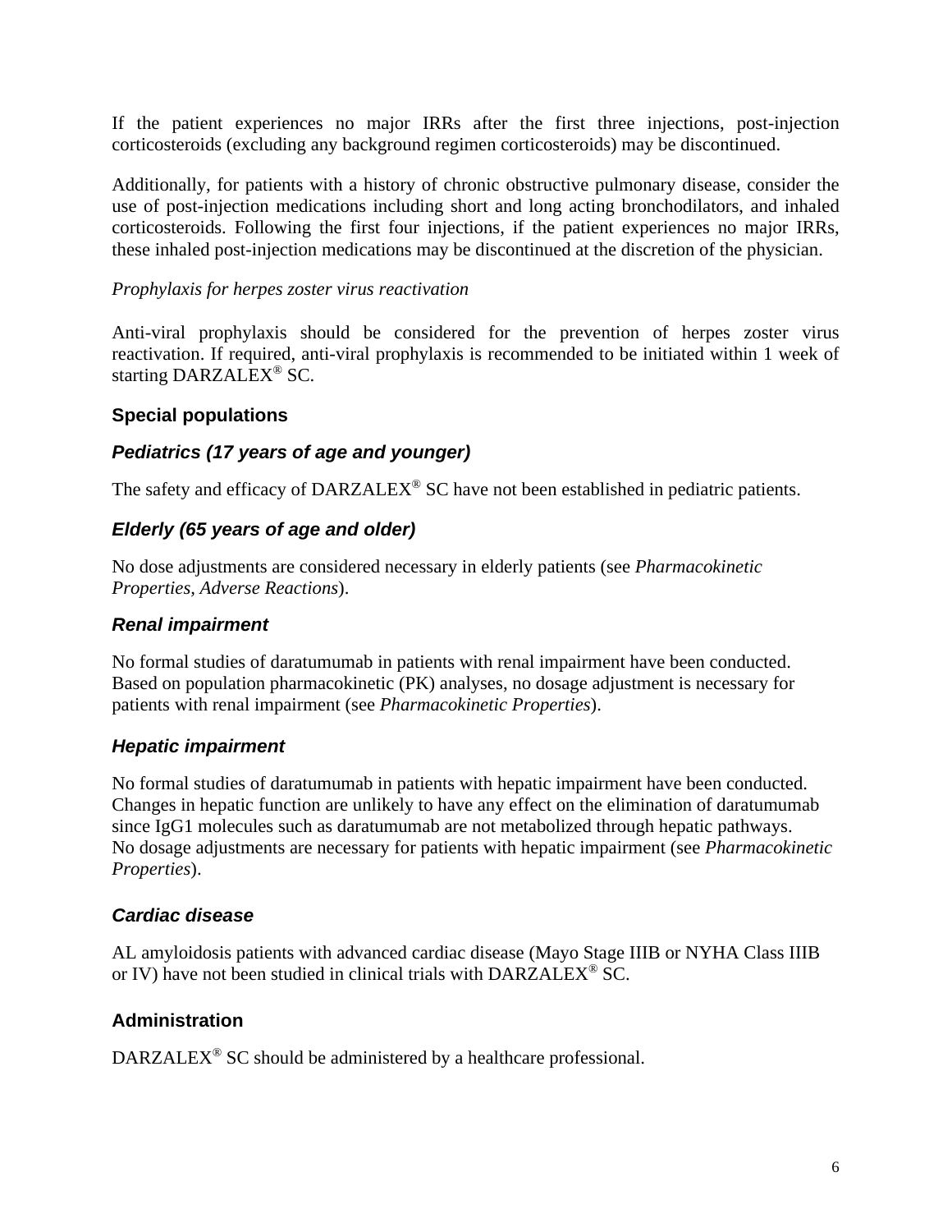If the patient experiences no major IRRs after the first three injections, post-injection corticosteroids (excluding any background regimen corticosteroids) may be discontinued.

Additionally, for patients with a history of chronic obstructive pulmonary disease, consider the use of post-injection medications including short and long acting bronchodilators, and inhaled corticosteroids. Following the first four injections, if the patient experiences no major IRRs, these inhaled post-injection medications may be discontinued at the discretion of the physician.

*Prophylaxis for herpes zoster virus reactivation*

Anti-viral prophylaxis should be considered for the prevention of herpes zoster virus reactivation. If required, anti-viral prophylaxis is recommended to be initiated within 1 week of starting DARZALEX® SC.

## Special populations

### *Pediatrics (17 years of age and younger)*

The safety and efficacy of DARZALEX® SC have not been established in pediatric patients.

### *Elderly (65 years of age and older)*

No dose adjustments are considered necessary in elderly patients (see *Pharmacokinetic Properties, Adverse Reactions*).

### *Renal impairment*

No formal studies of daratumumab in patients with renal impairment have been conducted. Based on population pharmacokinetic (PK) analyses, no dosage adjustment is necessary for patients with renal impairment (see *Pharmacokinetic Properties*).

### *Hepatic impairment*

No formal studies of daratumumab in patients with hepatic impairment have been conducted. Changes in hepatic function are unlikely to have any effect on the elimination of daratumumab since IgG1 molecules such as daratumumab are not metabolized through hepatic pathways. No dosage adjustments are necessary for patients with hepatic impairment (see *Pharmacokinetic Properties*).

### *Cardiac disease*

AL amyloidosis patients with advanced cardiac disease (Mayo Stage IIIB or NYHA Class IIIB or IV) have not been studied in clinical trials with DARZALEX® SC.

## Administration

DARZALEX® SC should be administered by a healthcare professional.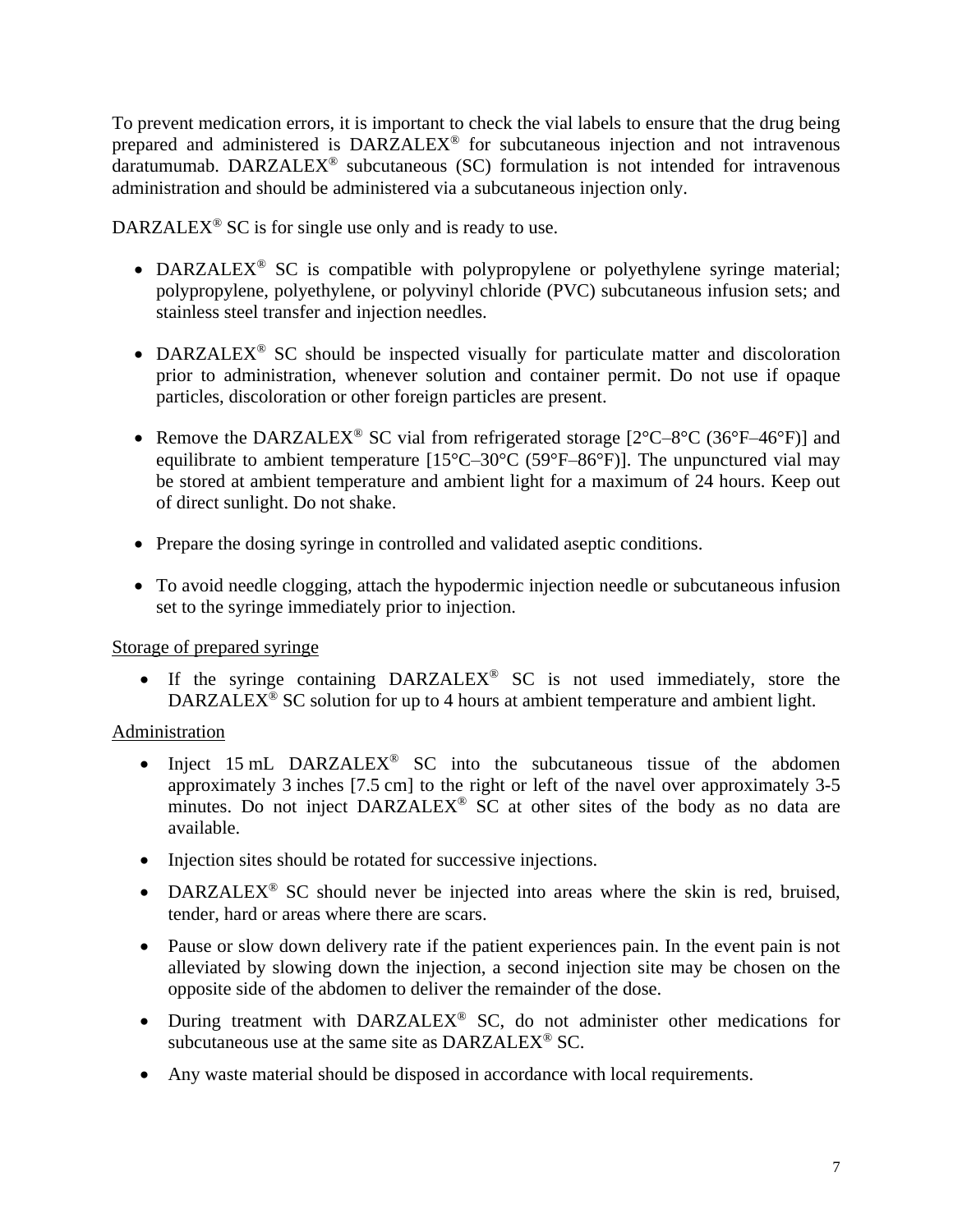To prevent medication errors, it is important to check the vial labels to ensure that the drug being prepared and administered is DARZALEX® for subcutaneous injection and not intravenous daratumumab. DARZALEX® subcutaneous (SC) formulation is not intended for intravenous administration and should be administered via a subcutaneous injection only.

DARZALEX® SC is for single use only and is ready to use.

- DARZALEX® SC is compatible with polypropylene or polyethylene syringe material; polypropylene, polyethylene, or polyvinyl chloride (PVC) subcutaneous infusion sets; and stainless steel transfer and injection needles.

- DARZALEX® SC should be inspected visually for particulate matter and discoloration prior to administration, whenever solution and container permit. Do not use if opaque particles, discoloration or other foreign particles are present.

- Remove the DARZALEX® SC vial from refrigerated storage [2°C–8°C (36°F–46°F)] and equilibrate to ambient temperature [15°C–30°C (59°F–86°F)]. The unpunctured vial may be stored at ambient temperature and ambient light for a maximum of 24 hours. Keep out of direct sunlight. Do not shake.

- Prepare the dosing syringe in controlled and validated aseptic conditions.

- To avoid needle clogging, attach the hypodermic injection needle or subcutaneous infusion set to the syringe immediately prior to injection.

<u>Storage of prepared syringe</u>

- If the syringe containing DARZALEX® SC is not used immediately, store the DARZALEX® SC solution for up to 4 hours at ambient temperature and ambient light.

<u>Administration</u>

- Inject 15 mL DARZALEX® SC into the subcutaneous tissue of the abdomen approximately 3 inches [7.5 cm] to the right or left of the navel over approximately 3-5 minutes. Do not inject DARZALEX® SC at other sites of the body as no data are available.
- Injection sites should be rotated for successive injections.
- DARZALEX® SC should never be injected into areas where the skin is red, bruised, tender, hard or areas where there are scars.
- Pause or slow down delivery rate if the patient experiences pain. In the event pain is not alleviated by slowing down the injection, a second injection site may be chosen on the opposite side of the abdomen to deliver the remainder of the dose.
- During treatment with DARZALEX® SC, do not administer other medications for subcutaneous use at the same site as DARZALEX® SC.
- Any waste material should be disposed in accordance with local requirements.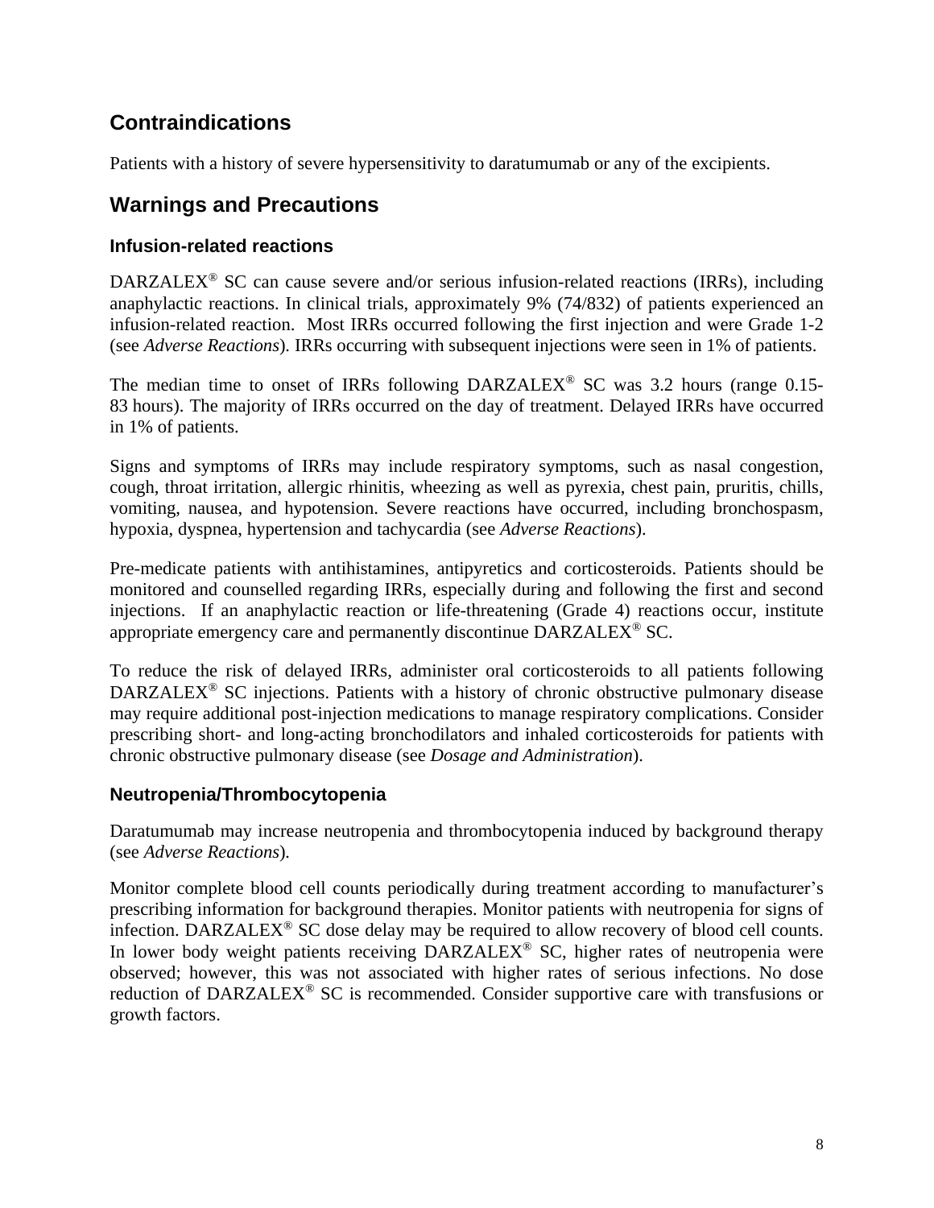## Contraindications

Patients with a history of severe hypersensitivity to daratumumab or any of the excipients.

## Warnings and Precautions

### Infusion-related reactions

DARZALEX® SC can cause severe and/or serious infusion-related reactions (IRRs), including anaphylactic reactions. In clinical trials, approximately 9% (74/832) of patients experienced an infusion-related reaction. Most IRRs occurred following the first injection and were Grade 1-2 (see *Adverse Reactions*). IRRs occurring with subsequent injections were seen in 1% of patients.

The median time to onset of IRRs following DARZALEX® SC was 3.2 hours (range 0.15-83 hours). The majority of IRRs occurred on the day of treatment. Delayed IRRs have occurred in 1% of patients.

Signs and symptoms of IRRs may include respiratory symptoms, such as nasal congestion, cough, throat irritation, allergic rhinitis, wheezing as well as pyrexia, chest pain, pruritis, chills, vomiting, nausea, and hypotension. Severe reactions have occurred, including bronchospasm, hypoxia, dyspnea, hypertension and tachycardia (see *Adverse Reactions*).

Pre-medicate patients with antihistamines, antipyretics and corticosteroids. Patients should be monitored and counselled regarding IRRs, especially during and following the first and second injections. If an anaphylactic reaction or life-threatening (Grade 4) reactions occur, institute appropriate emergency care and permanently discontinue DARZALEX® SC.

To reduce the risk of delayed IRRs, administer oral corticosteroids to all patients following DARZALEX® SC injections. Patients with a history of chronic obstructive pulmonary disease may require additional post-injection medications to manage respiratory complications. Consider prescribing short- and long-acting bronchodilators and inhaled corticosteroids for patients with chronic obstructive pulmonary disease (see *Dosage and Administration*).

### Neutropenia/Thrombocytopenia

Daratumumab may increase neutropenia and thrombocytopenia induced by background therapy (see *Adverse Reactions*).

Monitor complete blood cell counts periodically during treatment according to manufacturer's prescribing information for background therapies. Monitor patients with neutropenia for signs of infection. DARZALEX® SC dose delay may be required to allow recovery of blood cell counts. In lower body weight patients receiving DARZALEX® SC, higher rates of neutropenia were observed; however, this was not associated with higher rates of serious infections. No dose reduction of DARZALEX® SC is recommended. Consider supportive care with transfusions or growth factors.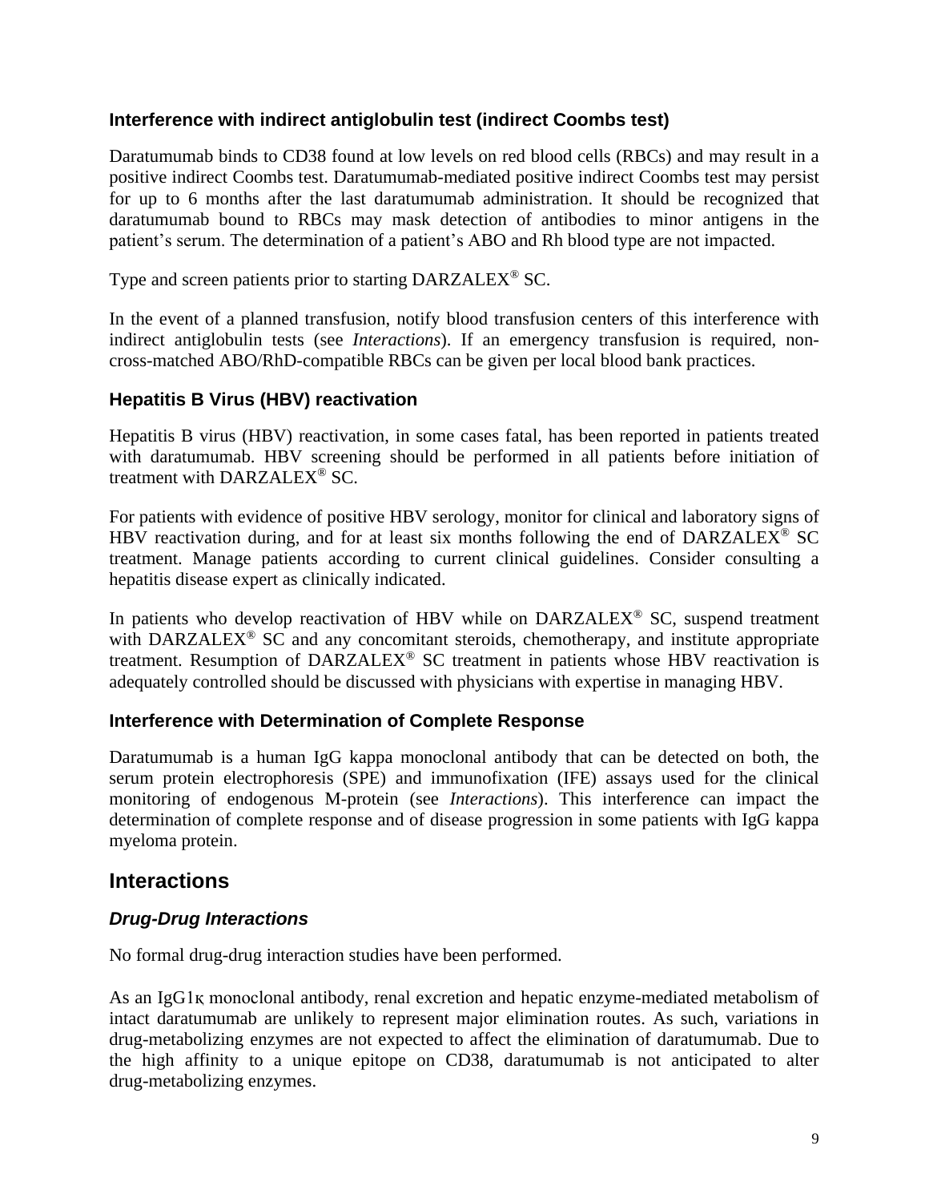### Interference with indirect antiglobulin test (indirect Coombs test)

Daratumumab binds to CD38 found at low levels on red blood cells (RBCs) and may result in a positive indirect Coombs test. Daratumumab-mediated positive indirect Coombs test may persist for up to 6 months after the last daratumumab administration. It should be recognized that daratumumab bound to RBCs may mask detection of antibodies to minor antigens in the patient's serum. The determination of a patient's ABO and Rh blood type are not impacted.

Type and screen patients prior to starting DARZALEX® SC.

In the event of a planned transfusion, notify blood transfusion centers of this interference with indirect antiglobulin tests (see *Interactions*). If an emergency transfusion is required, non-cross-matched ABO/RhD-compatible RBCs can be given per local blood bank practices.

### Hepatitis B Virus (HBV) reactivation

Hepatitis B virus (HBV) reactivation, in some cases fatal, has been reported in patients treated with daratumumab. HBV screening should be performed in all patients before initiation of treatment with DARZALEX® SC.

For patients with evidence of positive HBV serology, monitor for clinical and laboratory signs of HBV reactivation during, and for at least six months following the end of DARZALEX® SC treatment. Manage patients according to current clinical guidelines. Consider consulting a hepatitis disease expert as clinically indicated.

In patients who develop reactivation of HBV while on DARZALEX® SC, suspend treatment with DARZALEX® SC and any concomitant steroids, chemotherapy, and institute appropriate treatment. Resumption of DARZALEX® SC treatment in patients whose HBV reactivation is adequately controlled should be discussed with physicians with expertise in managing HBV.

### Interference with Determination of Complete Response

Daratumumab is a human IgG kappa monoclonal antibody that can be detected on both, the serum protein electrophoresis (SPE) and immunofixation (IFE) assays used for the clinical monitoring of endogenous M-protein (see *Interactions*). This interference can impact the determination of complete response and of disease progression in some patients with IgG kappa myeloma protein.

## Interactions

### *Drug-Drug Interactions*

No formal drug-drug interaction studies have been performed.

As an IgG1κ monoclonal antibody, renal excretion and hepatic enzyme-mediated metabolism of intact daratumumab are unlikely to represent major elimination routes. As such, variations in drug-metabolizing enzymes are not expected to affect the elimination of daratumumab. Due to the high affinity to a unique epitope on CD38, daratumumab is not anticipated to alter drug-metabolizing enzymes.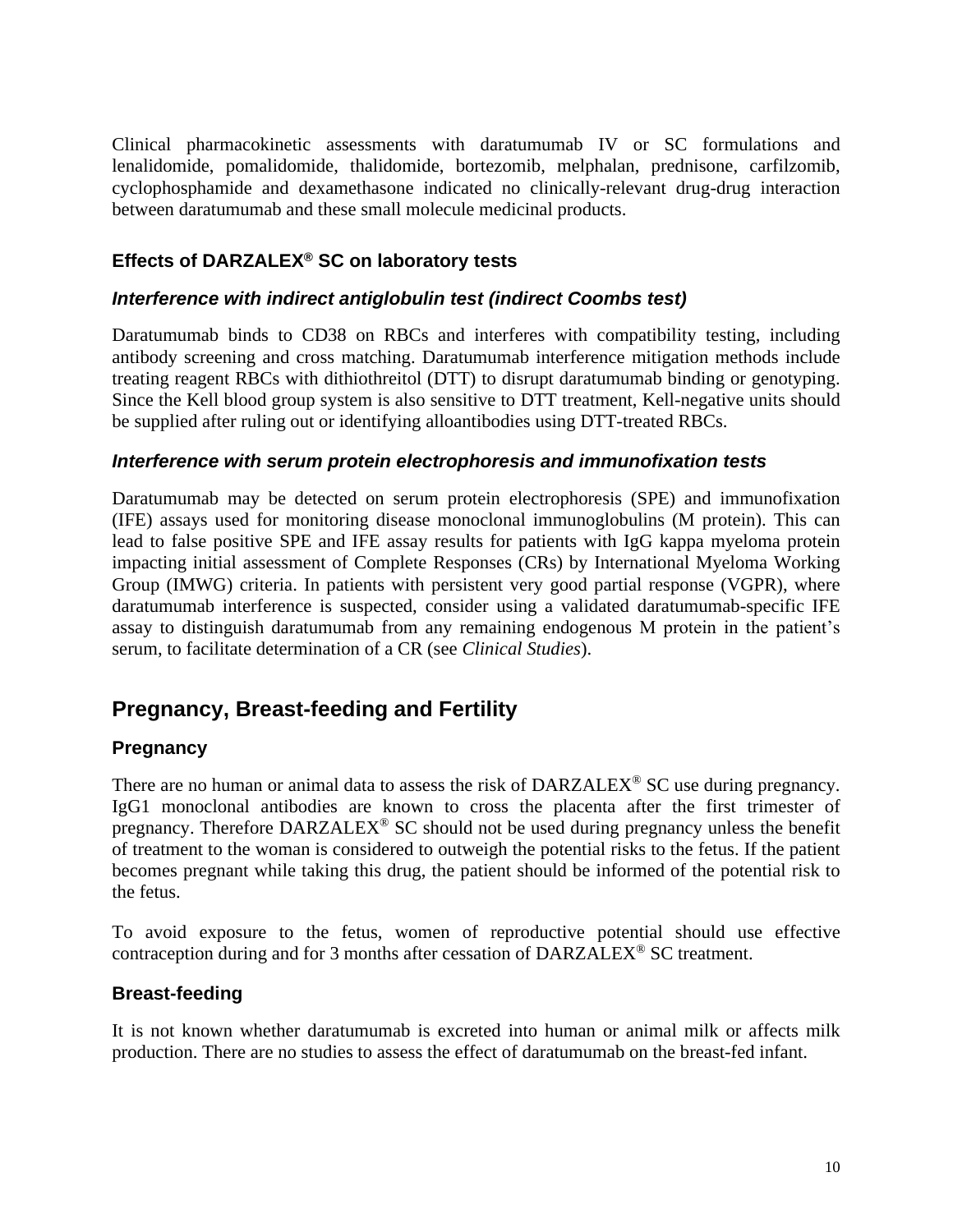Clinical pharmacokinetic assessments with daratumumab IV or SC formulations and lenalidomide, pomalidomide, thalidomide, bortezomib, melphalan, prednisone, carfilzomib, cyclophosphamide and dexamethasone indicated no clinically-relevant drug-drug interaction between daratumumab and these small molecule medicinal products.

### Effects of DARZALEX® SC on laboratory tests

#### *Interference with indirect antiglobulin test (indirect Coombs test)*

Daratumumab binds to CD38 on RBCs and interferes with compatibility testing, including antibody screening and cross matching. Daratumumab interference mitigation methods include treating reagent RBCs with dithiothreitol (DTT) to disrupt daratumumab binding or genotyping. Since the Kell blood group system is also sensitive to DTT treatment, Kell-negative units should be supplied after ruling out or identifying alloantibodies using DTT-treated RBCs.

#### *Interference with serum protein electrophoresis and immunofixation tests*

Daratumumab may be detected on serum protein electrophoresis (SPE) and immunofixation (IFE) assays used for monitoring disease monoclonal immunoglobulins (M protein). This can lead to false positive SPE and IFE assay results for patients with IgG kappa myeloma protein impacting initial assessment of Complete Responses (CRs) by International Myeloma Working Group (IMWG) criteria. In patients with persistent very good partial response (VGPR), where daratumumab interference is suspected, consider using a validated daratumumab-specific IFE assay to distinguish daratumumab from any remaining endogenous M protein in the patient's serum, to facilitate determination of a CR (see *Clinical Studies*).

## Pregnancy, Breast-feeding and Fertility

### Pregnancy

There are no human or animal data to assess the risk of DARZALEX® SC use during pregnancy. IgG1 monoclonal antibodies are known to cross the placenta after the first trimester of pregnancy. Therefore DARZALEX® SC should not be used during pregnancy unless the benefit of treatment to the woman is considered to outweigh the potential risks to the fetus. If the patient becomes pregnant while taking this drug, the patient should be informed of the potential risk to the fetus.

To avoid exposure to the fetus, women of reproductive potential should use effective contraception during and for 3 months after cessation of DARZALEX® SC treatment.

### Breast-feeding

It is not known whether daratumumab is excreted into human or animal milk or affects milk production. There are no studies to assess the effect of daratumumab on the breast-fed infant.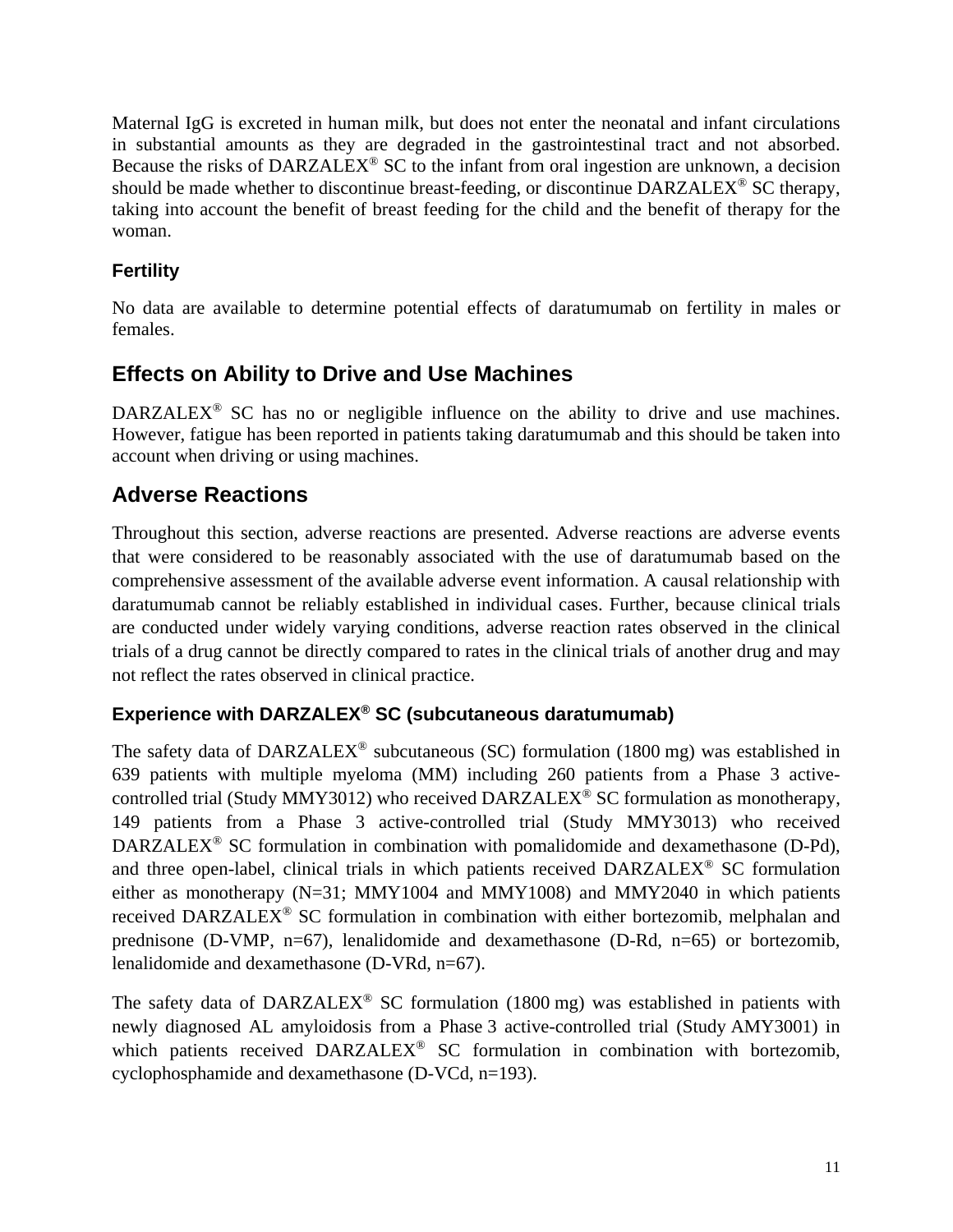Maternal IgG is excreted in human milk, but does not enter the neonatal and infant circulations in substantial amounts as they are degraded in the gastrointestinal tract and not absorbed. Because the risks of DARZALEX® SC to the infant from oral ingestion are unknown, a decision should be made whether to discontinue breast-feeding, or discontinue DARZALEX® SC therapy, taking into account the benefit of breast feeding for the child and the benefit of therapy for the woman.

### Fertility

No data are available to determine potential effects of daratumumab on fertility in males or females.

## Effects on Ability to Drive and Use Machines

DARZALEX® SC has no or negligible influence on the ability to drive and use machines. However, fatigue has been reported in patients taking daratumumab and this should be taken into account when driving or using machines.

## Adverse Reactions

Throughout this section, adverse reactions are presented. Adverse reactions are adverse events that were considered to be reasonably associated with the use of daratumumab based on the comprehensive assessment of the available adverse event information. A causal relationship with daratumumab cannot be reliably established in individual cases. Further, because clinical trials are conducted under widely varying conditions, adverse reaction rates observed in the clinical trials of a drug cannot be directly compared to rates in the clinical trials of another drug and may not reflect the rates observed in clinical practice.

### Experience with DARZALEX® SC (subcutaneous daratumumab)

The safety data of DARZALEX® subcutaneous (SC) formulation (1800 mg) was established in 639 patients with multiple myeloma (MM) including 260 patients from a Phase 3 active-controlled trial (Study MMY3012) who received DARZALEX® SC formulation as monotherapy, 149 patients from a Phase 3 active-controlled trial (Study MMY3013) who received DARZALEX® SC formulation in combination with pomalidomide and dexamethasone (D-Pd), and three open-label, clinical trials in which patients received DARZALEX® SC formulation either as monotherapy (N=31; MMY1004 and MMY1008) and MMY2040 in which patients received DARZALEX® SC formulation in combination with either bortezomib, melphalan and prednisone (D-VMP, n=67), lenalidomide and dexamethasone (D-Rd, n=65) or bortezomib, lenalidomide and dexamethasone (D-VRd, n=67).

The safety data of DARZALEX® SC formulation (1800 mg) was established in patients with newly diagnosed AL amyloidosis from a Phase 3 active-controlled trial (Study AMY3001) in which patients received DARZALEX® SC formulation in combination with bortezomib, cyclophosphamide and dexamethasone (D-VCd, n=193).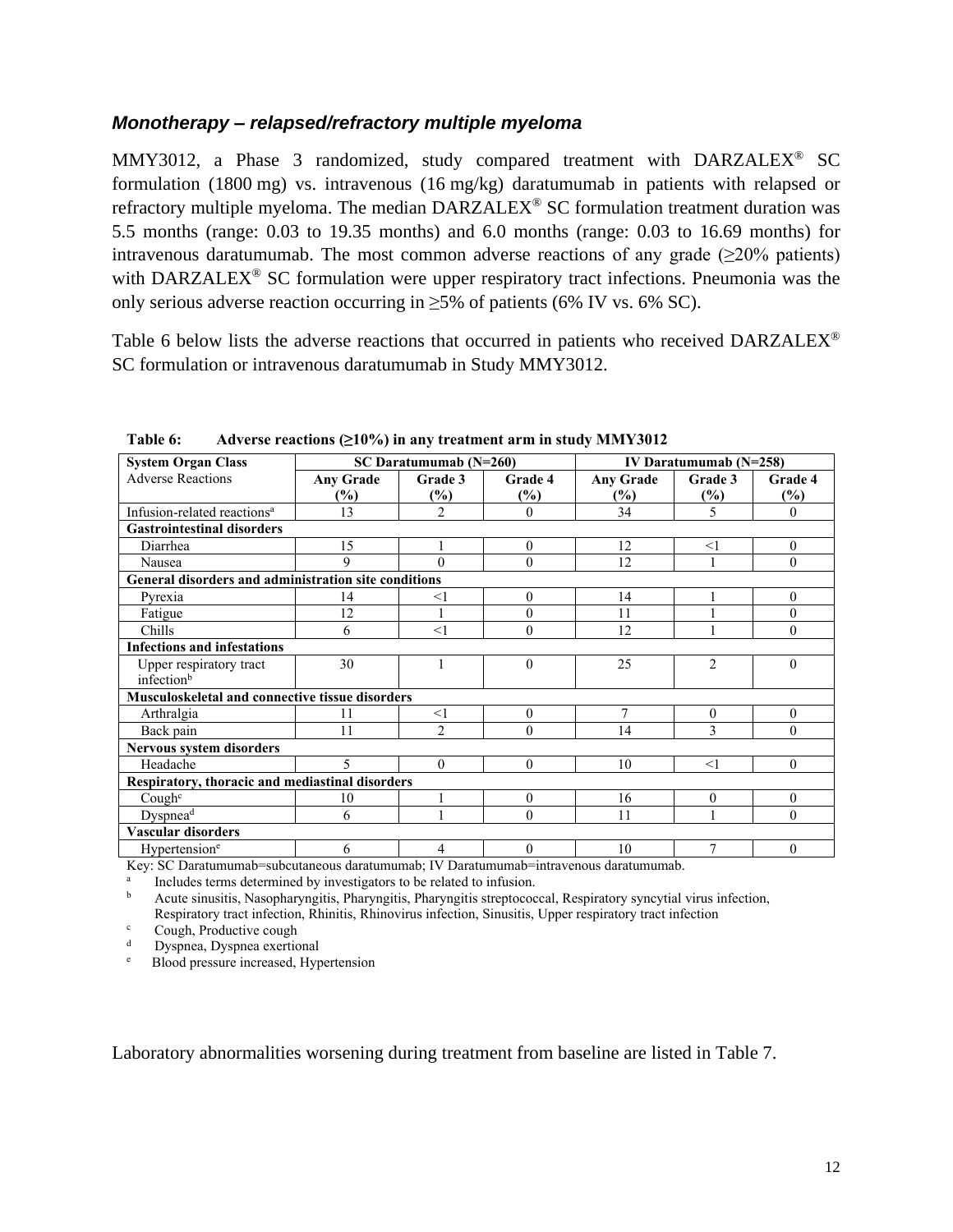### *Monotherapy – relapsed/refractory multiple myeloma*

MMY3012, a Phase 3 randomized, study compared treatment with DARZALEX® SC formulation (1800 mg) vs. intravenous (16 mg/kg) daratumumab in patients with relapsed or refractory multiple myeloma. The median DARZALEX® SC formulation treatment duration was 5.5 months (range: 0.03 to 19.35 months) and 6.0 months (range: 0.03 to 16.69 months) for intravenous daratumumab. The most common adverse reactions of any grade (≥20% patients) with DARZALEX® SC formulation were upper respiratory tract infections. Pneumonia was the only serious adverse reaction occurring in ≥5% of patients (6% IV vs. 6% SC).

Table 6 below lists the adverse reactions that occurred in patients who received DARZALEX® SC formulation or intravenous daratumumab in Study MMY3012.

**Table 6: Adverse reactions (≥10%) in any treatment arm in study MMY3012**

| System Organ Class | SC Daratumumab (N=260) | | | IV Daratumumab (N=258) | | |
|---|---|---|---|---|---|---|
| Adverse Reactions | Any Grade (%) | Grade 3 (%) | Grade 4 (%) | Any Grade (%) | Grade 3 (%) | Grade 4 (%) |
| Infusion-related reactions[a] | 13 | 2 | 0 | 34 | 5 | 0 |
| **Gastrointestinal disorders** | | | | | | |
| Diarrhea | 15 | 1 | 0 | 12 | <1 | 0 |
| Nausea | 9 | 0 | 0 | 12 | 1 | 0 |
| **General disorders and administration site conditions** | | | | | | |
| Pyrexia | 14 | <1 | 0 | 14 | 1 | 0 |
| Fatigue | 12 | 1 | 0 | 11 | 1 | 0 |
| Chills | 6 | <1 | 0 | 12 | 1 | 0 |
| **Infections and infestations** | | | | | | |
| Upper respiratory tract infection[b] | 30 | 1 | 0 | 25 | 2 | 0 |
| **Musculoskeletal and connective tissue disorders** | | | | | | |
| Arthralgia | 11 | <1 | 0 | 7 | 0 | 0 |
| Back pain | 11 | 2 | 0 | 14 | 3 | 0 |
| **Nervous system disorders** | | | | | | |
| Headache | 5 | 0 | 0 | 10 | <1 | 0 |
| **Respiratory, thoracic and mediastinal disorders** | | | | | | |
| Cough[c] | 10 | 1 | 0 | 16 | 0 | 0 |
| Dyspnea[d] | 6 | 1 | 0 | 11 | 1 | 0 |
| **Vascular disorders** | | | | | | |
| Hypertension[e] | 6 | 4 | 0 | 10 | 7 | 0 |

Key: SC Daratumumab=subcutaneous daratumumab; IV Daratumumab=intravenous daratumumab.

[a] Includes terms determined by investigators to be related to infusion.
[b] Acute sinusitis, Nasopharyngitis, Pharyngitis, Pharyngitis streptococcal, Respiratory syncytial virus infection, Respiratory tract infection, Rhinitis, Rhinovirus infection, Sinusitis, Upper respiratory tract infection
[c] Cough, Productive cough
[d] Dyspnea, Dyspnea exertional
[e] Blood pressure increased, Hypertension

Laboratory abnormalities worsening during treatment from baseline are listed in Table 7.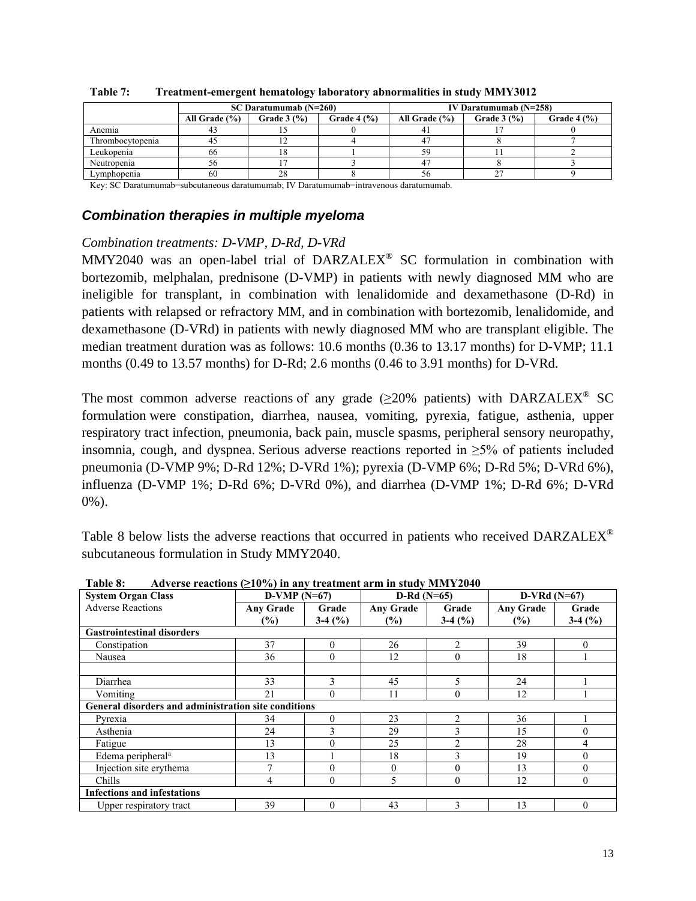**Table 7: Treatment-emergent hematology laboratory abnormalities in study MMY3012**

| | SC Daratumumab (N=260) | | | IV Daratumumab (N=258) | | |
|---|---|---|---|---|---|---|
| | All Grade (%) | Grade 3 (%) | Grade 4 (%) | All Grade (%) | Grade 3 (%) | Grade 4 (%) |
| Anemia | 43 | 15 | 0 | 41 | 17 | 0 |
| Thrombocytopenia | 45 | 12 | 4 | 47 | 8 | 7 |
| Leukopenia | 66 | 18 | 1 | 59 | 11 | 2 |
| Neutropenia | 56 | 17 | 3 | 47 | 8 | 3 |
| Lymphopenia | 60 | 28 | 8 | 56 | 27 | 9 |

Key: SC Daratumumab=subcutaneous daratumumab; IV Daratumumab=intravenous daratumumab.

### *Combination therapies in multiple myeloma*

*Combination treatments: D-VMP, D-Rd, D-VRd*

MMY2040 was an open-label trial of DARZALEX® SC formulation in combination with bortezomib, melphalan, prednisone (D-VMP) in patients with newly diagnosed MM who are ineligible for transplant, in combination with lenalidomide and dexamethasone (D-Rd) in patients with relapsed or refractory MM, and in combination with bortezomib, lenalidomide, and dexamethasone (D-VRd) in patients with newly diagnosed MM who are transplant eligible. The median treatment duration was as follows: 10.6 months (0.36 to 13.17 months) for D-VMP; 11.1 months (0.49 to 13.57 months) for D-Rd; 2.6 months (0.46 to 3.91 months) for D-VRd.

The most common adverse reactions of any grade (≥20% patients) with DARZALEX® SC formulation were constipation, diarrhea, nausea, vomiting, pyrexia, fatigue, asthenia, upper respiratory tract infection, pneumonia, back pain, muscle spasms, peripheral sensory neuropathy, insomnia, cough, and dyspnea. Serious adverse reactions reported in ≥5% of patients included pneumonia (D-VMP 9%; D-Rd 12%; D-VRd 1%); pyrexia (D-VMP 6%; D-Rd 5%; D-VRd 6%), influenza (D-VMP 1%; D-Rd 6%; D-VRd 0%), and diarrhea (D-VMP 1%; D-Rd 6%; D-VRd 0%).

Table 8 below lists the adverse reactions that occurred in patients who received DARZALEX® subcutaneous formulation in Study MMY2040.

**Table 8: Adverse reactions (≥10%) in any treatment arm in study MMY2040**

| System Organ Class | D-VMP (N=67) | | D-Rd (N=65) | | D-VRd (N=67) | |
|---|---|---|---|---|---|---|
| Adverse Reactions | Any Grade (%) | Grade 3-4 (%) | Any Grade (%) | Grade 3-4 (%) | Any Grade (%) | Grade 3-4 (%) |
| **Gastrointestinal disorders** | | | | | | |
| Constipation | 37 | 0 | 26 | 2 | 39 | 0 |
| Nausea | 36 | 0 | 12 | 0 | 18 | 1 |
| | | | | | | |
| Diarrhea | 33 | 3 | 45 | 5 | 24 | 1 |
| Vomiting | 21 | 0 | 11 | 0 | 12 | 1 |
| **General disorders and administration site conditions** | | | | | | |
| Pyrexia | 34 | 0 | 23 | 2 | 36 | 1 |
| Asthenia | 24 | 3 | 29 | 3 | 15 | 0 |
| Fatigue | 13 | 0 | 25 | 2 | 28 | 4 |
| Edema peripheral[a] | 13 | 1 | 18 | 3 | 19 | 0 |
| Injection site erythema | 7 | 0 | 0 | 0 | 13 | 0 |
| Chills | 4 | 0 | 5 | 0 | 12 | 0 |
| **Infections and infestations** | | | | | | |
| Upper respiratory tract | 39 | 0 | 43 | 3 | 13 | 0 |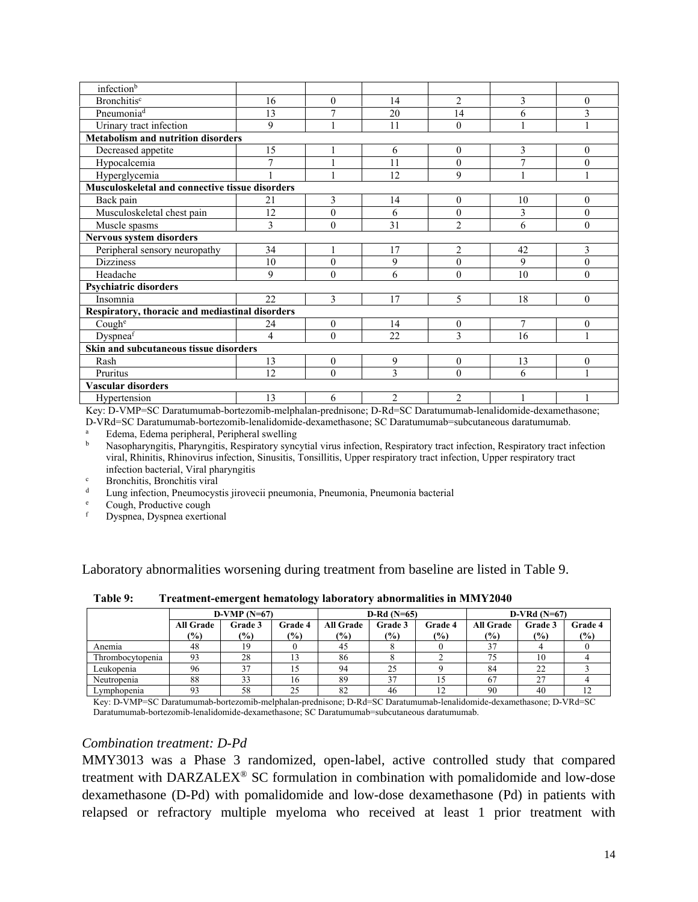| | | | | | | |
|---|---|---|---|---|---|---|
| infection[b] | | | | | | |
| Bronchitis[c] | 16 | 0 | 14 | 2 | 3 | 0 |
| Pneumonia[d] | 13 | 7 | 20 | 14 | 6 | 3 |
| Urinary tract infection | 9 | 1 | 11 | 0 | 1 | 1 |
| **Metabolism and nutrition disorders** | | | | | | |
| Decreased appetite | 15 | 1 | 6 | 0 | 3 | 0 |
| Hypocalcemia | 7 | 1 | 11 | 0 | 7 | 0 |
| Hyperglycemia | 1 | 1 | 12 | 9 | 1 | 1 |
| **Musculoskeletal and connective tissue disorders** | | | | | | |
| Back pain | 21 | 3 | 14 | 0 | 10 | 0 |
| Musculoskeletal chest pain | 12 | 0 | 6 | 0 | 3 | 0 |
| Muscle spasms | 3 | 0 | 31 | 2 | 6 | 0 |
| **Nervous system disorders** | | | | | | |
| Peripheral sensory neuropathy | 34 | 1 | 17 | 2 | 42 | 3 |
| Dizziness | 10 | 0 | 9 | 0 | 9 | 0 |
| Headache | 9 | 0 | 6 | 0 | 10 | 0 |
| **Psychiatric disorders** | | | | | | |
| Insomnia | 22 | 3 | 17 | 5 | 18 | 0 |
| **Respiratory, thoracic and mediastinal disorders** | | | | | | |
| Cough[e] | 24 | 0 | 14 | 0 | 7 | 0 |
| Dyspnea[f] | 4 | 0 | 22 | 3 | 16 | 1 |
| **Skin and subcutaneous tissue disorders** | | | | | | |
| Rash | 13 | 0 | 9 | 0 | 13 | 0 |
| Pruritus | 12 | 0 | 3 | 0 | 6 | 1 |
| **Vascular disorders** | | | | | | |
| Hypertension | 13 | 6 | 2 | 2 | 1 | 1 |

Key: D-VMP=SC Daratumumab-bortezomib-melphalan-prednisone; D-Rd=SC Daratumumab-lenalidomide-dexamethasone; D-VRd=SC Daratumumab-bortezomib-lenalidomide-dexamethasone; SC Daratumumab=subcutaneous daratumumab.

[a] Edema, Edema peripheral, Peripheral swelling
[b] Nasopharyngitis, Pharyngitis, Respiratory syncytial virus infection, Respiratory tract infection, Respiratory tract infection viral, Rhinitis, Rhinovirus infection, Sinusitis, Tonsillitis, Upper respiratory tract infection, Upper respiratory tract infection bacterial, Viral pharyngitis
[c] Bronchitis, Bronchitis viral
[d] Lung infection, Pneumocystis jirovecii pneumonia, Pneumonia, Pneumonia bacterial
[e] Cough, Productive cough
[f] Dyspnea, Dyspnea exertional

Laboratory abnormalities worsening during treatment from baseline are listed in Table 9.

**Table 9: Treatment-emergent hematology laboratory abnormalities in MMY2040**

| | D-VMP (N=67) | | | D-Rd (N=65) | | | D-VRd (N=67) | | |
|---|---|---|---|---|---|---|---|---|---|
| | **All Grade (%)** | **Grade 3 (%)** | **Grade 4 (%)** | **All Grade (%)** | **Grade 3 (%)** | **Grade 4 (%)** | **All Grade (%)** | **Grade 3 (%)** | **Grade 4 (%)** |
| Anemia | 48 | 19 | 0 | 45 | 8 | 0 | 37 | 4 | 0 |
| Thrombocytopenia | 93 | 28 | 13 | 86 | 8 | 2 | 75 | 10 | 4 |
| Leukopenia | 96 | 37 | 15 | 94 | 25 | 9 | 84 | 22 | 3 |
| Neutropenia | 88 | 33 | 16 | 89 | 37 | 15 | 67 | 27 | 4 |
| Lymphopenia | 93 | 58 | 25 | 82 | 46 | 12 | 90 | 40 | 12 |

Key: D-VMP=SC Daratumumab-bortezomib-melphalan-prednisone; D-Rd=SC Daratumumab-lenalidomide-dexamethasone; D-VRd=SC Daratumumab-bortezomib-lenalidomide-dexamethasone; SC Daratumumab=subcutaneous daratumumab.

*Combination treatment: D-Pd*

MMY3013 was a Phase 3 randomized, open-label, active controlled study that compared treatment with DARZALEX® SC formulation in combination with pomalidomide and low-dose dexamethasone (D-Pd) with pomalidomide and low-dose dexamethasone (Pd) in patients with relapsed or refractory multiple myeloma who received at least 1 prior treatment with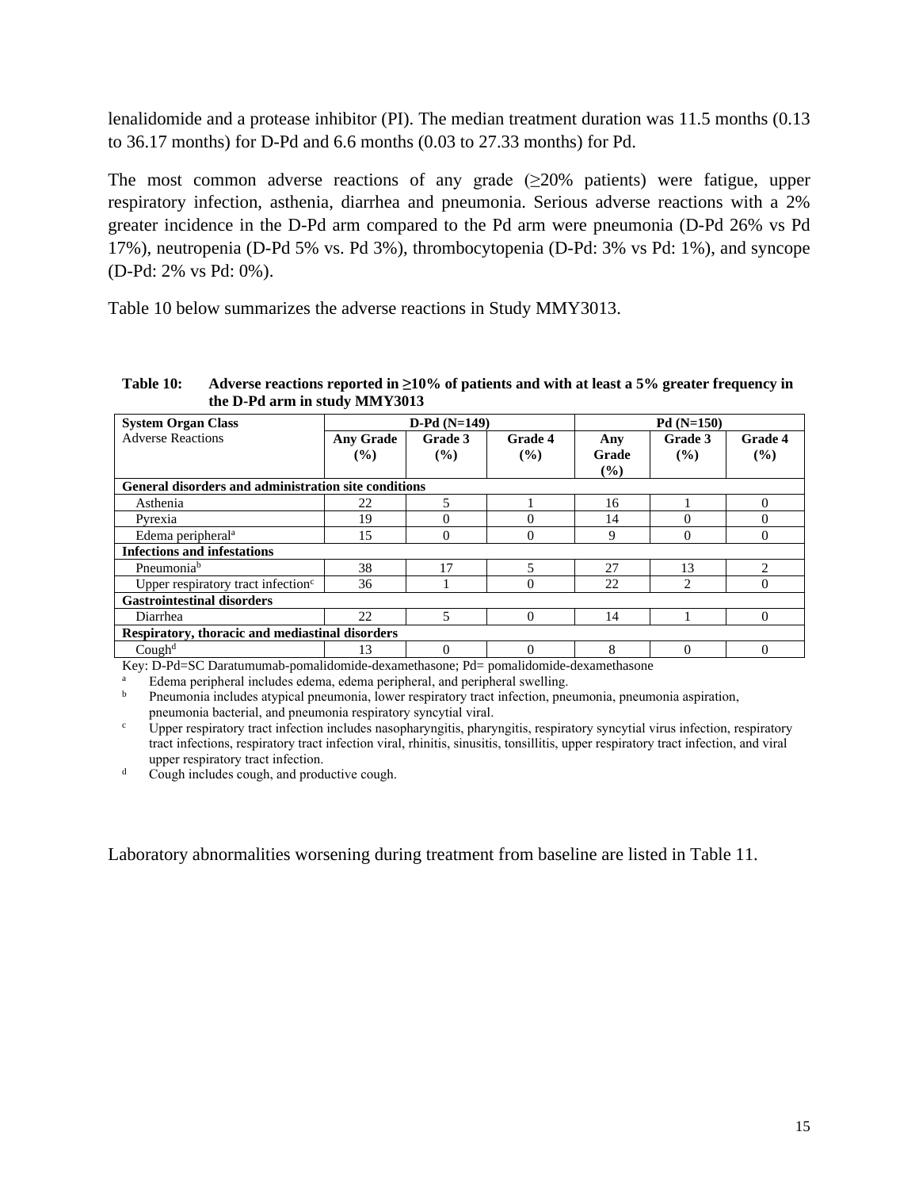lenalidomide and a protease inhibitor (PI). The median treatment duration was 11.5 months (0.13 to 36.17 months) for D-Pd and 6.6 months (0.03 to 27.33 months) for Pd.

The most common adverse reactions of any grade (≥20% patients) were fatigue, upper respiratory infection, asthenia, diarrhea and pneumonia. Serious adverse reactions with a 2% greater incidence in the D-Pd arm compared to the Pd arm were pneumonia (D-Pd 26% vs Pd 17%), neutropenia (D-Pd 5% vs. Pd 3%), thrombocytopenia (D-Pd: 3% vs Pd: 1%), and syncope (D-Pd: 2% vs Pd: 0%).

Table 10 below summarizes the adverse reactions in Study MMY3013.

**Table 10: Adverse reactions reported in ≥10% of patients and with at least a 5% greater frequency in the D-Pd arm in study MMY3013**

| **System Organ Class** | **D-Pd (N=149)** | | | **Pd (N=150)** | | |
|---|---|---|---|---|---|---|
| Adverse Reactions | **Any Grade (%)** | **Grade 3 (%)** | **Grade 4 (%)** | **Any Grade (%)** | **Grade 3 (%)** | **Grade 4 (%)** |
| **General disorders and administration site conditions** | | | | | | |
| Asthenia | 22 | 5 | 1 | 16 | 1 | 0 |
| Pyrexia | 19 | 0 | 0 | 14 | 0 | 0 |
| Edema peripheral[a] | 15 | 0 | 0 | 9 | 0 | 0 |
| **Infections and infestations** | | | | | | |
| Pneumonia[b] | 38 | 17 | 5 | 27 | 13 | 2 |
| Upper respiratory tract infection[c] | 36 | 1 | 0 | 22 | 2 | 0 |
| **Gastrointestinal disorders** | | | | | | |
| Diarrhea | 22 | 5 | 0 | 14 | 1 | 0 |
| **Respiratory, thoracic and mediastinal disorders** | | | | | | |
| Cough[d] | 13 | 0 | 0 | 8 | 0 | 0 |

Key: D-Pd=SC Daratumumab-pomalidomide-dexamethasone; Pd= pomalidomide-dexamethasone

[a] Edema peripheral includes edema, edema peripheral, and peripheral swelling.

[b] Pneumonia includes atypical pneumonia, lower respiratory tract infection, pneumonia, pneumonia aspiration, pneumonia bacterial, and pneumonia respiratory syncytial viral.

[c] Upper respiratory tract infection includes nasopharyngitis, pharyngitis, respiratory syncytial virus infection, respiratory tract infections, respiratory tract infection viral, rhinitis, sinusitis, tonsillitis, upper respiratory tract infection, and viral upper respiratory tract infection.

[d] Cough includes cough, and productive cough.

Laboratory abnormalities worsening during treatment from baseline are listed in Table 11.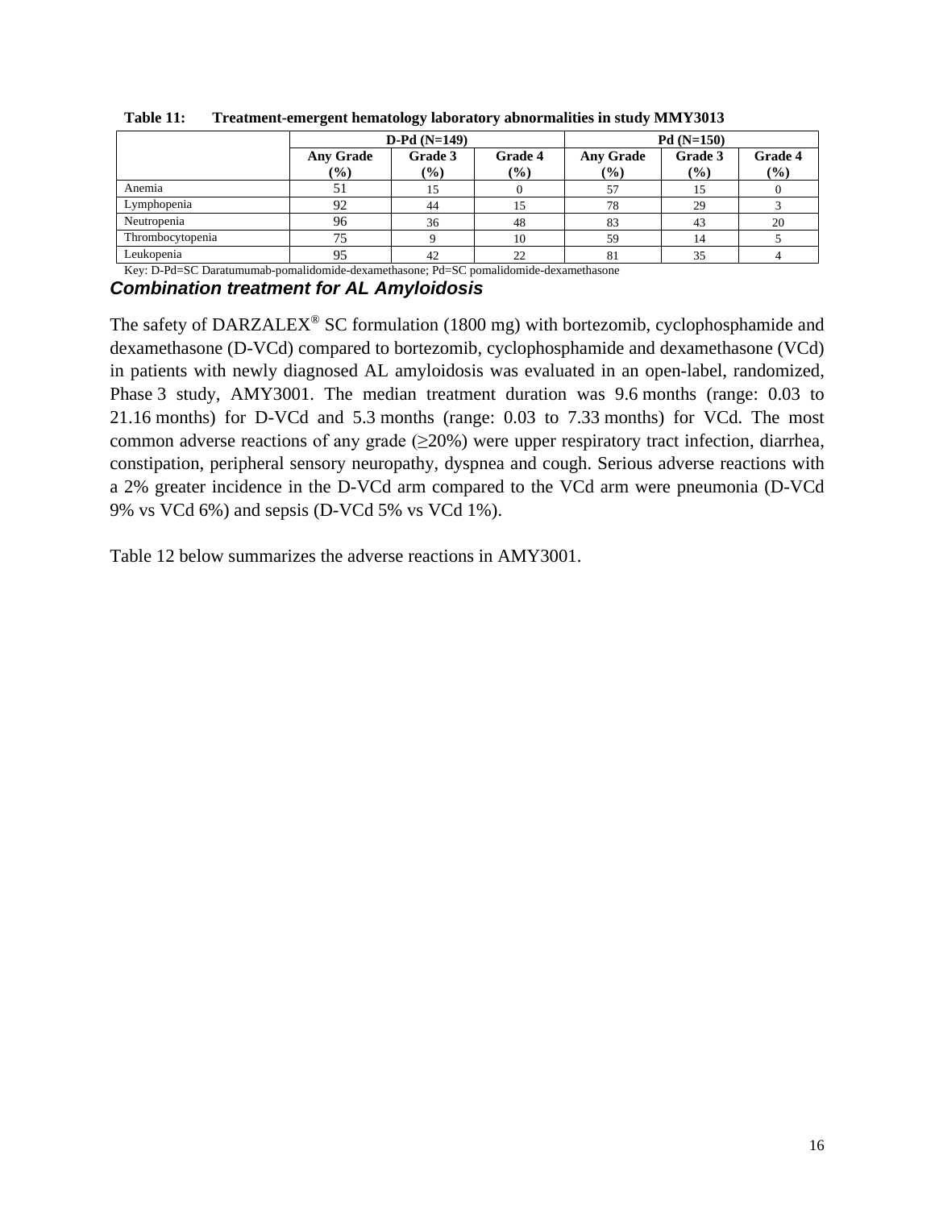**Table 11: Treatment-emergent hematology laboratory abnormalities in study MMY3013**

| | D-Pd (N=149) | | | Pd (N=150) | | |
|---|---|---|---|---|---|---|
| | Any Grade (%) | Grade 3 (%) | Grade 4 (%) | Any Grade (%) | Grade 3 (%) | Grade 4 (%) |
| Anemia | 51 | 15 | 0 | 57 | 15 | 0 |
| Lymphopenia | 92 | 44 | 15 | 78 | 29 | 3 |
| Neutropenia | 96 | 36 | 48 | 83 | 43 | 20 |
| Thrombocytopenia | 75 | 9 | 10 | 59 | 14 | 5 |
| Leukopenia | 95 | 42 | 22 | 81 | 35 | 4 |

Key: D-Pd=SC Daratumumab-pomalidomide-dexamethasone; Pd=SC pomalidomide-dexamethasone

***Combination treatment for AL Amyloidosis***

The safety of DARZALEX® SC formulation (1800 mg) with bortezomib, cyclophosphamide and dexamethasone (D-VCd) compared to bortezomib, cyclophosphamide and dexamethasone (VCd) in patients with newly diagnosed AL amyloidosis was evaluated in an open-label, randomized, Phase 3 study, AMY3001. The median treatment duration was 9.6 months (range: 0.03 to 21.16 months) for D-VCd and 5.3 months (range: 0.03 to 7.33 months) for VCd. The most common adverse reactions of any grade (≥20%) were upper respiratory tract infection, diarrhea, constipation, peripheral sensory neuropathy, dyspnea and cough. Serious adverse reactions with a 2% greater incidence in the D-VCd arm compared to the VCd arm were pneumonia (D-VCd 9% vs VCd 6%) and sepsis (D-VCd 5% vs VCd 1%).

Table 12 below summarizes the adverse reactions in AMY3001.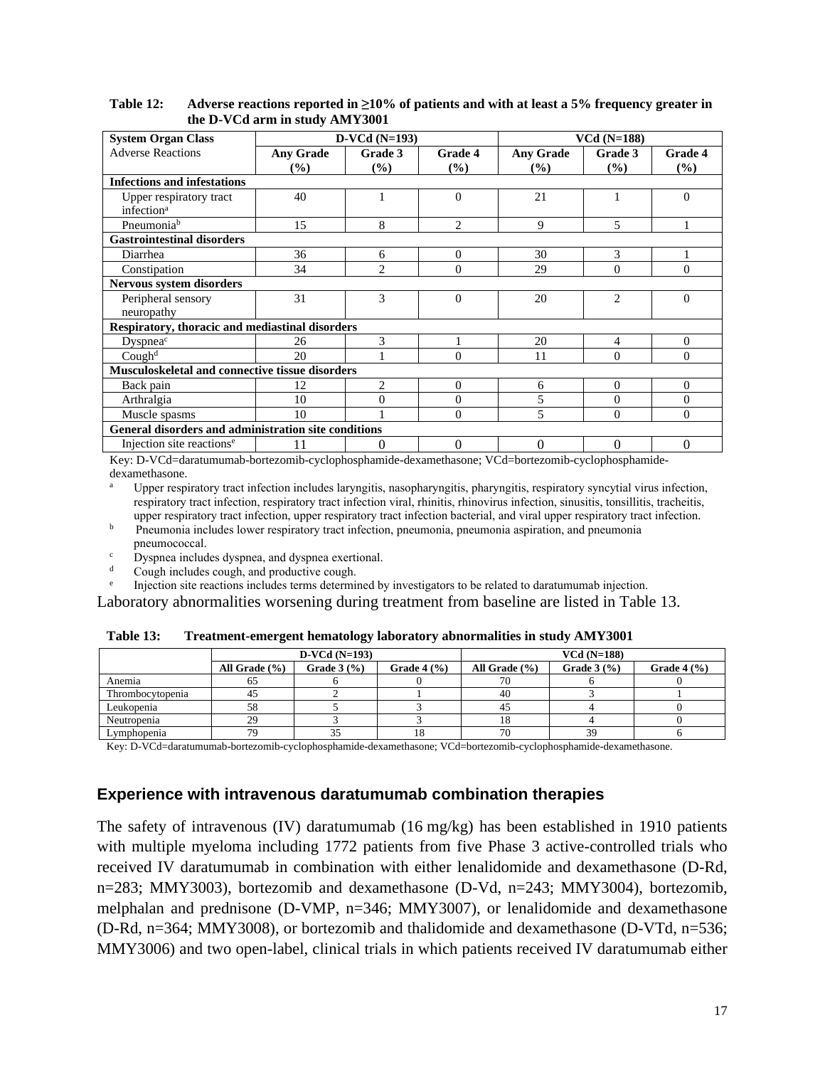**Table 12: Adverse reactions reported in ≥10% of patients and with at least a 5% frequency greater in the D-VCd arm in study AMY3001**

| System Organ Class | D-VCd (N=193) | | | VCd (N=188) | | |
|---|---|---|---|---|---|---|
| Adverse Reactions | Any Grade (%) | Grade 3 (%) | Grade 4 (%) | Any Grade (%) | Grade 3 (%) | Grade 4 (%) |
| **Infections and infestations** | | | | | | |
| Upper respiratory tract infection[a] | 40 | 1 | 0 | 21 | 1 | 0 |
| Pneumonia[b] | 15 | 8 | 2 | 9 | 5 | 1 |
| **Gastrointestinal disorders** | | | | | | |
| Diarrhea | 36 | 6 | 0 | 30 | 3 | 1 |
| Constipation | 34 | 2 | 0 | 29 | 0 | 0 |
| **Nervous system disorders** | | | | | | |
| Peripheral sensory neuropathy | 31 | 3 | 0 | 20 | 2 | 0 |
| **Respiratory, thoracic and mediastinal disorders** | | | | | | |
| Dyspnea[c] | 26 | 3 | 1 | 20 | 4 | 0 |
| Cough[d] | 20 | 1 | 0 | 11 | 0 | 0 |
| **Musculoskeletal and connective tissue disorders** | | | | | | |
| Back pain | 12 | 2 | 0 | 6 | 0 | 0 |
| Arthralgia | 10 | 0 | 0 | 5 | 0 | 0 |
| Muscle spasms | 10 | 1 | 0 | 5 | 0 | 0 |
| **General disorders and administration site conditions** | | | | | | |
| Injection site reactions[e] | 11 | 0 | 0 | 0 | 0 | 0 |

Key: D-VCd=daratumumab-bortezomib-cyclophosphamide-dexamethasone; VCd=bortezomib-cyclophosphamide-dexamethasone.

[a] Upper respiratory tract infection includes laryngitis, nasopharyngitis, pharyngitis, respiratory syncytial virus infection, respiratory tract infection, respiratory tract infection viral, rhinitis, rhinovirus infection, sinusitis, tonsillitis, tracheitis, upper respiratory tract infection, upper respiratory tract infection bacterial, and viral upper respiratory tract infection.

[b] Pneumonia includes lower respiratory tract infection, pneumonia, pneumonia aspiration, and pneumonia pneumococcal.

[c] Dyspnea includes dyspnea, and dyspnea exertional.

[d] Cough includes cough, and productive cough.

[e] Injection site reactions includes terms determined by investigators to be related to daratumumab injection.

Laboratory abnormalities worsening during treatment from baseline are listed in Table 13.

**Table 13: Treatment-emergent hematology laboratory abnormalities in study AMY3001**

| | D-VCd (N=193) | | | VCd (N=188) | | |
|---|---|---|---|---|---|---|
| | All Grade (%) | Grade 3 (%) | Grade 4 (%) | All Grade (%) | Grade 3 (%) | Grade 4 (%) |
| Anemia | 65 | 6 | 0 | 70 | 6 | 0 |
| Thrombocytopenia | 45 | 2 | 1 | 40 | 3 | 1 |
| Leukopenia | 58 | 5 | 3 | 45 | 4 | 0 |
| Neutropenia | 29 | 3 | 3 | 18 | 4 | 0 |
| Lymphopenia | 79 | 35 | 18 | 70 | 39 | 6 |

Key: D-VCd=daratumumab-bortezomib-cyclophosphamide-dexamethasone; VCd=bortezomib-cyclophosphamide-dexamethasone.

## Experience with intravenous daratumumab combination therapies

The safety of intravenous (IV) daratumumab (16 mg/kg) has been established in 1910 patients with multiple myeloma including 1772 patients from five Phase 3 active-controlled trials who received IV daratumumab in combination with either lenalidomide and dexamethasone (D-Rd, n=283; MMY3003), bortezomib and dexamethasone (D-Vd, n=243; MMY3004), bortezomib, melphalan and prednisone (D-VMP, n=346; MMY3007), or lenalidomide and dexamethasone (D-Rd, n=364; MMY3008), or bortezomib and thalidomide and dexamethasone (D-VTd, n=536; MMY3006) and two open-label, clinical trials in which patients received IV daratumumab either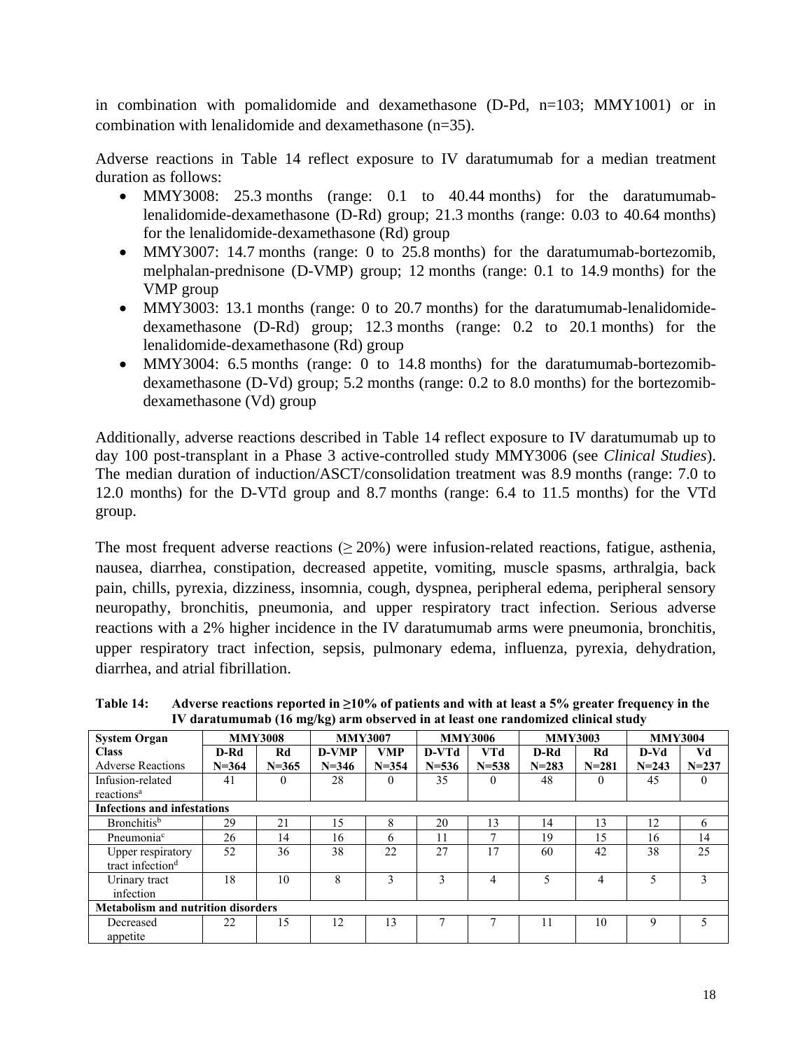in combination with pomalidomide and dexamethasone (D-Pd, n=103; MMY1001) or in combination with lenalidomide and dexamethasone (n=35).

Adverse reactions in Table 14 reflect exposure to IV daratumumab for a median treatment duration as follows:

- MMY3008: 25.3 months (range: 0.1 to 40.44 months) for the daratumumab-lenalidomide-dexamethasone (D-Rd) group; 21.3 months (range: 0.03 to 40.64 months) for the lenalidomide-dexamethasone (Rd) group
- MMY3007: 14.7 months (range: 0 to 25.8 months) for the daratumumab-bortezomib, melphalan-prednisone (D-VMP) group; 12 months (range: 0.1 to 14.9 months) for the VMP group
- MMY3003: 13.1 months (range: 0 to 20.7 months) for the daratumumab-lenalidomide-dexamethasone (D-Rd) group; 12.3 months (range: 0.2 to 20.1 months) for the lenalidomide-dexamethasone (Rd) group
- MMY3004: 6.5 months (range: 0 to 14.8 months) for the daratumumab-bortezomib-dexamethasone (D-Vd) group; 5.2 months (range: 0.2 to 8.0 months) for the bortezomib-dexamethasone (Vd) group

Additionally, adverse reactions described in Table 14 reflect exposure to IV daratumumab up to day 100 post-transplant in a Phase 3 active-controlled study MMY3006 (see *Clinical Studies*). The median duration of induction/ASCT/consolidation treatment was 8.9 months (range: 7.0 to 12.0 months) for the D-VTd group and 8.7 months (range: 6.4 to 11.5 months) for the VTd group.

The most frequent adverse reactions (≥ 20%) were infusion-related reactions, fatigue, asthenia, nausea, diarrhea, constipation, decreased appetite, vomiting, muscle spasms, arthralgia, back pain, chills, pyrexia, dizziness, insomnia, cough, dyspnea, peripheral edema, peripheral sensory neuropathy, bronchitis, pneumonia, and upper respiratory tract infection. Serious adverse reactions with a 2% higher incidence in the IV daratumumab arms were pneumonia, bronchitis, upper respiratory tract infection, sepsis, pulmonary edema, influenza, pyrexia, dehydration, diarrhea, and atrial fibrillation.

**Table 14: Adverse reactions reported in ≥10% of patients and with at least a 5% greater frequency in the IV daratumumab (16 mg/kg) arm observed in at least one randomized clinical study**

| System Organ Class | MMY3008 | | MMY3007 | | MMY3006 | | MMY3003 | | MMY3004 | |
|---|---|---|---|---|---|---|---|---|---|---|
| Adverse Reactions | D-Rd N=364 | Rd N=365 | D-VMP N=346 | VMP N=354 | D-VTd N=536 | VTd N=538 | D-Rd N=283 | Rd N=281 | D-Vd N=243 | Vd N=237 |
| Infusion-related reactions[a] | 41 | 0 | 28 | 0 | 35 | 0 | 48 | 0 | 45 | 0 |
| **Infections and infestations** | | | | | | | | | | |
| Bronchitis[b] | 29 | 21 | 15 | 8 | 20 | 13 | 14 | 13 | 12 | 6 |
| Pneumonia[c] | 26 | 14 | 16 | 6 | 11 | 7 | 19 | 15 | 16 | 14 |
| Upper respiratory tract infection[d] | 52 | 36 | 38 | 22 | 27 | 17 | 60 | 42 | 38 | 25 |
| Urinary tract infection | 18 | 10 | 8 | 3 | 3 | 4 | 5 | 4 | 5 | 3 |
| **Metabolism and nutrition disorders** | | | | | | | | | | |
| Decreased appetite | 22 | 15 | 12 | 13 | 7 | 7 | 11 | 10 | 9 | 5 |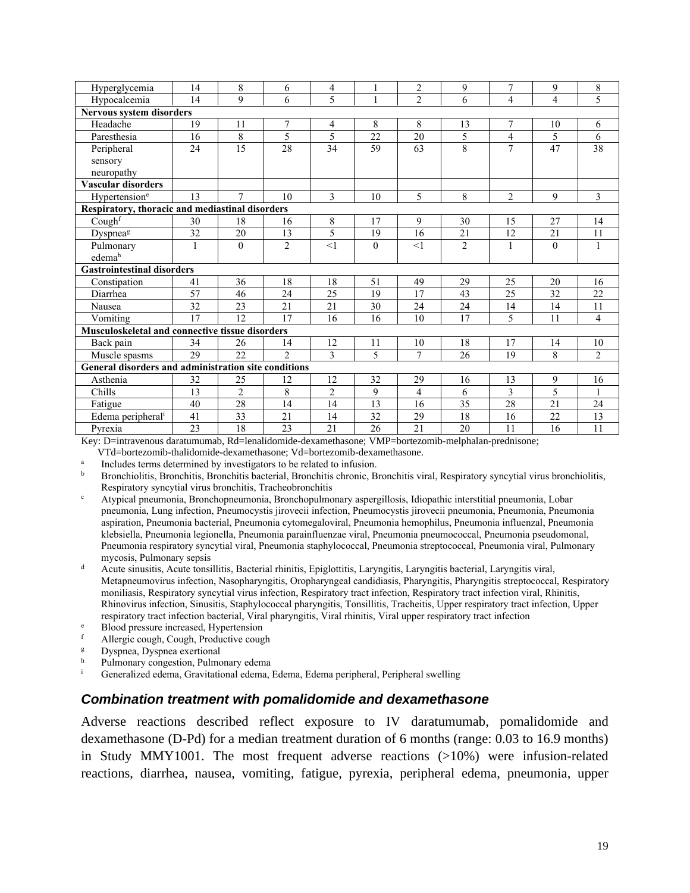| | | | | | | | | | | |
|---|---|---|---|---|---|---|---|---|---|---|
| Hyperglycemia | 14 | 8 | 6 | 4 | 1 | 2 | 9 | 7 | 9 | 8 |
| Hypocalcemia | 14 | 9 | 6 | 5 | 1 | 2 | 6 | 4 | 4 | 5 |
| **Nervous system disorders** | | | | | | | | | | |
| Headache | 19 | 11 | 7 | 4 | 8 | 8 | 13 | 7 | 10 | 6 |
| Paresthesia | 16 | 8 | 5 | 5 | 22 | 20 | 5 | 4 | 5 | 6 |
| Peripheral sensory neuropathy | 24 | 15 | 28 | 34 | 59 | 63 | 8 | 7 | 47 | 38 |
| **Vascular disorders** | | | | | | | | | | |
| Hypertension[e] | 13 | 7 | 10 | 3 | 10 | 5 | 8 | 2 | 9 | 3 |
| **Respiratory, thoracic and mediastinal disorders** | | | | | | | | | | |
| Cough[f] | 30 | 18 | 16 | 8 | 17 | 9 | 30 | 15 | 27 | 14 |
| Dyspnea[g] | 32 | 20 | 13 | 5 | 19 | 16 | 21 | 12 | 21 | 11 |
| Pulmonary edema[h] | 1 | 0 | 2 | <1 | 0 | <1 | 2 | 1 | 0 | 1 |
| **Gastrointestinal disorders** | | | | | | | | | | |
| Constipation | 41 | 36 | 18 | 18 | 51 | 49 | 29 | 25 | 20 | 16 |
| Diarrhea | 57 | 46 | 24 | 25 | 19 | 17 | 43 | 25 | 32 | 22 |
| Nausea | 32 | 23 | 21 | 21 | 30 | 24 | 24 | 14 | 14 | 11 |
| Vomiting | 17 | 12 | 17 | 16 | 16 | 10 | 17 | 5 | 11 | 4 |
| **Musculoskeletal and connective tissue disorders** | | | | | | | | | | |
| Back pain | 34 | 26 | 14 | 12 | 11 | 10 | 18 | 17 | 14 | 10 |
| Muscle spasms | 29 | 22 | 2 | 3 | 5 | 7 | 26 | 19 | 8 | 2 |
| **General disorders and administration site conditions** | | | | | | | | | | |
| Asthenia | 32 | 25 | 12 | 12 | 32 | 29 | 16 | 13 | 9 | 16 |
| Chills | 13 | 2 | 8 | 2 | 9 | 4 | 6 | 3 | 5 | 1 |
| Fatigue | 40 | 28 | 14 | 14 | 13 | 16 | 35 | 28 | 21 | 24 |
| Edema peripheral[i] | 41 | 33 | 21 | 14 | 32 | 29 | 18 | 16 | 22 | 13 |
| Pyrexia | 23 | 18 | 23 | 21 | 26 | 21 | 20 | 11 | 16 | 11 |

Key: D=intravenous daratumumab, Rd=lenalidomide-dexamethasone; VMP=bortezomib-melphalan-prednisone; VTd=bortezomib-thalidomide-dexamethasone; Vd=bortezomib-dexamethasone.

[a] Includes terms determined by investigators to be related to infusion.

[b] Bronchiolitis, Bronchitis, Bronchitis bacterial, Bronchitis chronic, Bronchitis viral, Respiratory syncytial virus bronchiolitis, Respiratory syncytial virus bronchitis, Tracheobronchitis

[c] Atypical pneumonia, Bronchopneumonia, Bronchopulmonary aspergillosis, Idiopathic interstitial pneumonia, Lobar pneumonia, Lung infection, Pneumocystis jirovecii infection, Pneumocystis jirovecii pneumonia, Pneumonia, Pneumonia aspiration, Pneumonia bacterial, Pneumonia cytomegaloviral, Pneumonia hemophilus, Pneumonia influenzal, Pneumonia klebsiella, Pneumonia legionella, Pneumonia parainfluenzae viral, Pneumonia pneumococcal, Pneumonia pseudomonal, Pneumonia respiratory syncytial viral, Pneumonia staphylococcal, Pneumonia streptococcal, Pneumonia viral, Pulmonary mycosis, Pulmonary sepsis

[d] Acute sinusitis, Acute tonsillitis, Bacterial rhinitis, Epiglottitis, Laryngitis, Laryngitis bacterial, Laryngitis viral, Metapneumovirus infection, Nasopharyngitis, Oropharyngeal candidiasis, Pharyngitis, Pharyngitis streptococcal, Respiratory moniliasis, Respiratory syncytial virus infection, Respiratory tract infection, Respiratory tract infection viral, Rhinitis, Rhinovirus infection, Sinusitis, Staphylococcal pharyngitis, Tonsillitis, Tracheitis, Upper respiratory tract infection, Upper respiratory tract infection bacterial, Viral pharyngitis, Viral rhinitis, Viral upper respiratory tract infection

[e] Blood pressure increased, Hypertension

[f] Allergic cough, Cough, Productive cough

[g] Dyspnea, Dyspnea exertional

[h] Pulmonary congestion, Pulmonary edema

[i] Generalized edema, Gravitational edema, Edema, Edema peripheral, Peripheral swelling

### *Combination treatment with pomalidomide and dexamethasone*

Adverse reactions described reflect exposure to IV daratumumab, pomalidomide and dexamethasone (D-Pd) for a median treatment duration of 6 months (range: 0.03 to 16.9 months) in Study MMY1001. The most frequent adverse reactions (>10%) were infusion-related reactions, diarrhea, nausea, vomiting, fatigue, pyrexia, peripheral edema, pneumonia, upper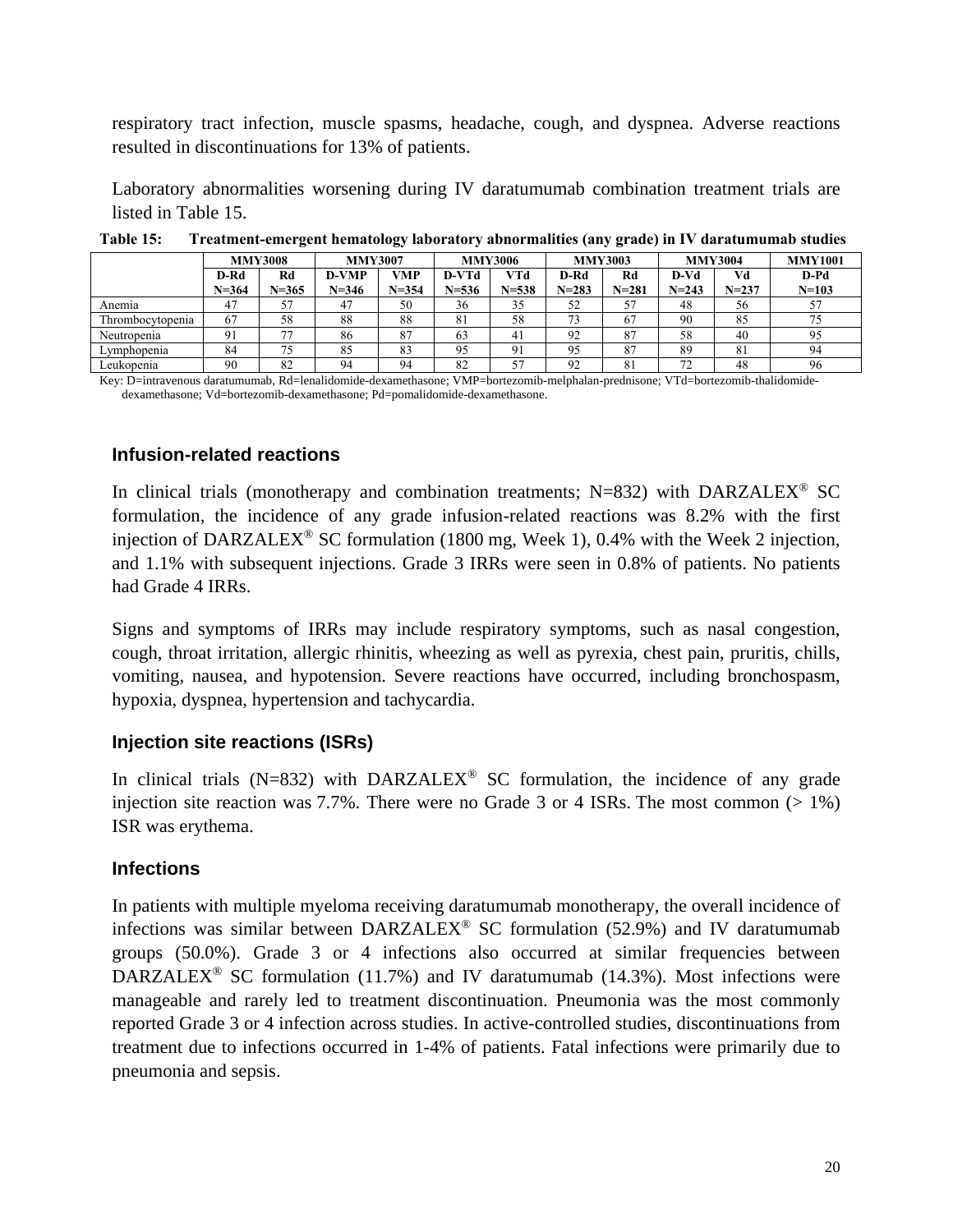respiratory tract infection, muscle spasms, headache, cough, and dyspnea. Adverse reactions resulted in discontinuations for 13% of patients.

Laboratory abnormalities worsening during IV daratumumab combination treatment trials are listed in Table 15.

**Table 15: Treatment-emergent hematology laboratory abnormalities (any grade) in IV daratumumab studies**

| | MMY3008 | | MMY3007 | | MMY3006 | | MMY3003 | | MMY3004 | | MMY1001 |
|---|---|---|---|---|---|---|---|---|---|---|---|
| | D-Rd N=364 | Rd N=365 | D-VMP N=346 | VMP N=354 | D-VTd N=536 | VTd N=538 | D-Rd N=283 | Rd N=281 | D-Vd N=243 | Vd N=237 | D-Pd N=103 |
| Anemia | 47 | 57 | 47 | 50 | 36 | 35 | 52 | 57 | 48 | 56 | 57 |
| Thrombocytopenia | 67 | 58 | 88 | 88 | 81 | 58 | 73 | 67 | 90 | 85 | 75 |
| Neutropenia | 91 | 77 | 86 | 87 | 63 | 41 | 92 | 87 | 58 | 40 | 95 |
| Lymphopenia | 84 | 75 | 85 | 83 | 95 | 91 | 95 | 87 | 89 | 81 | 94 |
| Leukopenia | 90 | 82 | 94 | 94 | 82 | 57 | 92 | 81 | 72 | 48 | 96 |

Key: D=intravenous daratumumab, Rd=lenalidomide-dexamethasone; VMP=bortezomib-melphalan-prednisone; VTd=bortezomib-thalidomide-dexamethasone; Vd=bortezomib-dexamethasone; Pd=pomalidomide-dexamethasone.

### Infusion-related reactions

In clinical trials (monotherapy and combination treatments; N=832) with DARZALEX® SC formulation, the incidence of any grade infusion-related reactions was 8.2% with the first injection of DARZALEX® SC formulation (1800 mg, Week 1), 0.4% with the Week 2 injection, and 1.1% with subsequent injections. Grade 3 IRRs were seen in 0.8% of patients. No patients had Grade 4 IRRs.

Signs and symptoms of IRRs may include respiratory symptoms, such as nasal congestion, cough, throat irritation, allergic rhinitis, wheezing as well as pyrexia, chest pain, pruritis, chills, vomiting, nausea, and hypotension. Severe reactions have occurred, including bronchospasm, hypoxia, dyspnea, hypertension and tachycardia.

### Injection site reactions (ISRs)

In clinical trials (N=832) with DARZALEX® SC formulation, the incidence of any grade injection site reaction was 7.7%. There were no Grade 3 or 4 ISRs. The most common (> 1%) ISR was erythema.

### Infections

In patients with multiple myeloma receiving daratumumab monotherapy, the overall incidence of infections was similar between DARZALEX® SC formulation (52.9%) and IV daratumumab groups (50.0%). Grade 3 or 4 infections also occurred at similar frequencies between DARZALEX® SC formulation (11.7%) and IV daratumumab (14.3%). Most infections were manageable and rarely led to treatment discontinuation. Pneumonia was the most commonly reported Grade 3 or 4 infection across studies. In active-controlled studies, discontinuations from treatment due to infections occurred in 1-4% of patients. Fatal infections were primarily due to pneumonia and sepsis.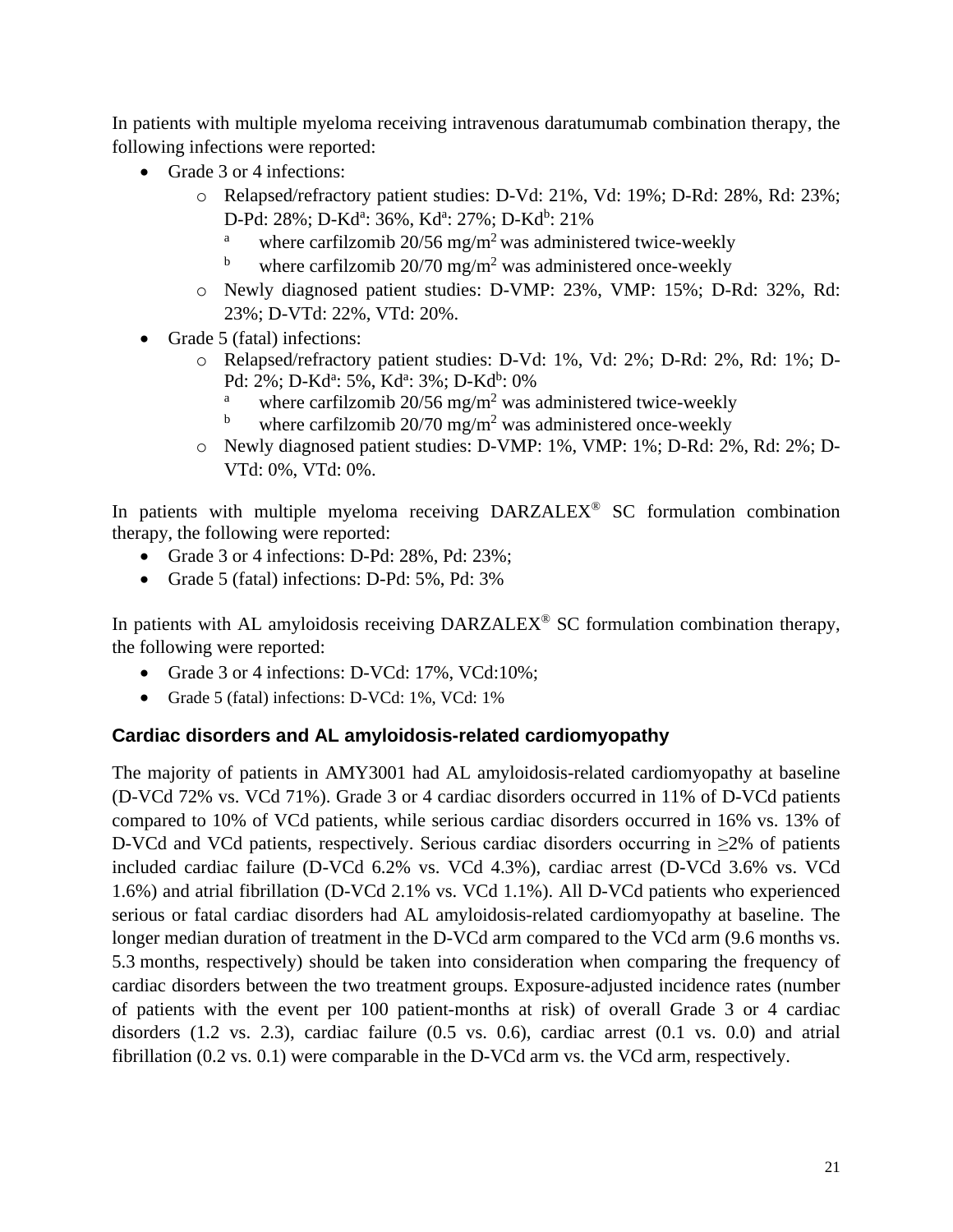In patients with multiple myeloma receiving intravenous daratumumab combination therapy, the following infections were reported:

- Grade 3 or 4 infections:
    - Relapsed/refractory patient studies: D-Vd: 21%, Vd: 19%; D-Rd: 28%, Rd: 23%; D-Pd: 28%; D-Kd[a]: 36%, Kd[a]: 27%; D-Kd[b]: 21%
        - [a] where carfilzomib 20/56 $mg/m^2$ was administered twice-weekly
        - [b] where carfilzomib 20/70 $mg/m^2$ was administered once-weekly
    - Newly diagnosed patient studies: D-VMP: 23%, VMP: 15%; D-Rd: 32%, Rd: 23%; D-VTd: 22%, VTd: 20%.
- Grade 5 (fatal) infections:
    - Relapsed/refractory patient studies: D-Vd: 1%, Vd: 2%; D-Rd: 2%, Rd: 1%; D-Pd: 2%; D-Kd[a]: 5%, Kd[a]: 3%; D-Kd[b]: 0%
        - [a] where carfilzomib 20/56 $mg/m^2$ was administered twice-weekly
        - [b] where carfilzomib 20/70 $mg/m^2$ was administered once-weekly
    - Newly diagnosed patient studies: D-VMP: 1%, VMP: 1%; D-Rd: 2%, Rd: 2%; D-VTd: 0%, VTd: 0%.

In patients with multiple myeloma receiving DARZALEX® SC formulation combination therapy, the following were reported:

- Grade 3 or 4 infections: D-Pd: 28%, Pd: 23%;
- Grade 5 (fatal) infections: D-Pd: 5%, Pd: 3%

In patients with AL amyloidosis receiving DARZALEX® SC formulation combination therapy, the following were reported:

- Grade 3 or 4 infections: D-VCd: 17%, VCd:10%;
- Grade 5 (fatal) infections: D-VCd: 1%, VCd: 1%

### Cardiac disorders and AL amyloidosis-related cardiomyopathy

The majority of patients in AMY3001 had AL amyloidosis-related cardiomyopathy at baseline (D-VCd 72% vs. VCd 71%). Grade 3 or 4 cardiac disorders occurred in 11% of D-VCd patients compared to 10% of VCd patients, while serious cardiac disorders occurred in 16% vs. 13% of D-VCd and VCd patients, respectively. Serious cardiac disorders occurring in ≥2% of patients included cardiac failure (D-VCd 6.2% vs. VCd 4.3%), cardiac arrest (D-VCd 3.6% vs. VCd 1.6%) and atrial fibrillation (D-VCd 2.1% vs. VCd 1.1%). All D-VCd patients who experienced serious or fatal cardiac disorders had AL amyloidosis-related cardiomyopathy at baseline. The longer median duration of treatment in the D-VCd arm compared to the VCd arm (9.6 months vs. 5.3 months, respectively) should be taken into consideration when comparing the frequency of cardiac disorders between the two treatment groups. Exposure-adjusted incidence rates (number of patients with the event per 100 patient-months at risk) of overall Grade 3 or 4 cardiac disorders (1.2 vs. 2.3), cardiac failure (0.5 vs. 0.6), cardiac arrest (0.1 vs. 0.0) and atrial fibrillation (0.2 vs. 0.1) were comparable in the D-VCd arm vs. the VCd arm, respectively.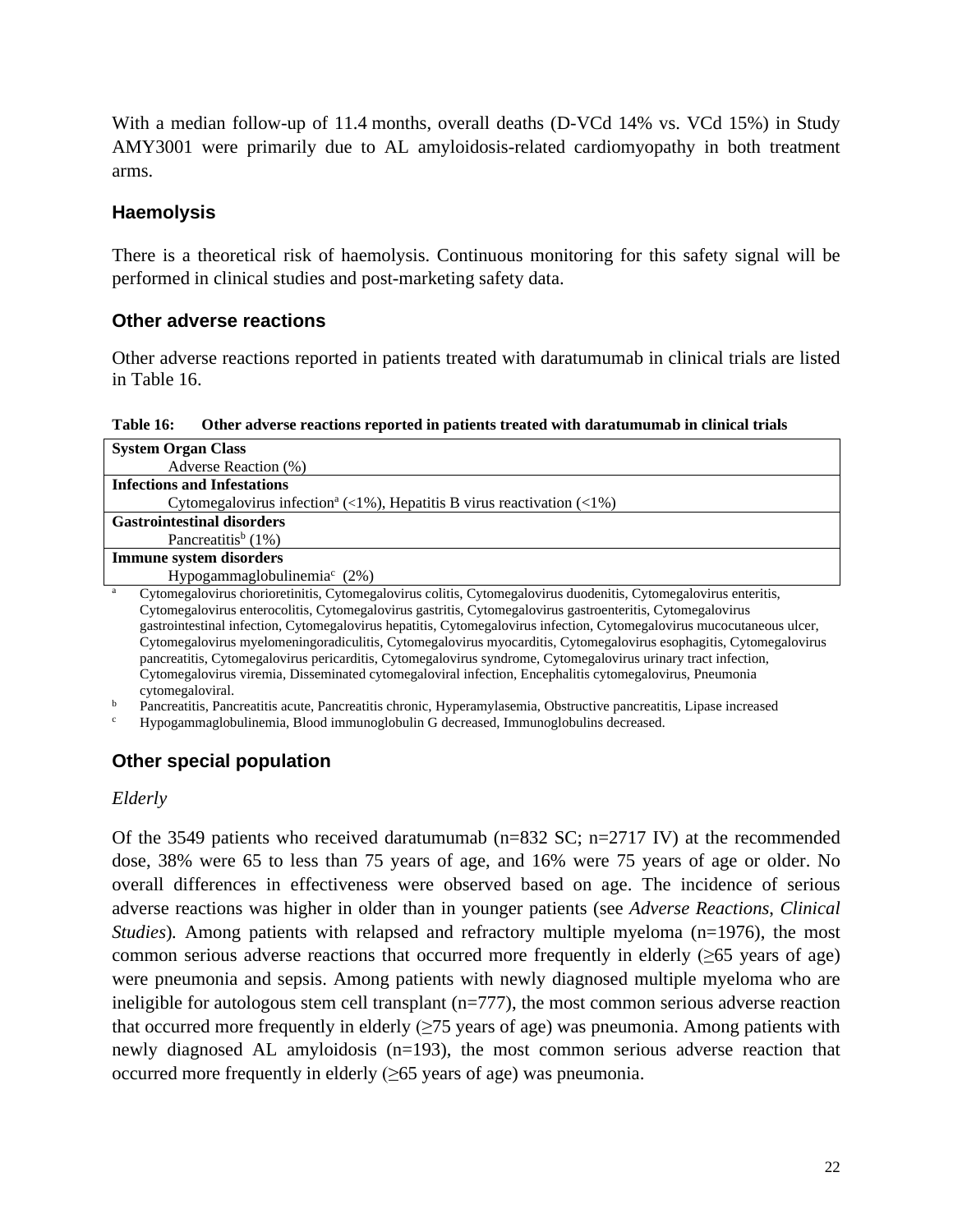With a median follow-up of 11.4 months, overall deaths (D-VCd 14% vs. VCd 15%) in Study AMY3001 were primarily due to AL amyloidosis-related cardiomyopathy in both treatment arms.

### Haemolysis

There is a theoretical risk of haemolysis. Continuous monitoring for this safety signal will be performed in clinical studies and post-marketing safety data.

### Other adverse reactions

Other adverse reactions reported in patients treated with daratumumab in clinical trials are listed in Table 16.

**Table 16: Other adverse reactions reported in patients treated with daratumumab in clinical trials**

| System Organ Class<br>Adverse Reaction (%) |
|---|
| **Infections and Infestations** |
| Cytomegalovirus infection[a] (<1%), Hepatitis B virus reactivation (<1%) |
| **Gastrointestinal disorders** |
| Pancreatitis[b] (1%) |
| **Immune system disorders** |
| Hypogammaglobulinemia[c] (2%) |

[a] Cytomegalovirus chorioretinitis, Cytomegalovirus colitis, Cytomegalovirus duodenitis, Cytomegalovirus enteritis, Cytomegalovirus enterocolitis, Cytomegalovirus gastritis, Cytomegalovirus gastroenteritis, Cytomegalovirus gastrointestinal infection, Cytomegalovirus hepatitis, Cytomegalovirus infection, Cytomegalovirus mucocutaneous ulcer, Cytomegalovirus myelomeningoradiculitis, Cytomegalovirus myocarditis, Cytomegalovirus esophagitis, Cytomegalovirus pancreatitis, Cytomegalovirus pericarditis, Cytomegalovirus syndrome, Cytomegalovirus urinary tract infection, Cytomegalovirus viremia, Disseminated cytomegaloviral infection, Encephalitis cytomegalovirus, Pneumonia cytomegaloviral.

[b] Pancreatitis, Pancreatitis acute, Pancreatitis chronic, Hyperamylasemia, Obstructive pancreatitis, Lipase increased

[c] Hypogammaglobulinemia, Blood immunoglobulin G decreased, Immunoglobulins decreased.

### Other special population

*Elderly*

Of the 3549 patients who received daratumumab (n=832 SC; n=2717 IV) at the recommended dose, 38% were 65 to less than 75 years of age, and 16% were 75 years of age or older. No overall differences in effectiveness were observed based on age. The incidence of serious adverse reactions was higher in older than in younger patients (see *Adverse Reactions, Clinical Studies*). Among patients with relapsed and refractory multiple myeloma (n=1976), the most common serious adverse reactions that occurred more frequently in elderly (≥65 years of age) were pneumonia and sepsis. Among patients with newly diagnosed multiple myeloma who are ineligible for autologous stem cell transplant (n=777), the most common serious adverse reaction that occurred more frequently in elderly (≥75 years of age) was pneumonia. Among patients with newly diagnosed AL amyloidosis (n=193), the most common serious adverse reaction that occurred more frequently in elderly (≥65 years of age) was pneumonia.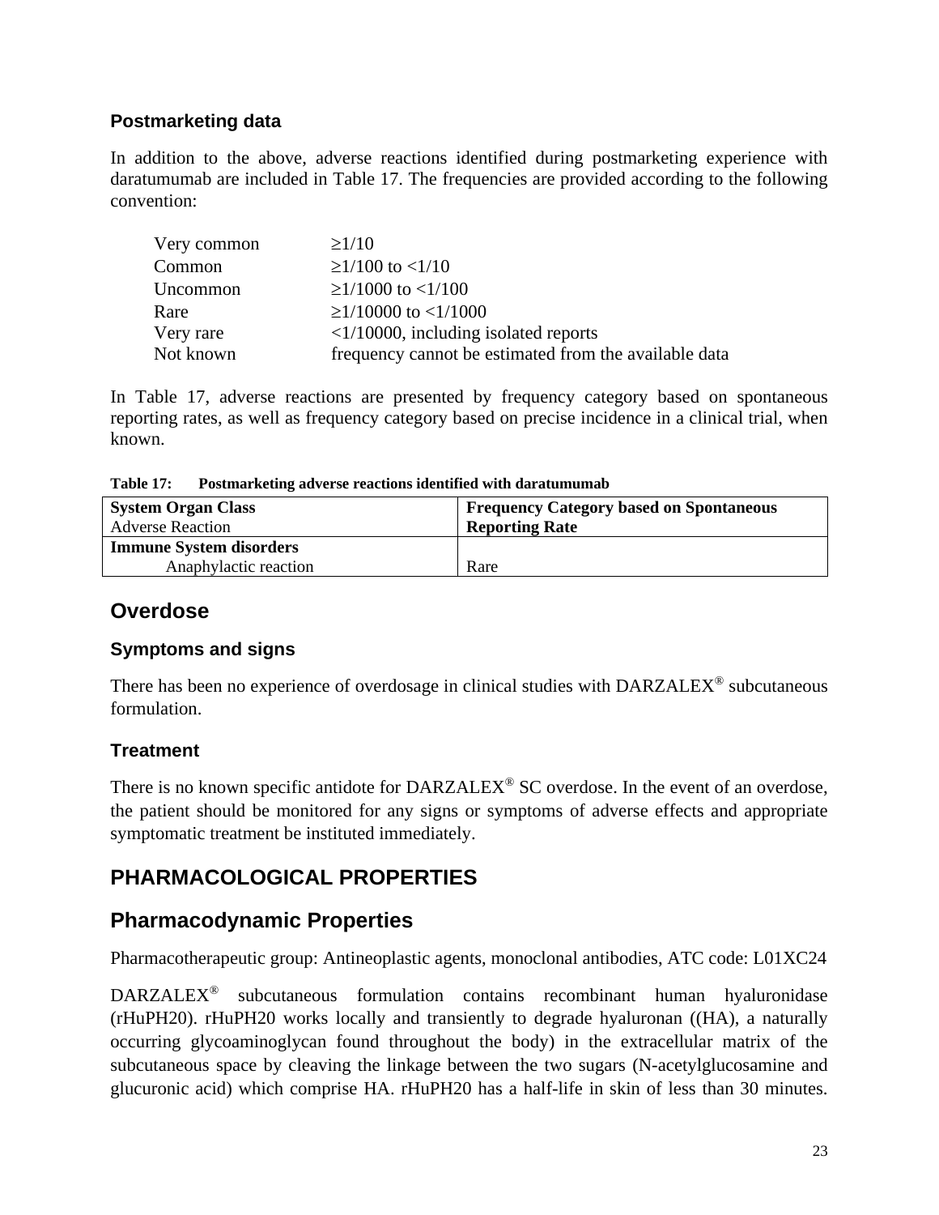### Postmarketing data

In addition to the above, adverse reactions identified during postmarketing experience with daratumumab are included in Table 17. The frequencies are provided according to the following convention:

| | |
|---|---|
| Very common | ≥1/10 |
| Common | ≥1/100 to <1/10 |
| Uncommon | ≥1/1000 to <1/100 |
| Rare | ≥1/10000 to <1/1000 |
| Very rare | <1/10000, including isolated reports |
| Not known | frequency cannot be estimated from the available data |

In Table 17, adverse reactions are presented by frequency category based on spontaneous reporting rates, as well as frequency category based on precise incidence in a clinical trial, when known.

**Table 17: Postmarketing adverse reactions identified with daratumumab**

| **System Organ Class**<br>Adverse Reaction | **Frequency Category based on Spontaneous Reporting Rate** |
|---|---|
| **Immune System disorders** | |
| Anaphylactic reaction | Rare |

## Overdose

### Symptoms and signs

There has been no experience of overdosage in clinical studies with DARZALEX® subcutaneous formulation.

### Treatment

There is no known specific antidote for DARZALEX® SC overdose. In the event of an overdose, the patient should be monitored for any signs or symptoms of adverse effects and appropriate symptomatic treatment be instituted immediately.

# PHARMACOLOGICAL PROPERTIES

## Pharmacodynamic Properties

Pharmacotherapeutic group: Antineoplastic agents, monoclonal antibodies, ATC code: L01XC24

DARZALEX® subcutaneous formulation contains recombinant human hyaluronidase (rHuPH20). rHuPH20 works locally and transiently to degrade hyaluronan ((HA), a naturally occurring glycoaminoglycan found throughout the body) in the extracellular matrix of the subcutaneous space by cleaving the linkage between the two sugars (N-acetylglucosamine and glucuronic acid) which comprise HA. rHuPH20 has a half-life in skin of less than 30 minutes.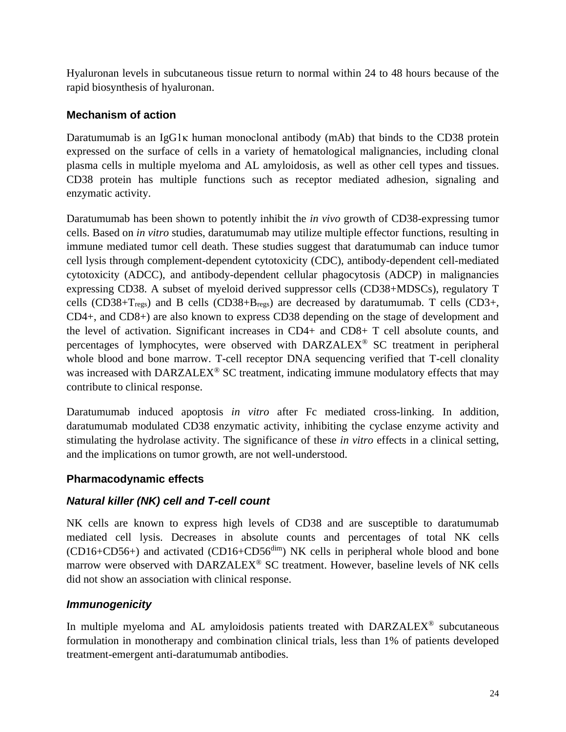Hyaluronan levels in subcutaneous tissue return to normal within 24 to 48 hours because of the rapid biosynthesis of hyaluronan.

### Mechanism of action

Daratumumab is an IgG1κ human monoclonal antibody (mAb) that binds to the CD38 protein expressed on the surface of cells in a variety of hematological malignancies, including clonal plasma cells in multiple myeloma and AL amyloidosis, as well as other cell types and tissues. CD38 protein has multiple functions such as receptor mediated adhesion, signaling and enzymatic activity.

Daratumumab has been shown to potently inhibit the *in vivo* growth of CD38-expressing tumor cells. Based on *in vitro* studies, daratumumab may utilize multiple effector functions, resulting in immune mediated tumor cell death. These studies suggest that daratumumab can induce tumor cell lysis through complement-dependent cytotoxicity (CDC), antibody-dependent cell-mediated cytotoxicity (ADCC), and antibody-dependent cellular phagocytosis (ADCP) in malignancies expressing CD38. A subset of myeloid derived suppressor cells (CD38+MDSCs), regulatory T cells (CD38+$T_{regs}$) and B cells (CD38+$B_{regs}$) are decreased by daratumumab. T cells (CD3+, CD4+, and CD8+) are also known to express CD38 depending on the stage of development and the level of activation. Significant increases in CD4+ and CD8+ T cell absolute counts, and percentages of lymphocytes, were observed with DARZALEX® SC treatment in peripheral whole blood and bone marrow. T-cell receptor DNA sequencing verified that T-cell clonality was increased with DARZALEX® SC treatment, indicating immune modulatory effects that may contribute to clinical response.

Daratumumab induced apoptosis *in vitro* after Fc mediated cross-linking. In addition, daratumumab modulated CD38 enzymatic activity, inhibiting the cyclase enzyme activity and stimulating the hydrolase activity. The significance of these *in vitro* effects in a clinical setting, and the implications on tumor growth, are not well-understood.

### Pharmacodynamic effects

#### *Natural killer (NK) cell and T-cell count*

NK cells are known to express high levels of CD38 and are susceptible to daratumumab mediated cell lysis. Decreases in absolute counts and percentages of total NK cells (CD16+CD56+) and activated (CD16+CD56$^{dim}$) NK cells in peripheral whole blood and bone marrow were observed with DARZALEX® SC treatment. However, baseline levels of NK cells did not show an association with clinical response.

#### *Immunogenicity*

In multiple myeloma and AL amyloidosis patients treated with DARZALEX® subcutaneous formulation in monotherapy and combination clinical trials, less than 1% of patients developed treatment-emergent anti-daratumumab antibodies.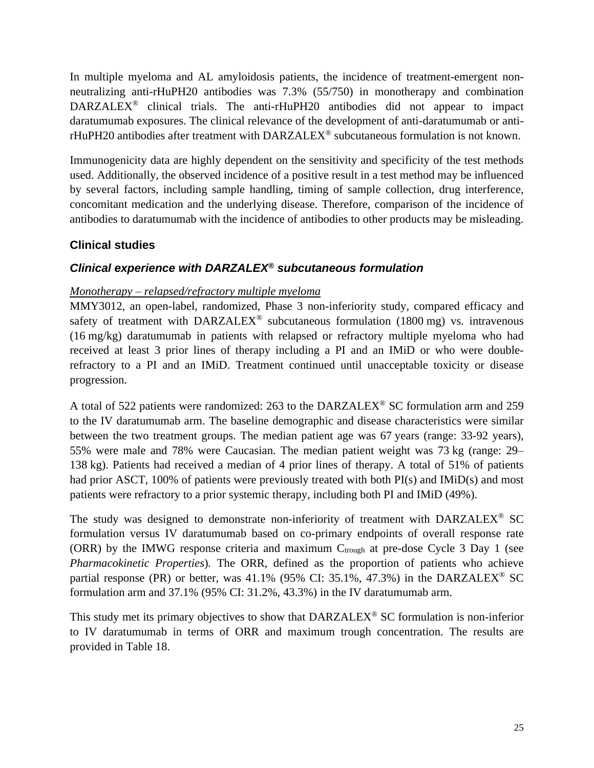In multiple myeloma and AL amyloidosis patients, the incidence of treatment-emergent non-neutralizing anti-rHuPH20 antibodies was 7.3% (55/750) in monotherapy and combination DARZALEX® clinical trials. The anti-rHuPH20 antibodies did not appear to impact daratumumab exposures. The clinical relevance of the development of anti-daratumumab or anti-rHuPH20 antibodies after treatment with DARZALEX® subcutaneous formulation is not known.

Immunogenicity data are highly dependent on the sensitivity and specificity of the test methods used. Additionally, the observed incidence of a positive result in a test method may be influenced by several factors, including sample handling, timing of sample collection, drug interference, concomitant medication and the underlying disease. Therefore, comparison of the incidence of antibodies to daratumumab with the incidence of antibodies to other products may be misleading.

## Clinical studies

### *Clinical experience with DARZALEX® subcutaneous formulation*

*Monotherapy – relapsed/refractory multiple myeloma*

MMY3012, an open-label, randomized, Phase 3 non-inferiority study, compared efficacy and safety of treatment with DARZALEX® subcutaneous formulation (1800 mg) vs. intravenous (16 mg/kg) daratumumab in patients with relapsed or refractory multiple myeloma who had received at least 3 prior lines of therapy including a PI and an IMiD or who were double-refractory to a PI and an IMiD. Treatment continued until unacceptable toxicity or disease progression.

A total of 522 patients were randomized: 263 to the DARZALEX® SC formulation arm and 259 to the IV daratumumab arm. The baseline demographic and disease characteristics were similar between the two treatment groups. The median patient age was 67 years (range: 33-92 years), 55% were male and 78% were Caucasian. The median patient weight was 73 kg (range: 29–138 kg). Patients had received a median of 4 prior lines of therapy. A total of 51% of patients had prior ASCT, 100% of patients were previously treated with both PI(s) and IMiD(s) and most patients were refractory to a prior systemic therapy, including both PI and IMiD (49%).

The study was designed to demonstrate non-inferiority of treatment with DARZALEX® SC formulation versus IV daratumumab based on co-primary endpoints of overall response rate (ORR) by the IMWG response criteria and maximum $C_{trough}$ at pre-dose Cycle 3 Day 1 (see *Pharmacokinetic Properties*). The ORR, defined as the proportion of patients who achieve partial response (PR) or better, was 41.1% (95% CI: 35.1%, 47.3%) in the DARZALEX® SC formulation arm and 37.1% (95% CI: 31.2%, 43.3%) in the IV daratumumab arm.

This study met its primary objectives to show that DARZALEX® SC formulation is non-inferior to IV daratumumab in terms of ORR and maximum trough concentration. The results are provided in Table 18.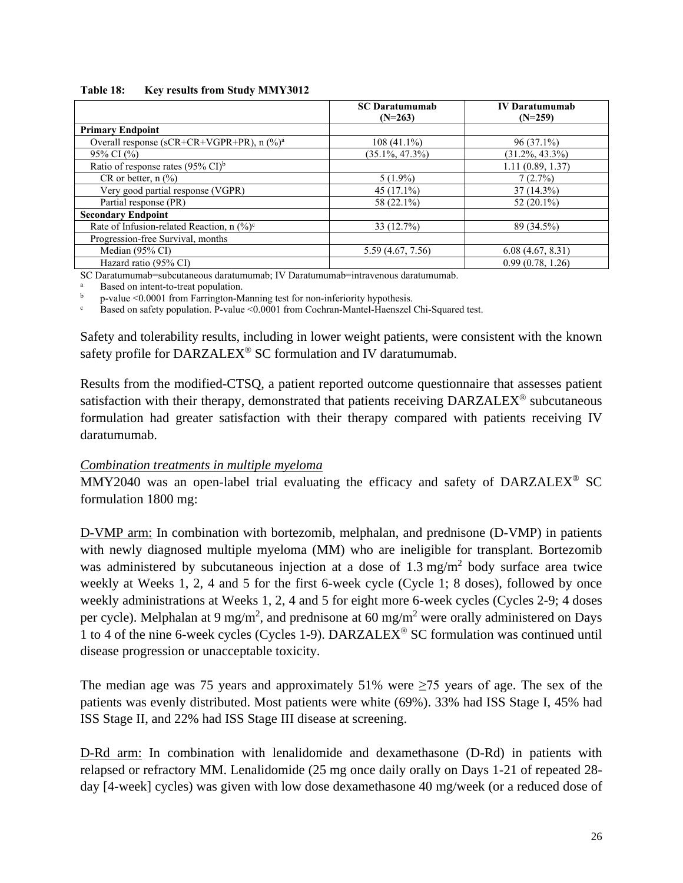**Table 18: Key results from Study MMY3012**

| | SC Daratumumab (N=263) | IV Daratumumab (N=259) |
|---|---|---|
| **Primary Endpoint** | | |
| Overall response (sCR+CR+VGPR+PR), n (%)[a] | 108 (41.1%) | 96 (37.1%) |
| 95% CI (%) | (35.1%, 47.3%) | (31.2%, 43.3%) |
| Ratio of response rates (95% CI)[b] | | 1.11 (0.89, 1.37) |
| CR or better, n (%) | 5 (1.9%) | 7 (2.7%) |
| Very good partial response (VGPR) | 45 (17.1%) | 37 (14.3%) |
| Partial response (PR) | 58 (22.1%) | 52 (20.1%) |
| **Secondary Endpoint** | | |
| Rate of Infusion-related Reaction, n (%)[c] | 33 (12.7%) | 89 (34.5%) |
| Progression-free Survival, months | | |
| Median (95% CI) | 5.59 (4.67, 7.56) | 6.08 (4.67, 8.31) |
| Hazard ratio (95% CI) | | 0.99 (0.78, 1.26) |

SC Daratumumab=subcutaneous daratumumab; IV Daratumumab=intravenous daratumumab.

[a] Based on intent-to-treat population.

[b] p-value <0.0001 from Farrington-Manning test for non-inferiority hypothesis.

[c] Based on safety population. P-value <0.0001 from Cochran-Mantel-Haenszel Chi-Squared test.

Safety and tolerability results, including in lower weight patients, were consistent with the known safety profile for DARZALEX® SC formulation and IV daratumumab.

Results from the modified-CTSQ, a patient reported outcome questionnaire that assesses patient satisfaction with their therapy, demonstrated that patients receiving DARZALEX® subcutaneous formulation had greater satisfaction with their therapy compared with patients receiving IV daratumumab.

*Combination treatments in multiple myeloma*

MMY2040 was an open-label trial evaluating the efficacy and safety of DARZALEX® SC formulation 1800 mg:

D-VMP arm: In combination with bortezomib, melphalan, and prednisone (D-VMP) in patients with newly diagnosed multiple myeloma (MM) who are ineligible for transplant. Bortezomib was administered by subcutaneous injection at a dose of 1.3 mg/m$^2$ body surface area twice weekly at Weeks 1, 2, 4 and 5 for the first 6-week cycle (Cycle 1; 8 doses), followed by once weekly administrations at Weeks 1, 2, 4 and 5 for eight more 6-week cycles (Cycles 2-9; 4 doses per cycle). Melphalan at 9 mg/m$^2$, and prednisone at 60 mg/m$^2$ were orally administered on Days 1 to 4 of the nine 6-week cycles (Cycles 1-9). DARZALEX® SC formulation was continued until disease progression or unacceptable toxicity.

The median age was 75 years and approximately 51% were ≥75 years of age. The sex of the patients was evenly distributed. Most patients were white (69%). 33% had ISS Stage I, 45% had ISS Stage II, and 22% had ISS Stage III disease at screening.

D-Rd arm: In combination with lenalidomide and dexamethasone (D-Rd) in patients with relapsed or refractory MM. Lenalidomide (25 mg once daily orally on Days 1-21 of repeated 28-day [4-week] cycles) was given with low dose dexamethasone 40 mg/week (or a reduced dose of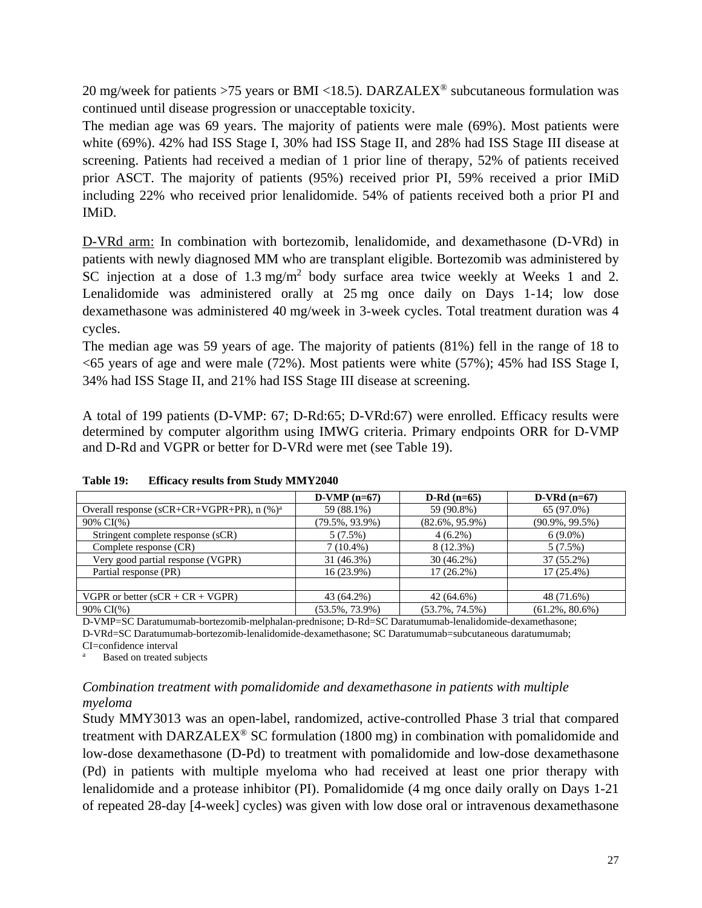20 mg/week for patients >75 years or BMI <18.5). DARZALEX® subcutaneous formulation was continued until disease progression or unacceptable toxicity.

The median age was 69 years. The majority of patients were male (69%). Most patients were white (69%). 42% had ISS Stage I, 30% had ISS Stage II, and 28% had ISS Stage III disease at screening. Patients had received a median of 1 prior line of therapy, 52% of patients received prior ASCT. The majority of patients (95%) received prior PI, 59% received a prior IMiD including 22% who received prior lenalidomide. 54% of patients received both a prior PI and IMiD.

D-VRd arm: In combination with bortezomib, lenalidomide, and dexamethasone (D-VRd) in patients with newly diagnosed MM who are transplant eligible. Bortezomib was administered by SC injection at a dose of 1.3 mg/m$^2$ body surface area twice weekly at Weeks 1 and 2. Lenalidomide was administered orally at 25 mg once daily on Days 1-14; low dose dexamethasone was administered 40 mg/week in 3-week cycles. Total treatment duration was 4 cycles.

The median age was 59 years of age. The majority of patients (81%) fell in the range of 18 to <65 years of age and were male (72%). Most patients were white (57%); 45% had ISS Stage I, 34% had ISS Stage II, and 21% had ISS Stage III disease at screening.

A total of 199 patients (D-VMP: 67; D-Rd:65; D-VRd:67) were enrolled. Efficacy results were determined by computer algorithm using IMWG criteria. Primary endpoints ORR for D-VMP and D-Rd and VGPR or better for D-VRd were met (see Table 19).

**Table 19: Efficacy results from Study MMY2040**

| | D-VMP (n=67) | D-Rd (n=65) | D-VRd (n=67) |
|---|---|---|---|
| Overall response (sCR+CR+VGPR+PR), n (%)[a] | 59 (88.1%) | 59 (90.8%) | 65 (97.0%) |
| 90% CI(%) | (79.5%, 93.9%) | (82.6%, 95.9%) | (90.9%, 99.5%) |
| Stringent complete response (sCR) | 5 (7.5%) | 4 (6.2%) | 6 (9.0%) |
| Complete response (CR) | 7 (10.4%) | 8 (12.3%) | 5 (7.5%) |
| Very good partial response (VGPR) | 31 (46.3%) | 30 (46.2%) | 37 (55.2%) |
| Partial response (PR) | 16 (23.9%) | 17 (26.2%) | 17 (25.4%) |
| | | | |
| VGPR or better (sCR + CR + VGPR) | 43 (64.2%) | 42 (64.6%) | 48 (71.6%) |
| 90% CI(%) | (53.5%, 73.9%) | (53.7%, 74.5%) | (61.2%, 80.6%) |

D-VMP=SC Daratumumab-bortezomib-melphalan-prednisone; D-Rd=SC Daratumumab-lenalidomide-dexamethasone; D-VRd=SC Daratumumab-bortezomib-lenalidomide-dexamethasone; SC Daratumumab=subcutaneous daratumumab; CI=confidence interval

[a] Based on treated subjects

*Combination treatment with pomalidomide and dexamethasone in patients with multiple myeloma*

Study MMY3013 was an open-label, randomized, active-controlled Phase 3 trial that compared treatment with DARZALEX® SC formulation (1800 mg) in combination with pomalidomide and low-dose dexamethasone (D-Pd) to treatment with pomalidomide and low-dose dexamethasone (Pd) in patients with multiple myeloma who had received at least one prior therapy with lenalidomide and a protease inhibitor (PI). Pomalidomide (4 mg once daily orally on Days 1-21 of repeated 28-day [4-week] cycles) was given with low dose oral or intravenous dexamethasone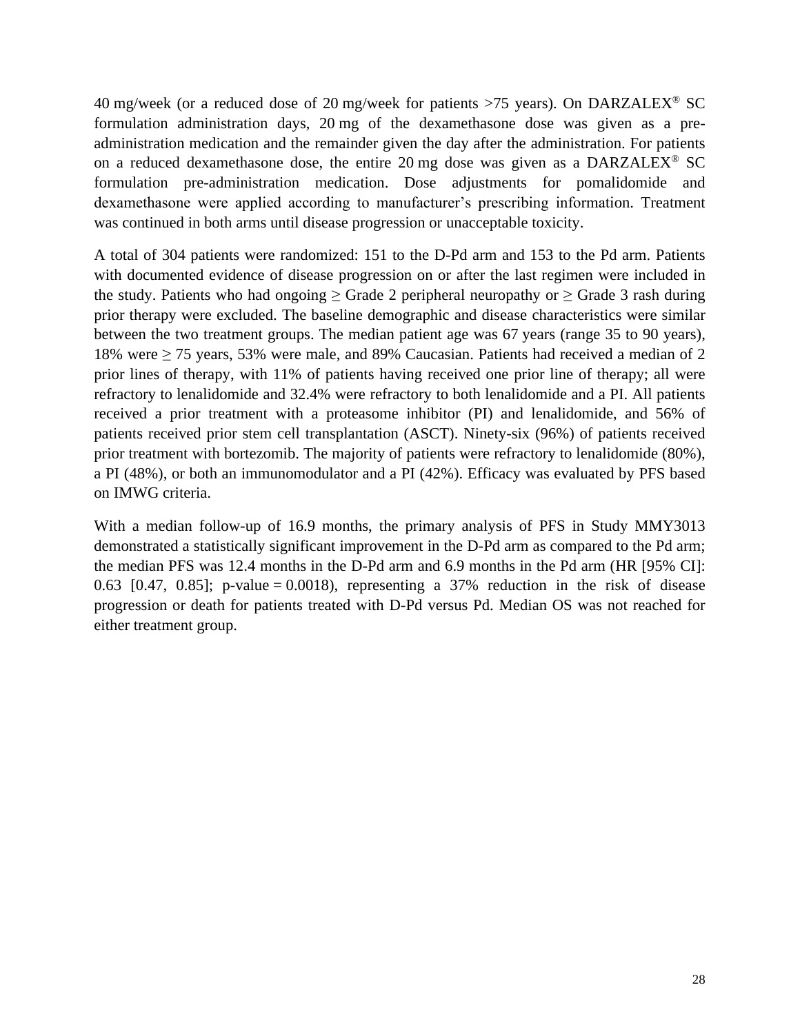40 mg/week (or a reduced dose of 20 mg/week for patients >75 years). On DARZALEX® SC formulation administration days, 20 mg of the dexamethasone dose was given as a pre-administration medication and the remainder given the day after the administration. For patients on a reduced dexamethasone dose, the entire 20 mg dose was given as a DARZALEX® SC formulation pre-administration medication. Dose adjustments for pomalidomide and dexamethasone were applied according to manufacturer's prescribing information. Treatment was continued in both arms until disease progression or unacceptable toxicity.

A total of 304 patients were randomized: 151 to the D-Pd arm and 153 to the Pd arm. Patients with documented evidence of disease progression on or after the last regimen were included in the study. Patients who had ongoing ≥ Grade 2 peripheral neuropathy or ≥ Grade 3 rash during prior therapy were excluded. The baseline demographic and disease characteristics were similar between the two treatment groups. The median patient age was 67 years (range 35 to 90 years), 18% were ≥ 75 years, 53% were male, and 89% Caucasian. Patients had received a median of 2 prior lines of therapy, with 11% of patients having received one prior line of therapy; all were refractory to lenalidomide and 32.4% were refractory to both lenalidomide and a PI. All patients received a prior treatment with a proteasome inhibitor (PI) and lenalidomide, and 56% of patients received prior stem cell transplantation (ASCT). Ninety-six (96%) of patients received prior treatment with bortezomib. The majority of patients were refractory to lenalidomide (80%), a PI (48%), or both an immunomodulator and a PI (42%). Efficacy was evaluated by PFS based on IMWG criteria.

With a median follow-up of 16.9 months, the primary analysis of PFS in Study MMY3013 demonstrated a statistically significant improvement in the D-Pd arm as compared to the Pd arm; the median PFS was 12.4 months in the D-Pd arm and 6.9 months in the Pd arm (HR [95% CI]: 0.63 [0.47, 0.85]; p-value = 0.0018), representing a 37% reduction in the risk of disease progression or death for patients treated with D-Pd versus Pd. Median OS was not reached for either treatment group.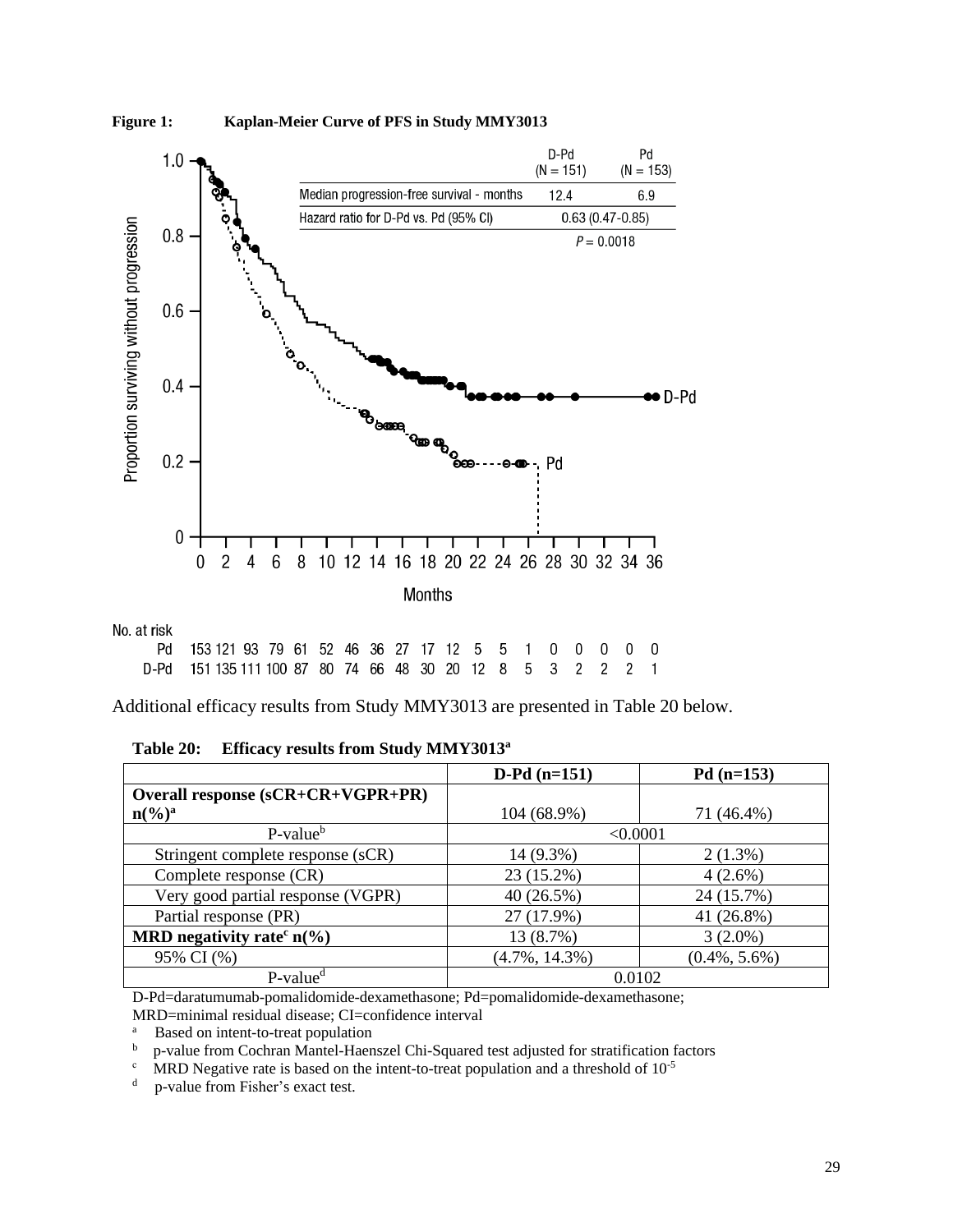**Figure 1: Kaplan-Meier Curve of PFS in Study MMY3013**

| | D-Pd (N = 151) | Pd (N = 153) |
|---|---|---|
| Median progression-free survival - months | 12.4 | 6.9 |
| Hazard ratio for D-Pd vs. Pd (95% CI) | 0.63 (0.47-0.85) | |
| | $P = 0.0018$ | |

No. at risk

| Months | 0 | 2 | 4 | 6 | 8 | 10 | 12 | 14 | 16 | 18 | 20 | 22 | 24 | 26 | 28 | 30 | 32 | 34 | 36 |
|---|---|---|---|---|---|---|---|---|---|---|---|---|---|---|---|---|---|---|---|
| Pd | 153 | 121 | 93 | 79 | 61 | 52 | 46 | 36 | 27 | 17 | 12 | 5 | 5 | 1 | 0 | 0 | 0 | 0 | 0 |
| D-Pd | 151 | 135 | 111 | 100 | 87 | 80 | 74 | 66 | 48 | 30 | 20 | 12 | 8 | 5 | 3 | 2 | 2 | 2 | 1 |

Additional efficacy results from Study MMY3013 are presented in Table 20 below.

**Table 20: Efficacy results from Study MMY3013[a]**

| | D-Pd (n=151) | Pd (n=153) |
|---|---|---|
| **Overall response (sCR+CR+VGPR+PR) n(%)[a]** | 104 (68.9%) | 71 (46.4%) |
| P-value[b] | <0.0001 | |
| Stringent complete response (sCR) | 14 (9.3%) | 2 (1.3%) |
| Complete response (CR) | 23 (15.2%) | 4 (2.6%) |
| Very good partial response (VGPR) | 40 (26.5%) | 24 (15.7%) |
| Partial response (PR) | 27 (17.9%) | 41 (26.8%) |
| **MRD negativity rate[c] n(%)** | 13 (8.7%) | 3 (2.0%) |
| 95% CI (%) | (4.7%, 14.3%) | (0.4%, 5.6%) |
| P-value[d] | 0.0102 | |

D-Pd=daratumumab-pomalidomide-dexamethasone; Pd=pomalidomide-dexamethasone; MRD=minimal residual disease; CI=confidence interval

[a] Based on intent-to-treat population
[b] p-value from Cochran Mantel-Haenszel Chi-Squared test adjusted for stratification factors
[c] MRD Negative rate is based on the intent-to-treat population and a threshold of $10^{-5}$
[d] p-value from Fisher's exact test.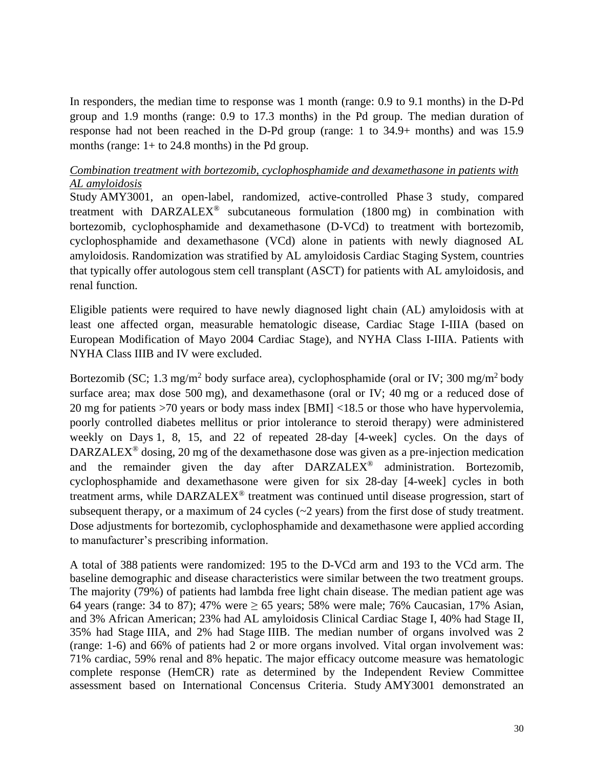In responders, the median time to response was 1 month (range: 0.9 to 9.1 months) in the D-Pd group and 1.9 months (range: 0.9 to 17.3 months) in the Pd group. The median duration of response had not been reached in the D-Pd group (range: 1 to 34.9+ months) and was 15.9 months (range: 1+ to 24.8 months) in the Pd group.

*Combination treatment with bortezomib, cyclophosphamide and dexamethasone in patients with AL amyloidosis*

Study AMY3001, an open-label, randomized, active-controlled Phase 3 study, compared treatment with DARZALEX® subcutaneous formulation (1800 mg) in combination with bortezomib, cyclophosphamide and dexamethasone (D-VCd) to treatment with bortezomib, cyclophosphamide and dexamethasone (VCd) alone in patients with newly diagnosed AL amyloidosis. Randomization was stratified by AL amyloidosis Cardiac Staging System, countries that typically offer autologous stem cell transplant (ASCT) for patients with AL amyloidosis, and renal function.

Eligible patients were required to have newly diagnosed light chain (AL) amyloidosis with at least one affected organ, measurable hematologic disease, Cardiac Stage I-IIIA (based on European Modification of Mayo 2004 Cardiac Stage), and NYHA Class I-IIIA. Patients with NYHA Class IIIB and IV were excluded.

Bortezomib (SC; 1.3 mg/m$^2$ body surface area), cyclophosphamide (oral or IV; 300 mg/m$^2$ body surface area; max dose 500 mg), and dexamethasone (oral or IV; 40 mg or a reduced dose of 20 mg for patients >70 years or body mass index [BMI] <18.5 or those who have hypervolemia, poorly controlled diabetes mellitus or prior intolerance to steroid therapy) were administered weekly on Days 1, 8, 15, and 22 of repeated 28-day [4-week] cycles. On the days of DARZALEX® dosing, 20 mg of the dexamethasone dose was given as a pre-injection medication and the remainder given the day after DARZALEX® administration. Bortezomib, cyclophosphamide and dexamethasone were given for six 28-day [4-week] cycles in both treatment arms, while DARZALEX® treatment was continued until disease progression, start of subsequent therapy, or a maximum of 24 cycles (~2 years) from the first dose of study treatment. Dose adjustments for bortezomib, cyclophosphamide and dexamethasone were applied according to manufacturer's prescribing information.

A total of 388 patients were randomized: 195 to the D-VCd arm and 193 to the VCd arm. The baseline demographic and disease characteristics were similar between the two treatment groups. The majority (79%) of patients had lambda free light chain disease. The median patient age was 64 years (range: 34 to 87); 47% were ≥ 65 years; 58% were male; 76% Caucasian, 17% Asian, and 3% African American; 23% had AL amyloidosis Clinical Cardiac Stage I, 40% had Stage II, 35% had Stage IIIA, and 2% had Stage IIIB. The median number of organs involved was 2 (range: 1-6) and 66% of patients had 2 or more organs involved. Vital organ involvement was: 71% cardiac, 59% renal and 8% hepatic. The major efficacy outcome measure was hematologic complete response (HemCR) rate as determined by the Independent Review Committee assessment based on International Concensus Criteria. Study AMY3001 demonstrated an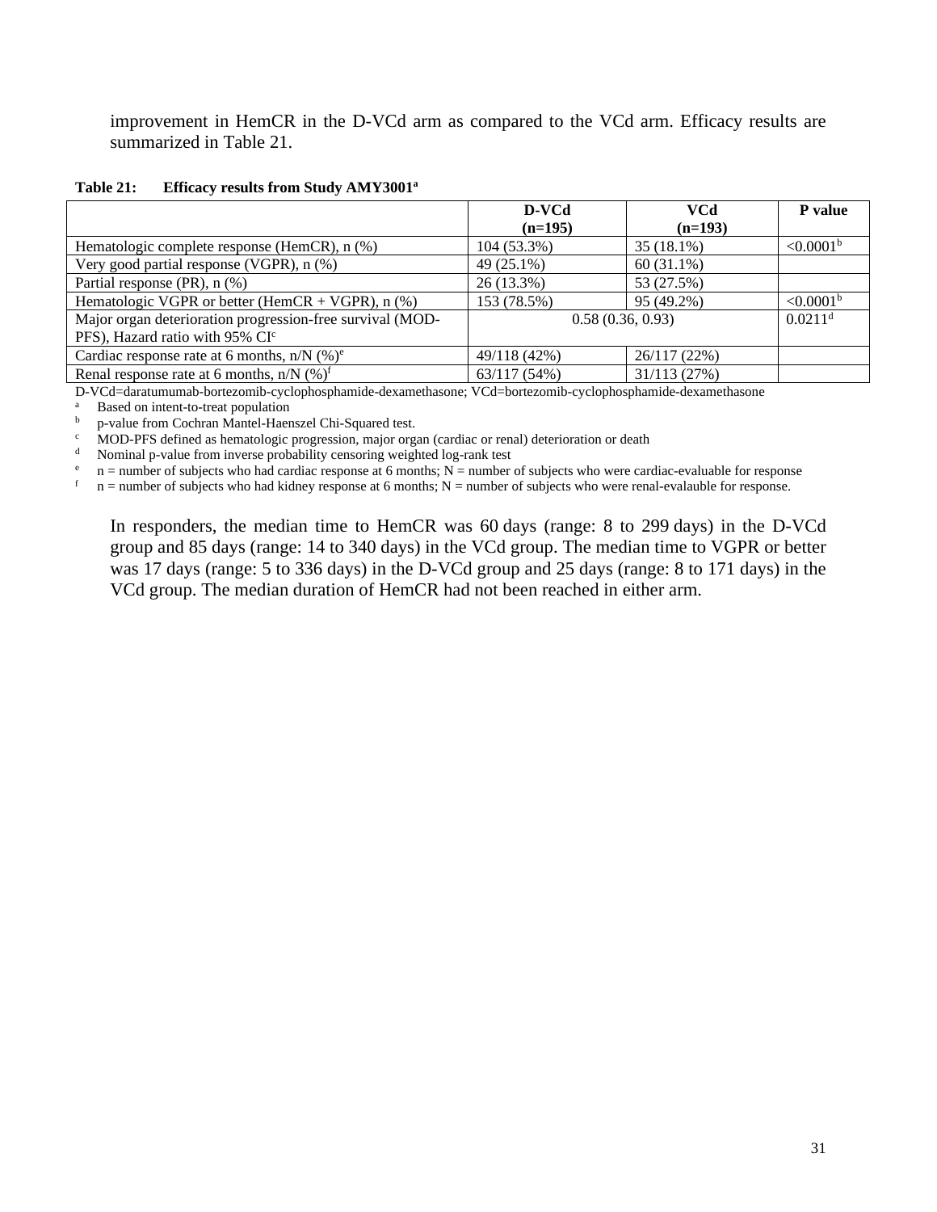improvement in HemCR in the D-VCd arm as compared to the VCd arm. Efficacy results are summarized in Table 21.

**Table 21: Efficacy results from Study AMY3001[a]**

| | D-VCd (n=195) | VCd (n=193) | P value |
|---|---|---|---|
| Hematologic complete response (HemCR), n (%) | 104 (53.3%) | 35 (18.1%) | <0.0001[b] |
| Very good partial response (VGPR), n (%) | 49 (25.1%) | 60 (31.1%) | |
| Partial response (PR), n (%) | 26 (13.3%) | 53 (27.5%) | |
| Hematologic VGPR or better (HemCR + VGPR), n (%) | 153 (78.5%) | 95 (49.2%) | <0.0001[b] |
| Major organ deterioration progression-free survival (MOD-PFS), Hazard ratio with 95% CI[c] | 0.58 (0.36, 0.93) | | 0.0211[d] |
| Cardiac response rate at 6 months, n/N (%)[e] | 49/118 (42%) | 26/117 (22%) | |
| Renal response rate at 6 months, n/N (%)[f] | 63/117 (54%) | 31/113 (27%) | |

D-VCd=daratumumab-bortezomib-cyclophosphamide-dexamethasone; VCd=bortezomib-cyclophosphamide-dexamethasone

[a] Based on intent-to-treat population

[b] p-value from Cochran Mantel-Haenszel Chi-Squared test.

[c] MOD-PFS defined as hematologic progression, major organ (cardiac or renal) deterioration or death

[d] Nominal p-value from inverse probability censoring weighted log-rank test

[e] n = number of subjects who had cardiac response at 6 months; N = number of subjects who were cardiac-evaluable for response

[f] n = number of subjects who had kidney response at 6 months; N = number of subjects who were renal-evalauble for response.

In responders, the median time to HemCR was 60 days (range: 8 to 299 days) in the D-VCd group and 85 days (range: 14 to 340 days) in the VCd group. The median time to VGPR or better was 17 days (range: 5 to 336 days) in the D-VCd group and 25 days (range: 8 to 171 days) in the VCd group. The median duration of HemCR had not been reached in either arm.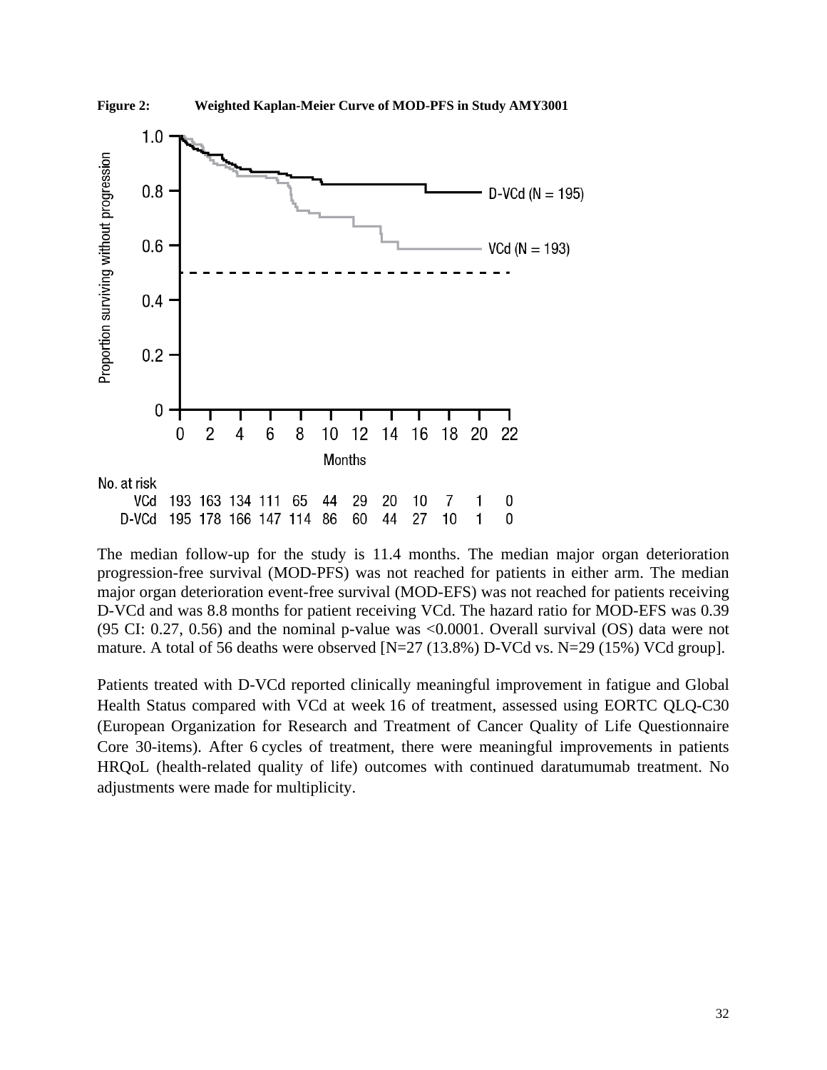**Figure 2: Weighted Kaplan-Meier Curve of MOD-PFS in Study AMY3001**

| No. at risk | 0 | 2 | 4 | 6 | 8 | 10 | 12 | 14 | 16 | 18 | 20 | 22 |
|---|---|---|---|---|---|---|---|---|---|---|---|---|
| VCd | 193 | 163 | 134 | 111 | 65 | 44 | 29 | 20 | 10 | 7 | 1 | 0 |
| D-VCd | 195 | 178 | 166 | 147 | 114 | 86 | 60 | 44 | 27 | 10 | 1 | 0 |

The median follow-up for the study is 11.4 months. The median major organ deterioration progression-free survival (MOD-PFS) was not reached for patients in either arm. The median major organ deterioration event-free survival (MOD-EFS) was not reached for patients receiving D-VCd and was 8.8 months for patient receiving VCd. The hazard ratio for MOD-EFS was 0.39 (95 CI: 0.27, 0.56) and the nominal p-value was <0.0001. Overall survival (OS) data were not mature. A total of 56 deaths were observed [N=27 (13.8%) D-VCd vs. N=29 (15%) VCd group].

Patients treated with D-VCd reported clinically meaningful improvement in fatigue and Global Health Status compared with VCd at week 16 of treatment, assessed using EORTC QLQ-C30 (European Organization for Research and Treatment of Cancer Quality of Life Questionnaire Core 30-items). After 6 cycles of treatment, there were meaningful improvements in patients HRQoL (health-related quality of life) outcomes with continued daratumumab treatment. No adjustments were made for multiplicity.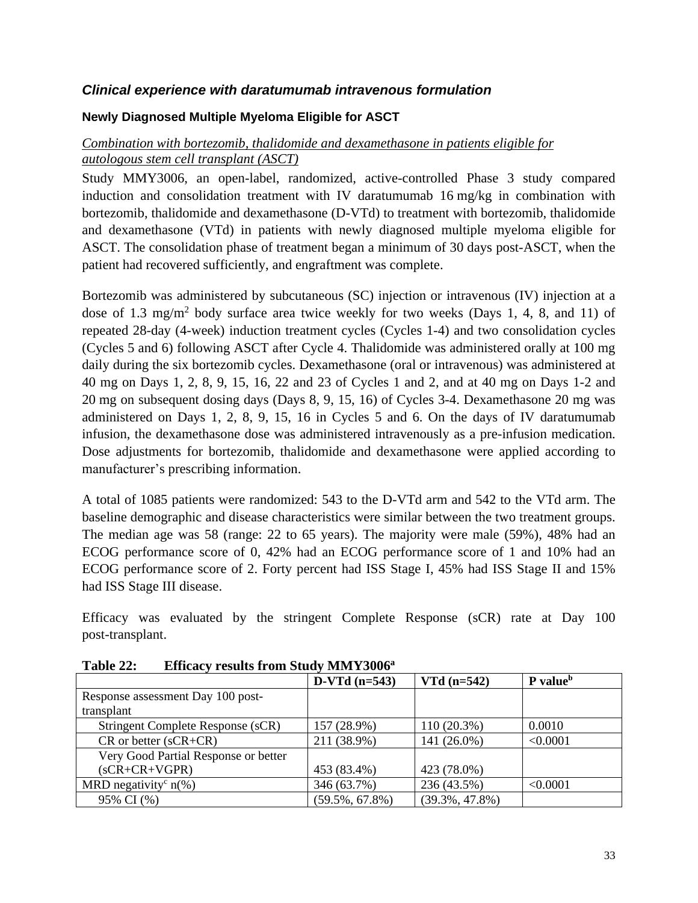### *Clinical experience with daratumumab intravenous formulation*

#### Newly Diagnosed Multiple Myeloma Eligible for ASCT

*Combination with bortezomib, thalidomide and dexamethasone in patients eligible for autologous stem cell transplant (ASCT)*

Study MMY3006, an open-label, randomized, active-controlled Phase 3 study compared induction and consolidation treatment with IV daratumumab 16 mg/kg in combination with bortezomib, thalidomide and dexamethasone (D-VTd) to treatment with bortezomib, thalidomide and dexamethasone (VTd) in patients with newly diagnosed multiple myeloma eligible for ASCT. The consolidation phase of treatment began a minimum of 30 days post-ASCT, when the patient had recovered sufficiently, and engraftment was complete.

Bortezomib was administered by subcutaneous (SC) injection or intravenous (IV) injection at a dose of 1.3 $mg/m^2$ body surface area twice weekly for two weeks (Days 1, 4, 8, and 11) of repeated 28-day (4-week) induction treatment cycles (Cycles 1-4) and two consolidation cycles (Cycles 5 and 6) following ASCT after Cycle 4. Thalidomide was administered orally at 100 mg daily during the six bortezomib cycles. Dexamethasone (oral or intravenous) was administered at 40 mg on Days 1, 2, 8, 9, 15, 16, 22 and 23 of Cycles 1 and 2, and at 40 mg on Days 1-2 and 20 mg on subsequent dosing days (Days 8, 9, 15, 16) of Cycles 3-4. Dexamethasone 20 mg was administered on Days 1, 2, 8, 9, 15, 16 in Cycles 5 and 6. On the days of IV daratumumab infusion, the dexamethasone dose was administered intravenously as a pre-infusion medication. Dose adjustments for bortezomib, thalidomide and dexamethasone were applied according to manufacturer's prescribing information.

A total of 1085 patients were randomized: 543 to the D-VTd arm and 542 to the VTd arm. The baseline demographic and disease characteristics were similar between the two treatment groups. The median age was 58 (range: 22 to 65 years). The majority were male (59%), 48% had an ECOG performance score of 0, 42% had an ECOG performance score of 1 and 10% had an ECOG performance score of 2. Forty percent had ISS Stage I, 45% had ISS Stage II and 15% had ISS Stage III disease.

Efficacy was evaluated by the stringent Complete Response (sCR) rate at Day 100 post-transplant.

**Table 22: Efficacy results from Study MMY3006[a]**

| | D-VTd (n=543) | VTd (n=542) | P value[b] |
|---|---|---|---|
| Response assessment Day 100 post-transplant | | | |
| Stringent Complete Response (sCR) | 157 (28.9%) | 110 (20.3%) | 0.0010 |
| CR or better (sCR+CR) | 211 (38.9%) | 141 (26.0%) | <0.0001 |
| Very Good Partial Response or better (sCR+CR+VGPR) | 453 (83.4%) | 423 (78.0%) | |
| MRD negativity[c] n(%) | 346 (63.7%) | 236 (43.5%) | <0.0001 |
| 95% CI (%) | (59.5%, 67.8%) | (39.3%, 47.8%) | |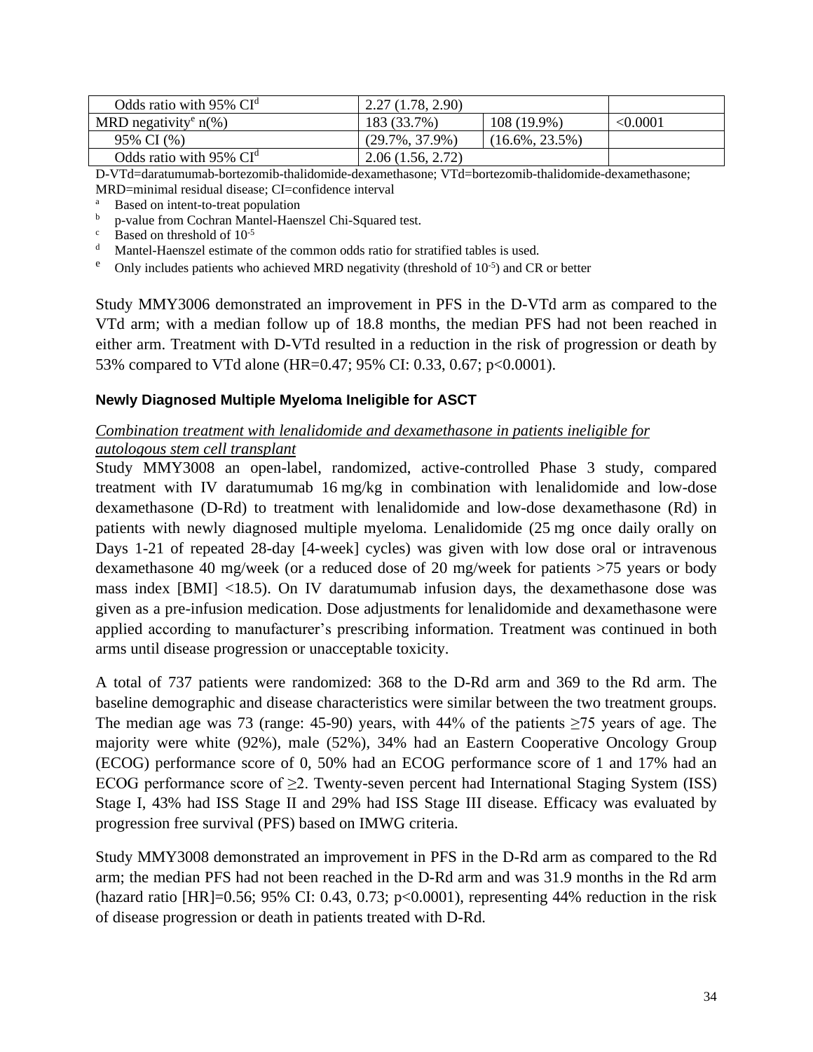| | | | |
|---|---|---|---|
| Odds ratio with 95% CI[d] | 2.27 (1.78, 2.90) | | |
| MRD negativity[e] n(%) | 183 (33.7%) | 108 (19.9%) | <0.0001 |
| 95% CI (%) | (29.7%, 37.9%) | (16.6%, 23.5%) | |
| Odds ratio with 95% CI[d] | 2.06 (1.56, 2.72) | | |

D-VTd=daratumumab-bortezomib-thalidomide-dexamethasone; VTd=bortezomib-thalidomide-dexamethasone; MRD=minimal residual disease; CI=confidence interval

[a] Based on intent-to-treat population

[b] p-value from Cochran Mantel-Haenszel Chi-Squared test.

[c] Based on threshold of $10^{-5}$

[d] Mantel-Haenszel estimate of the common odds ratio for stratified tables is used.

[e] Only includes patients who achieved MRD negativity (threshold of $10^{-5}$) and CR or better

Study MMY3006 demonstrated an improvement in PFS in the D-VTd arm as compared to the VTd arm; with a median follow up of 18.8 months, the median PFS had not been reached in either arm. Treatment with D-VTd resulted in a reduction in the risk of progression or death by 53% compared to VTd alone (HR=0.47; 95% CI: 0.33, 0.67; p<0.0001).

### Newly Diagnosed Multiple Myeloma Ineligible for ASCT

*Combination treatment with lenalidomide and dexamethasone in patients ineligible for autologous stem cell transplant*

Study MMY3008 an open-label, randomized, active-controlled Phase 3 study, compared treatment with IV daratumumab 16 mg/kg in combination with lenalidomide and low-dose dexamethasone (D-Rd) to treatment with lenalidomide and low-dose dexamethasone (Rd) in patients with newly diagnosed multiple myeloma. Lenalidomide (25 mg once daily orally on Days 1-21 of repeated 28-day [4-week] cycles) was given with low dose oral or intravenous dexamethasone 40 mg/week (or a reduced dose of 20 mg/week for patients >75 years or body mass index [BMI] <18.5). On IV daratumumab infusion days, the dexamethasone dose was given as a pre-infusion medication. Dose adjustments for lenalidomide and dexamethasone were applied according to manufacturer's prescribing information. Treatment was continued in both arms until disease progression or unacceptable toxicity.

A total of 737 patients were randomized: 368 to the D-Rd arm and 369 to the Rd arm. The baseline demographic and disease characteristics were similar between the two treatment groups. The median age was 73 (range: 45-90) years, with 44% of the patients ≥75 years of age. The majority were white (92%), male (52%), 34% had an Eastern Cooperative Oncology Group (ECOG) performance score of 0, 50% had an ECOG performance score of 1 and 17% had an ECOG performance score of ≥2. Twenty-seven percent had International Staging System (ISS) Stage I, 43% had ISS Stage II and 29% had ISS Stage III disease. Efficacy was evaluated by progression free survival (PFS) based on IMWG criteria.

Study MMY3008 demonstrated an improvement in PFS in the D-Rd arm as compared to the Rd arm; the median PFS had not been reached in the D-Rd arm and was 31.9 months in the Rd arm (hazard ratio [HR]=0.56; 95% CI: 0.43, 0.73; p<0.0001), representing 44% reduction in the risk of disease progression or death in patients treated with D-Rd.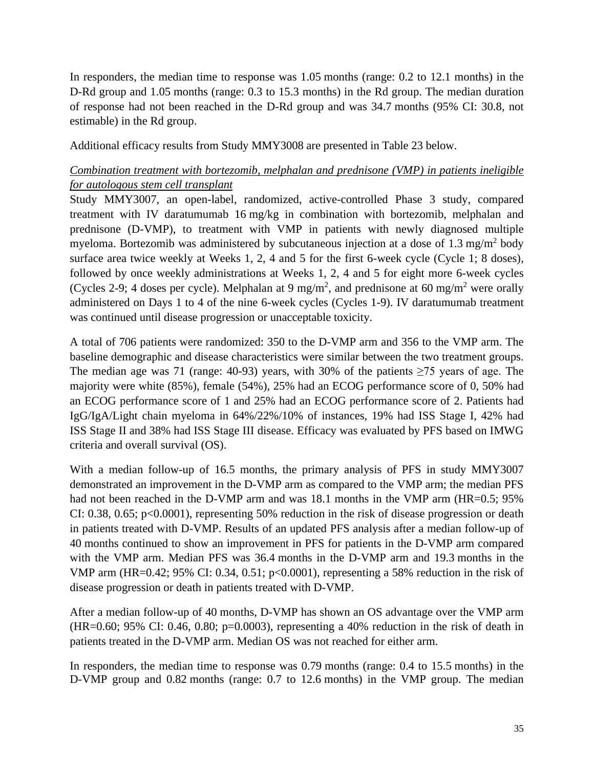In responders, the median time to response was 1.05 months (range: 0.2 to 12.1 months) in the D-Rd group and 1.05 months (range: 0.3 to 15.3 months) in the Rd group. The median duration of response had not been reached in the D-Rd group and was 34.7 months (95% CI: 30.8, not estimable) in the Rd group.

Additional efficacy results from Study MMY3008 are presented in Table 23 below.

*Combination treatment with bortezomib, melphalan and prednisone (VMP) in patients ineligible for autologous stem cell transplant*

Study MMY3007, an open-label, randomized, active-controlled Phase 3 study, compared treatment with IV daratumumab 16 mg/kg in combination with bortezomib, melphalan and prednisone (D-VMP), to treatment with VMP in patients with newly diagnosed multiple myeloma. Bortezomib was administered by subcutaneous injection at a dose of 1.3 mg/m$^2$ body surface area twice weekly at Weeks 1, 2, 4 and 5 for the first 6-week cycle (Cycle 1; 8 doses), followed by once weekly administrations at Weeks 1, 2, 4 and 5 for eight more 6-week cycles (Cycles 2-9; 4 doses per cycle). Melphalan at 9 mg/m$^2$, and prednisone at 60 mg/m$^2$ were orally administered on Days 1 to 4 of the nine 6-week cycles (Cycles 1-9). IV daratumumab treatment was continued until disease progression or unacceptable toxicity.

A total of 706 patients were randomized: 350 to the D-VMP arm and 356 to the VMP arm. The baseline demographic and disease characteristics were similar between the two treatment groups. The median age was 71 (range: 40-93) years, with 30% of the patients ≥75 years of age. The majority were white (85%), female (54%), 25% had an ECOG performance score of 0, 50% had an ECOG performance score of 1 and 25% had an ECOG performance score of 2. Patients had IgG/IgA/Light chain myeloma in 64%/22%/10% of instances, 19% had ISS Stage I, 42% had ISS Stage II and 38% had ISS Stage III disease. Efficacy was evaluated by PFS based on IMWG criteria and overall survival (OS).

With a median follow-up of 16.5 months, the primary analysis of PFS in study MMY3007 demonstrated an improvement in the D-VMP arm as compared to the VMP arm; the median PFS had not been reached in the D-VMP arm and was 18.1 months in the VMP arm (HR=0.5; 95% CI: 0.38, 0.65; p<0.0001), representing 50% reduction in the risk of disease progression or death in patients treated with D-VMP. Results of an updated PFS analysis after a median follow-up of 40 months continued to show an improvement in PFS for patients in the D-VMP arm compared with the VMP arm. Median PFS was 36.4 months in the D-VMP arm and 19.3 months in the VMP arm (HR=0.42; 95% CI: 0.34, 0.51; p<0.0001), representing a 58% reduction in the risk of disease progression or death in patients treated with D-VMP.

After a median follow-up of 40 months, D-VMP has shown an OS advantage over the VMP arm (HR=0.60; 95% CI: 0.46, 0.80; p=0.0003), representing a 40% reduction in the risk of death in patients treated in the D-VMP arm. Median OS was not reached for either arm.

In responders, the median time to response was 0.79 months (range: 0.4 to 15.5 months) in the D-VMP group and 0.82 months (range: 0.7 to 12.6 months) in the VMP group. The median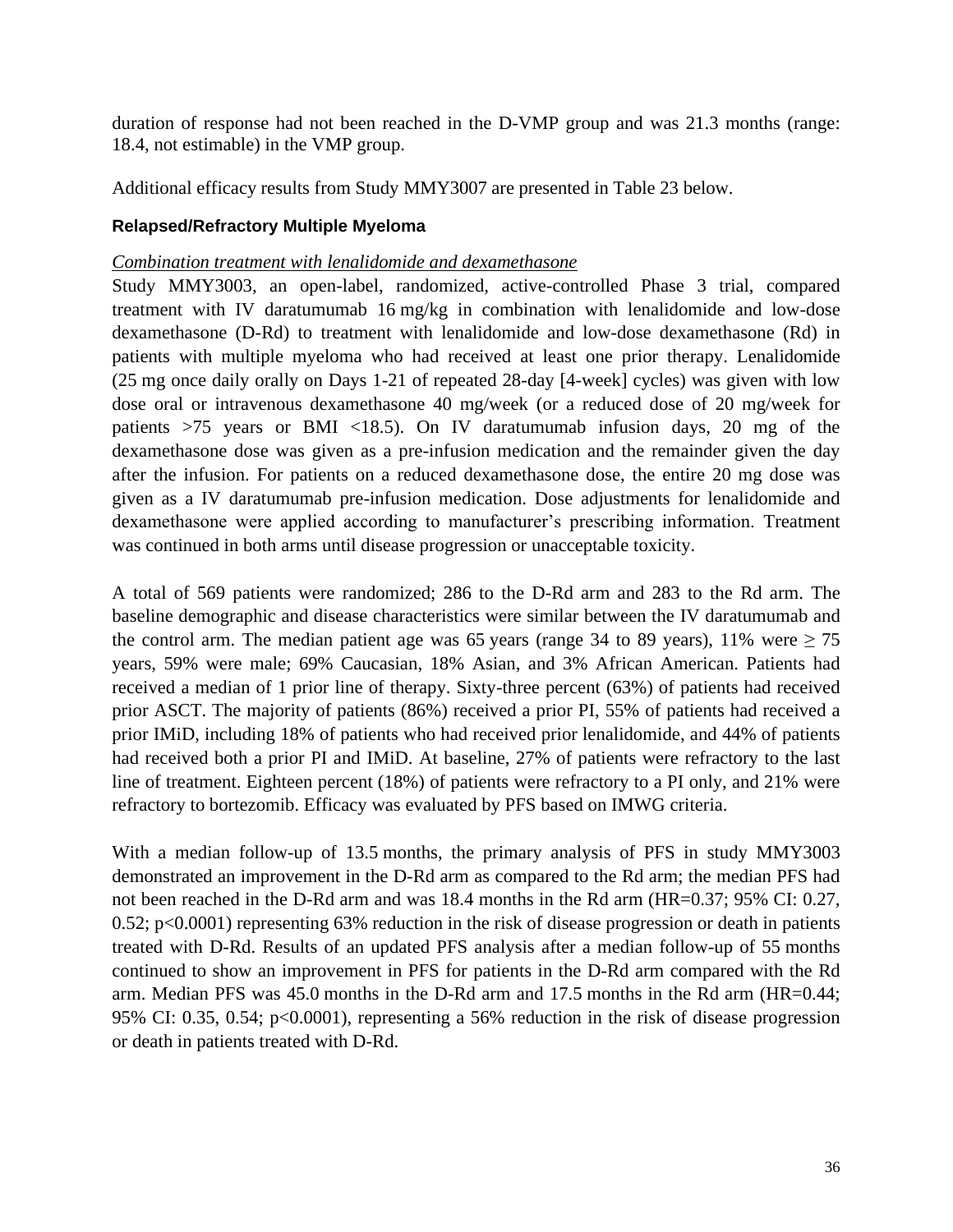duration of response had not been reached in the D-VMP group and was 21.3 months (range: 18.4, not estimable) in the VMP group.

Additional efficacy results from Study MMY3007 are presented in Table 23 below.

### Relapsed/Refractory Multiple Myeloma

*Combination treatment with lenalidomide and dexamethasone*

Study MMY3003, an open-label, randomized, active-controlled Phase 3 trial, compared treatment with IV daratumumab 16 mg/kg in combination with lenalidomide and low-dose dexamethasone (D-Rd) to treatment with lenalidomide and low-dose dexamethasone (Rd) in patients with multiple myeloma who had received at least one prior therapy. Lenalidomide (25 mg once daily orally on Days 1-21 of repeated 28-day [4-week] cycles) was given with low dose oral or intravenous dexamethasone 40 mg/week (or a reduced dose of 20 mg/week for patients >75 years or BMI <18.5). On IV daratumumab infusion days, 20 mg of the dexamethasone dose was given as a pre-infusion medication and the remainder given the day after the infusion. For patients on a reduced dexamethasone dose, the entire 20 mg dose was given as a IV daratumumab pre-infusion medication. Dose adjustments for lenalidomide and dexamethasone were applied according to manufacturer's prescribing information. Treatment was continued in both arms until disease progression or unacceptable toxicity.

A total of 569 patients were randomized; 286 to the D-Rd arm and 283 to the Rd arm. The baseline demographic and disease characteristics were similar between the IV daratumumab and the control arm. The median patient age was 65 years (range 34 to 89 years), 11% were ≥ 75 years, 59% were male; 69% Caucasian, 18% Asian, and 3% African American. Patients had received a median of 1 prior line of therapy. Sixty-three percent (63%) of patients had received prior ASCT. The majority of patients (86%) received a prior PI, 55% of patients had received a prior IMiD, including 18% of patients who had received prior lenalidomide, and 44% of patients had received both a prior PI and IMiD. At baseline, 27% of patients were refractory to the last line of treatment. Eighteen percent (18%) of patients were refractory to a PI only, and 21% were refractory to bortezomib. Efficacy was evaluated by PFS based on IMWG criteria.

With a median follow-up of 13.5 months, the primary analysis of PFS in study MMY3003 demonstrated an improvement in the D-Rd arm as compared to the Rd arm; the median PFS had not been reached in the D-Rd arm and was 18.4 months in the Rd arm (HR=0.37; 95% CI: 0.27, 0.52; p<0.0001) representing 63% reduction in the risk of disease progression or death in patients treated with D-Rd. Results of an updated PFS analysis after a median follow-up of 55 months continued to show an improvement in PFS for patients in the D-Rd arm compared with the Rd arm. Median PFS was 45.0 months in the D-Rd arm and 17.5 months in the Rd arm (HR=0.44; 95% CI: 0.35, 0.54; p<0.0001), representing a 56% reduction in the risk of disease progression or death in patients treated with D-Rd.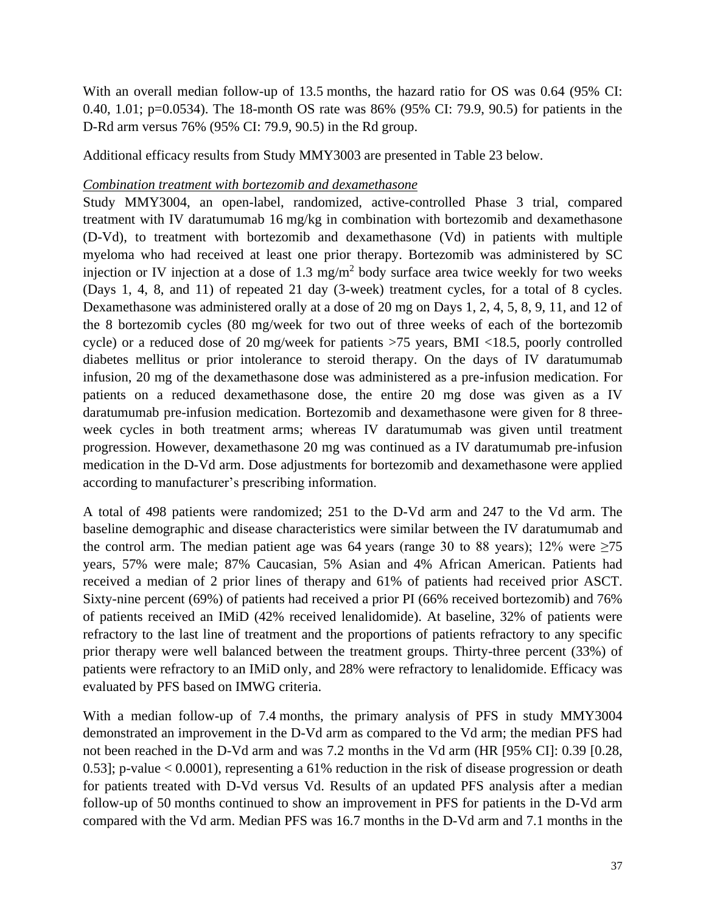With an overall median follow-up of 13.5 months, the hazard ratio for OS was 0.64 (95% CI: 0.40, 1.01; p=0.0534). The 18-month OS rate was 86% (95% CI: 79.9, 90.5) for patients in the D-Rd arm versus 76% (95% CI: 79.9, 90.5) in the Rd group.

Additional efficacy results from Study MMY3003 are presented in Table 23 below.

*Combination treatment with bortezomib and dexamethasone*

Study MMY3004, an open-label, randomized, active-controlled Phase 3 trial, compared treatment with IV daratumumab 16 mg/kg in combination with bortezomib and dexamethasone (D-Vd), to treatment with bortezomib and dexamethasone (Vd) in patients with multiple myeloma who had received at least one prior therapy. Bortezomib was administered by SC injection or IV injection at a dose of 1.3 mg/m$^2$ body surface area twice weekly for two weeks (Days 1, 4, 8, and 11) of repeated 21 day (3-week) treatment cycles, for a total of 8 cycles. Dexamethasone was administered orally at a dose of 20 mg on Days 1, 2, 4, 5, 8, 9, 11, and 12 of the 8 bortezomib cycles (80 mg/week for two out of three weeks of each of the bortezomib cycle) or a reduced dose of 20 mg/week for patients >75 years, BMI <18.5, poorly controlled diabetes mellitus or prior intolerance to steroid therapy. On the days of IV daratumumab infusion, 20 mg of the dexamethasone dose was administered as a pre-infusion medication. For patients on a reduced dexamethasone dose, the entire 20 mg dose was given as a IV daratumumab pre-infusion medication. Bortezomib and dexamethasone were given for 8 three-week cycles in both treatment arms; whereas IV daratumumab was given until treatment progression. However, dexamethasone 20 mg was continued as a IV daratumumab pre-infusion medication in the D-Vd arm. Dose adjustments for bortezomib and dexamethasone were applied according to manufacturer's prescribing information.

A total of 498 patients were randomized; 251 to the D-Vd arm and 247 to the Vd arm. The baseline demographic and disease characteristics were similar between the IV daratumumab and the control arm. The median patient age was 64 years (range 30 to 88 years); 12% were ≥75 years, 57% were male; 87% Caucasian, 5% Asian and 4% African American. Patients had received a median of 2 prior lines of therapy and 61% of patients had received prior ASCT. Sixty-nine percent (69%) of patients had received a prior PI (66% received bortezomib) and 76% of patients received an IMiD (42% received lenalidomide). At baseline, 32% of patients were refractory to the last line of treatment and the proportions of patients refractory to any specific prior therapy were well balanced between the treatment groups. Thirty-three percent (33%) of patients were refractory to an IMiD only, and 28% were refractory to lenalidomide. Efficacy was evaluated by PFS based on IMWG criteria.

With a median follow-up of 7.4 months, the primary analysis of PFS in study MMY3004 demonstrated an improvement in the D-Vd arm as compared to the Vd arm; the median PFS had not been reached in the D-Vd arm and was 7.2 months in the Vd arm (HR [95% CI]: 0.39 [0.28, 0.53]; p-value < 0.0001), representing a 61% reduction in the risk of disease progression or death for patients treated with D-Vd versus Vd. Results of an updated PFS analysis after a median follow-up of 50 months continued to show an improvement in PFS for patients in the D-Vd arm compared with the Vd arm. Median PFS was 16.7 months in the D-Vd arm and 7.1 months in the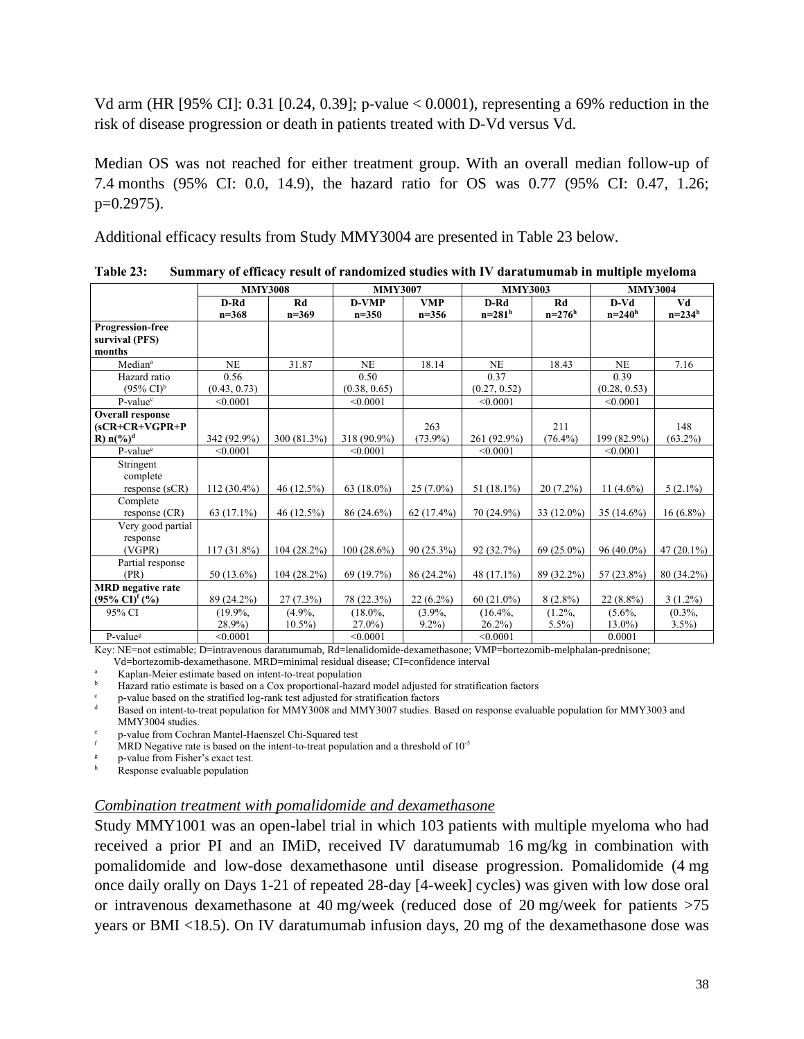Vd arm (HR [95% CI]: 0.31 [0.24, 0.39]; p-value < 0.0001), representing a 69% reduction in the risk of disease progression or death in patients treated with D-Vd versus Vd.

Median OS was not reached for either treatment group. With an overall median follow-up of 7.4 months (95% CI: 0.0, 14.9), the hazard ratio for OS was 0.77 (95% CI: 0.47, 1.26; p=0.2975).

Additional efficacy results from Study MMY3004 are presented in Table 23 below.

**Table 23: Summary of efficacy result of randomized studies with IV daratumumab in multiple myeloma**

| | MMY3008 | | MMY3007 | | MMY3003 | | MMY3004 | |
|---|---|---|---|---|---|---|---|---|
| | **D-Rd n=368** | **Rd n=369** | **D-VMP n=350** | **VMP n=356** | **D-Rd n=281[h]** | **Rd n=276[h]** | **D-Vd n=240[h]** | **Vd n=234[h]** |
| **Progression-free survival (PFS) months** | | | | | | | | |
| Median[a] | NE | 31.87 | NE | 18.14 | NE | 18.43 | NE | 7.16 |
| Hazard ratio (95% CI)[b] | 0.56 (0.43, 0.73) | | 0.50 (0.38, 0.65) | | 0.37 (0.27, 0.52) | | 0.39 (0.28, 0.53) | |
| P-value[c] | <0.0001 | | <0.0001 | | <0.0001 | | <0.0001 | |
| **Overall response (sCR+CR+VGPR+PR) n(%)[d]** | 342 (92.9%) | 300 (81.3%) | 318 (90.9%) | 263 (73.9%) | 261 (92.9%) | 211 (76.4%) | 199 (82.9%) | 148 (63.2%) |
| P-value[e] | <0.0001 | | <0.0001 | | <0.0001 | | <0.0001 | |
| Stringent complete response (sCR) | 112 (30.4%) | 46 (12.5%) | 63 (18.0%) | 25 (7.0%) | 51 (18.1%) | 20 (7.2%) | 11 (4.6%) | 5 (2.1%) |
| Complete response (CR) | 63 (17.1%) | 46 (12.5%) | 86 (24.6%) | 62 (17.4%) | 70 (24.9%) | 33 (12.0%) | 35 (14.6%) | 16 (6.8%) |
| Very good partial response (VGPR) | 117 (31.8%) | 104 (28.2%) | 100 (28.6%) | 90 (25.3%) | 92 (32.7%) | 69 (25.0%) | 96 (40.0%) | 47 (20.1%) |
| Partial response (PR) | 50 (13.6%) | 104 (28.2%) | 69 (19.7%) | 86 (24.2%) | 48 (17.1%) | 89 (32.2%) | 57 (23.8%) | 80 (34.2%) |
| **MRD negative rate (95% CI)[f] (%)** | 89 (24.2%) | 27 (7.3%) | 78 (22.3%) | 22 (6.2%) | 60 (21.0%) | 8 (2.8%) | 22 (8.8%) | 3 (1.2%) |
| 95% CI | (19.9%, 28.9%) | (4.9%, 10.5%) | (18.0%, 27.0%) | (3.9%, 9.2%) | (16.4%, 26.2%) | (1.2%, 5.5%) | (5.6%, 13.0%) | (0.3%, 3.5%) |
| P-value[g] | <0.0001 | | <0.0001 | | <0.0001 | | 0.0001 | |

Key: NE=not estimable; D=intravenous daratumumab, Rd=lenalidomide-dexamethasone; VMP=bortezomib-melphalan-prednisone; Vd=bortezomib-dexamethasone. MRD=minimal residual disease; CI=confidence interval

[a] Kaplan-Meier estimate based on intent-to-treat population

[b] Hazard ratio estimate is based on a Cox proportional-hazard model adjusted for stratification factors

[c] p-value based on the stratified log-rank test adjusted for stratification factors

[d] Based on intent-to-treat population for MMY3008 and MMY3007 studies. Based on response evaluable population for MMY3003 and MMY3004 studies.

[e] p-value from Cochran Mantel-Haenszel Chi-Squared test

[f] MRD Negative rate is based on the intent-to-treat population and a threshold of $10^{-5}$

[g] p-value from Fisher's exact test.

[h] Response evaluable population

*Combination treatment with pomalidomide and dexamethasone*

Study MMY1001 was an open-label trial in which 103 patients with multiple myeloma who had received a prior PI and an IMiD, received IV daratumumab 16 mg/kg in combination with pomalidomide and low-dose dexamethasone until disease progression. Pomalidomide (4 mg once daily orally on Days 1-21 of repeated 28-day [4-week] cycles) was given with low dose oral or intravenous dexamethasone at 40 mg/week (reduced dose of 20 mg/week for patients >75 years or BMI <18.5). On IV daratumumab infusion days, 20 mg of the dexamethasone dose was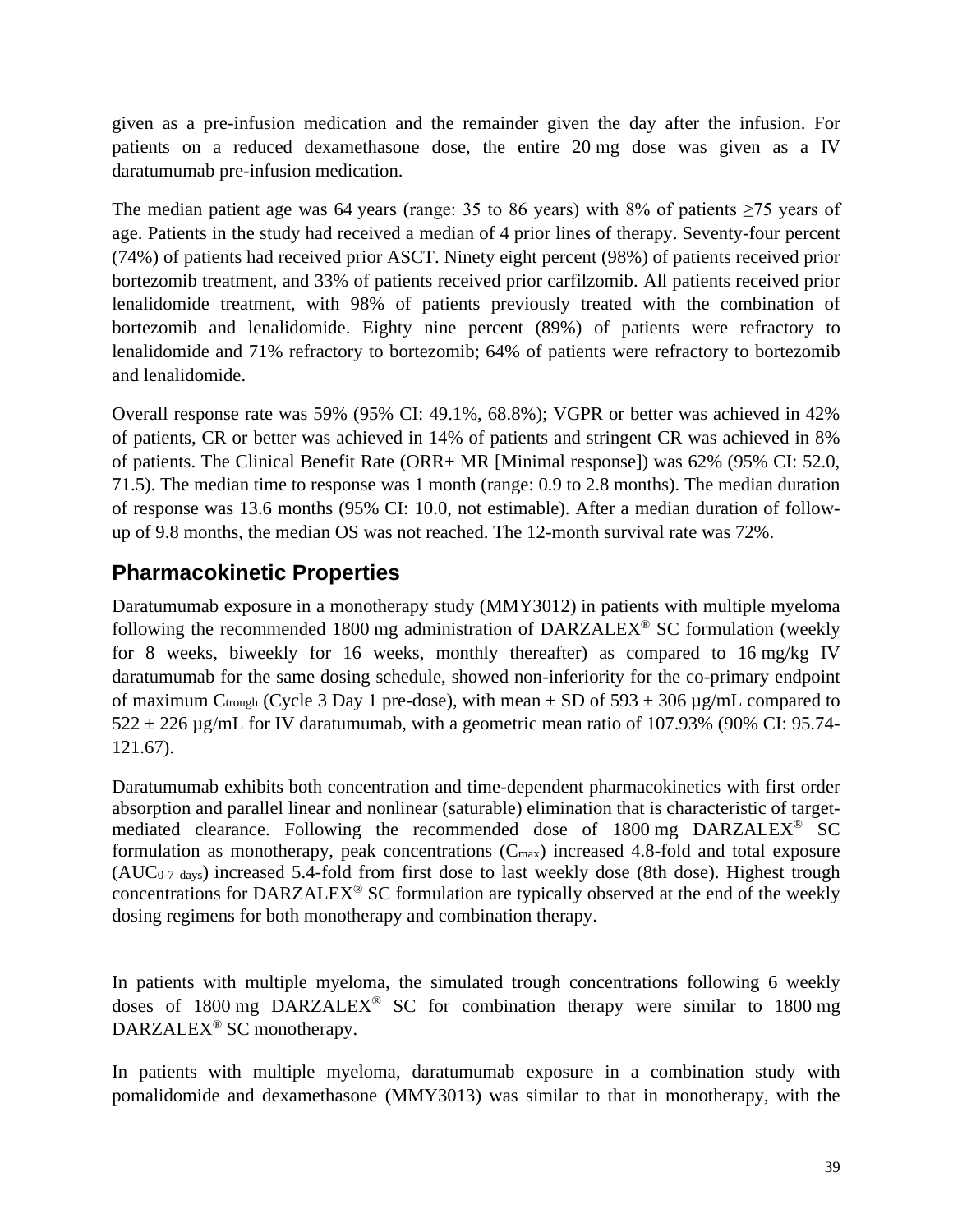given as a pre-infusion medication and the remainder given the day after the infusion. For patients on a reduced dexamethasone dose, the entire 20 mg dose was given as a IV daratumumab pre-infusion medication.

The median patient age was 64 years (range: 35 to 86 years) with 8% of patients ≥75 years of age. Patients in the study had received a median of 4 prior lines of therapy. Seventy-four percent (74%) of patients had received prior ASCT. Ninety eight percent (98%) of patients received prior bortezomib treatment, and 33% of patients received prior carfilzomib. All patients received prior lenalidomide treatment, with 98% of patients previously treated with the combination of bortezomib and lenalidomide. Eighty nine percent (89%) of patients were refractory to lenalidomide and 71% refractory to bortezomib; 64% of patients were refractory to bortezomib and lenalidomide.

Overall response rate was 59% (95% CI: 49.1%, 68.8%); VGPR or better was achieved in 42% of patients, CR or better was achieved in 14% of patients and stringent CR was achieved in 8% of patients. The Clinical Benefit Rate (ORR+ MR [Minimal response]) was 62% (95% CI: 52.0, 71.5). The median time to response was 1 month (range: 0.9 to 2.8 months). The median duration of response was 13.6 months (95% CI: 10.0, not estimable). After a median duration of follow-up of 9.8 months, the median OS was not reached. The 12-month survival rate was 72%.

## Pharmacokinetic Properties

Daratumumab exposure in a monotherapy study (MMY3012) in patients with multiple myeloma following the recommended 1800 mg administration of DARZALEX® SC formulation (weekly for 8 weeks, biweekly for 16 weeks, monthly thereafter) as compared to 16 mg/kg IV daratumumab for the same dosing schedule, showed non-inferiority for the co-primary endpoint of maximum $C_{trough}$ (Cycle 3 Day 1 pre-dose), with mean ± SD of 593 ± 306 µg/mL compared to 522 ± 226 µg/mL for IV daratumumab, with a geometric mean ratio of 107.93% (90% CI: 95.74-121.67).

Daratumumab exhibits both concentration and time-dependent pharmacokinetics with first order absorption and parallel linear and nonlinear (saturable) elimination that is characteristic of target-mediated clearance. Following the recommended dose of 1800 mg DARZALEX® SC formulation as monotherapy, peak concentrations ($C_{max}$) increased 4.8-fold and total exposure ($AUC_{0\text{-}7\ days}$) increased 5.4-fold from first dose to last weekly dose (8th dose). Highest trough concentrations for DARZALEX® SC formulation are typically observed at the end of the weekly dosing regimens for both monotherapy and combination therapy.

In patients with multiple myeloma, the simulated trough concentrations following 6 weekly doses of 1800 mg DARZALEX® SC for combination therapy were similar to 1800 mg DARZALEX® SC monotherapy.

In patients with multiple myeloma, daratumumab exposure in a combination study with pomalidomide and dexamethasone (MMY3013) was similar to that in monotherapy, with the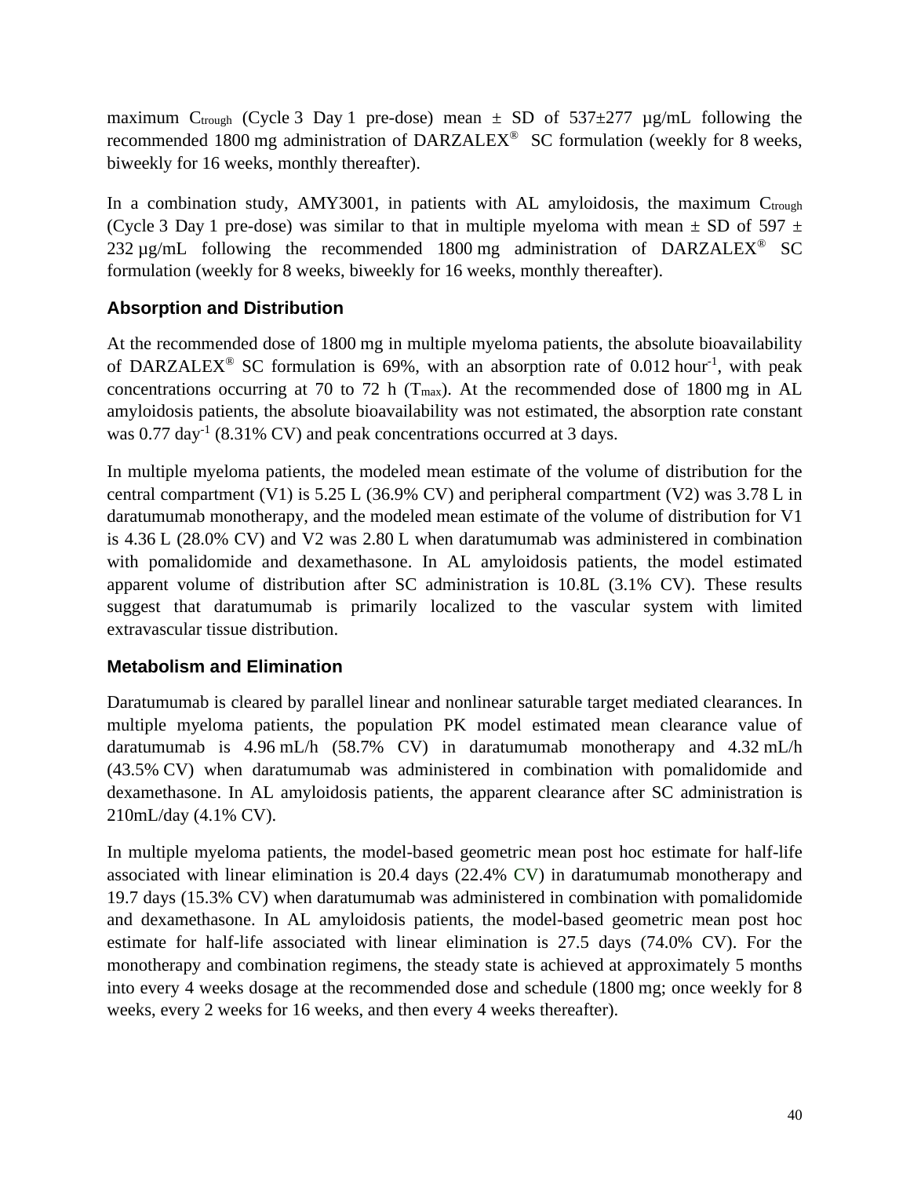maximum $C_{trough}$ (Cycle 3 Day 1 pre-dose) mean ± SD of 537±277 µg/mL following the recommended 1800 mg administration of DARZALEX® SC formulation (weekly for 8 weeks, biweekly for 16 weeks, monthly thereafter).

In a combination study, AMY3001, in patients with AL amyloidosis, the maximum $C_{trough}$ (Cycle 3 Day 1 pre-dose) was similar to that in multiple myeloma with mean ± SD of 597 ± 232 µg/mL following the recommended 1800 mg administration of DARZALEX® SC formulation (weekly for 8 weeks, biweekly for 16 weeks, monthly thereafter).

### Absorption and Distribution

At the recommended dose of 1800 mg in multiple myeloma patients, the absolute bioavailability of DARZALEX® SC formulation is 69%, with an absorption rate of 0.012 $hour^{-1}$, with peak concentrations occurring at 70 to 72 h ($T_{max}$). At the recommended dose of 1800 mg in AL amyloidosis patients, the absolute bioavailability was not estimated, the absorption rate constant was 0.77 $day^{-1}$ (8.31% CV) and peak concentrations occurred at 3 days.

In multiple myeloma patients, the modeled mean estimate of the volume of distribution for the central compartment (V1) is 5.25 L (36.9% CV) and peripheral compartment (V2) was 3.78 L in daratumumab monotherapy, and the modeled mean estimate of the volume of distribution for V1 is 4.36 L (28.0% CV) and V2 was 2.80 L when daratumumab was administered in combination with pomalidomide and dexamethasone. In AL amyloidosis patients, the model estimated apparent volume of distribution after SC administration is 10.8L (3.1% CV). These results suggest that daratumumab is primarily localized to the vascular system with limited extravascular tissue distribution.

### Metabolism and Elimination

Daratumumab is cleared by parallel linear and nonlinear saturable target mediated clearances. In multiple myeloma patients, the population PK model estimated mean clearance value of daratumumab is 4.96 mL/h (58.7% CV) in daratumumab monotherapy and 4.32 mL/h (43.5% CV) when daratumumab was administered in combination with pomalidomide and dexamethasone. In AL amyloidosis patients, the apparent clearance after SC administration is 210mL/day (4.1% CV).

In multiple myeloma patients, the model-based geometric mean post hoc estimate for half-life associated with linear elimination is 20.4 days (22.4% CV) in daratumumab monotherapy and 19.7 days (15.3% CV) when daratumumab was administered in combination with pomalidomide and dexamethasone. In AL amyloidosis patients, the model-based geometric mean post hoc estimate for half-life associated with linear elimination is 27.5 days (74.0% CV). For the monotherapy and combination regimens, the steady state is achieved at approximately 5 months into every 4 weeks dosage at the recommended dose and schedule (1800 mg; once weekly for 8 weeks, every 2 weeks for 16 weeks, and then every 4 weeks thereafter).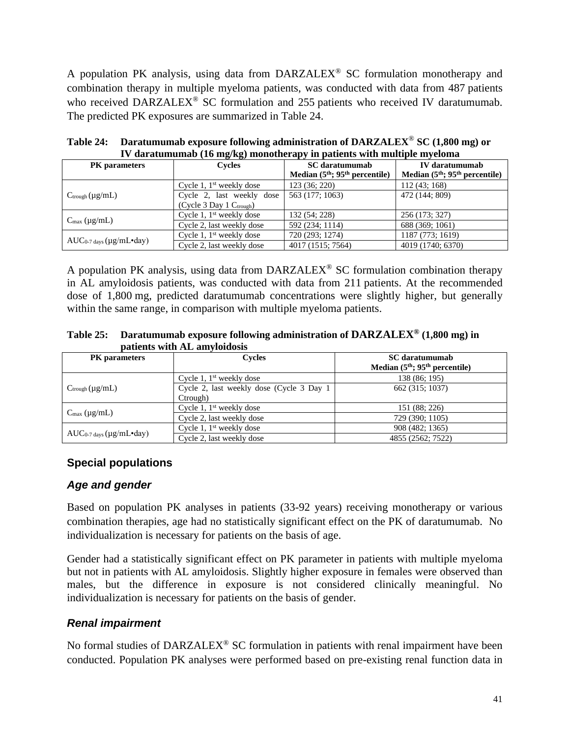A population PK analysis, using data from DARZALEX® SC formulation monotherapy and combination therapy in multiple myeloma patients, was conducted with data from 487 patients who received DARZALEX® SC formulation and 255 patients who received IV daratumumab. The predicted PK exposures are summarized in Table 24.

**Table 24: Daratumumab exposure following administration of DARZALEX® SC (1,800 mg) or IV daratumumab (16 mg/kg) monotherapy in patients with multiple myeloma**

| PK parameters | Cycles | SC daratumumab Median (5th; 95th percentile) | IV daratumumab Median (5th; 95th percentile) |
|---|---|---|---|
| $C_{trough}$ (μg/mL) | Cycle 1, 1st weekly dose | 123 (36; 220) | 112 (43; 168) |
| | Cycle 2, last weekly dose (Cycle 3 Day 1 $C_{trough}$) | 563 (177; 1063) | 472 (144; 809) |
| $C_{max}$ (μg/mL) | Cycle 1, 1st weekly dose | 132 (54; 228) | 256 (173; 327) |
| | Cycle 2, last weekly dose | 592 (234; 1114) | 688 (369; 1061) |
| $AUC_{0\text{-}7\ days}$ (μg/mL•day) | Cycle 1, 1st weekly dose | 720 (293; 1274) | 1187 (773; 1619) |
| | Cycle 2, last weekly dose | 4017 (1515; 7564) | 4019 (1740; 6370) |

A population PK analysis, using data from DARZALEX® SC formulation combination therapy in AL amyloidosis patients, was conducted with data from 211 patients. At the recommended dose of 1,800 mg, predicted daratumumab concentrations were slightly higher, but generally within the same range, in comparison with multiple myeloma patients.

**Table 25: Daratumumab exposure following administration of DARZALEX® (1,800 mg) in patients with AL amyloidosis**

| PK parameters | Cycles | SC daratumumab Median (5th; 95th percentile) |
|---|---|---|
| $C_{trough}$ (μg/mL) | Cycle 1, 1st weekly dose | 138 (86; 195) |
| | Cycle 2, last weekly dose (Cycle 3 Day 1 Ctrough) | 662 (315; 1037) |
| $C_{max}$ (μg/mL) | Cycle 1, 1st weekly dose | 151 (88; 226) |
| | Cycle 2, last weekly dose | 729 (390; 1105) |
| $AUC_{0\text{-}7\ days}$ (μg/mL•day) | Cycle 1, 1st weekly dose | 908 (482; 1365) |
| | Cycle 2, last weekly dose | 4855 (2562; 7522) |

## Special populations

### *Age and gender*

Based on population PK analyses in patients (33-92 years) receiving monotherapy or various combination therapies, age had no statistically significant effect on the PK of daratumumab. No individualization is necessary for patients on the basis of age.

Gender had a statistically significant effect on PK parameter in patients with multiple myeloma but not in patients with AL amyloidosis. Slightly higher exposure in females were observed than males, but the difference in exposure is not considered clinically meaningful. No individualization is necessary for patients on the basis of gender.

### *Renal impairment*

No formal studies of DARZALEX® SC formulation in patients with renal impairment have been conducted. Population PK analyses were performed based on pre-existing renal function data in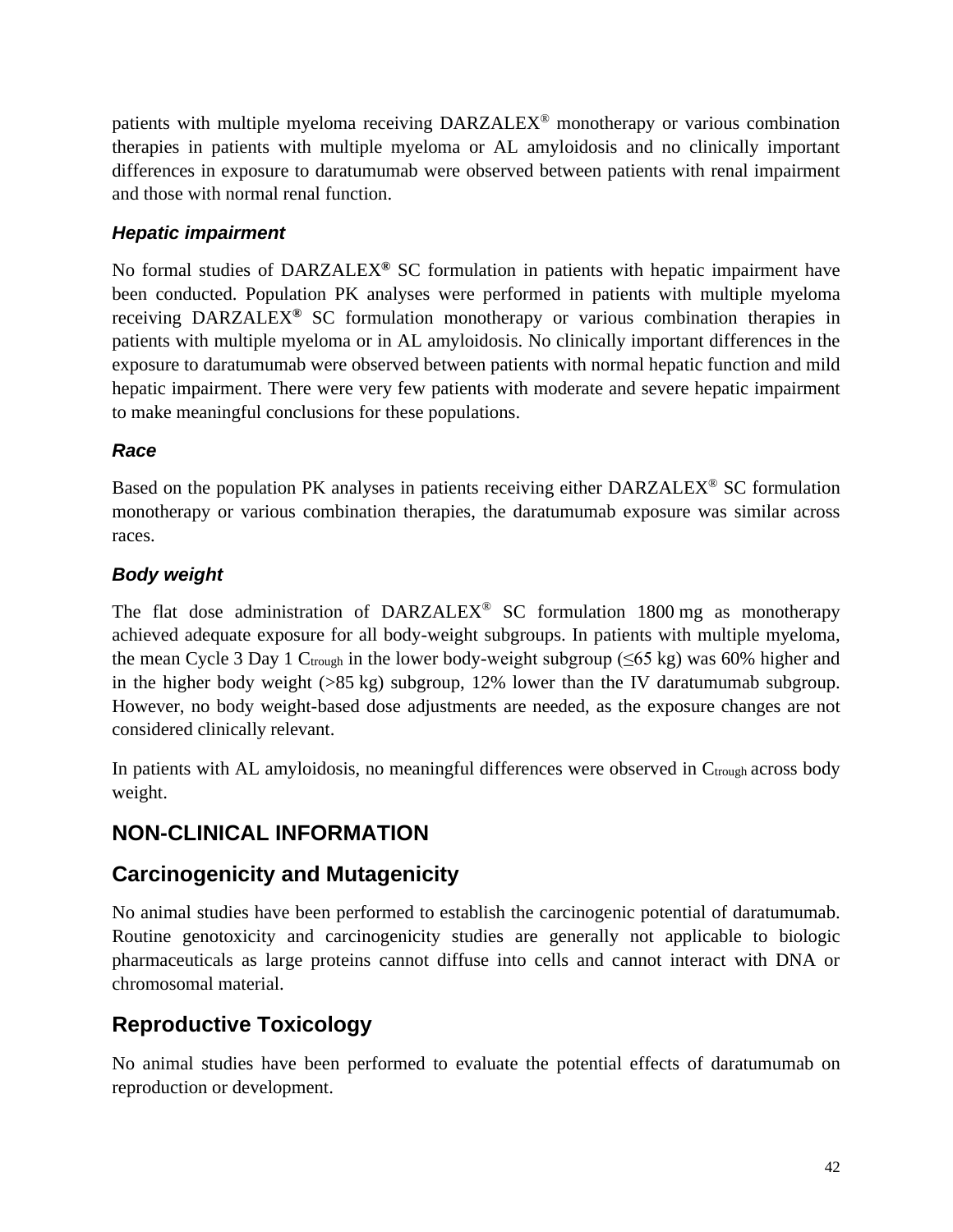patients with multiple myeloma receiving DARZALEX® monotherapy or various combination therapies in patients with multiple myeloma or AL amyloidosis and no clinically important differences in exposure to daratumumab were observed between patients with renal impairment and those with normal renal function.

### *Hepatic impairment*

No formal studies of DARZALEX® SC formulation in patients with hepatic impairment have been conducted. Population PK analyses were performed in patients with multiple myeloma receiving DARZALEX® SC formulation monotherapy or various combination therapies in patients with multiple myeloma or in AL amyloidosis. No clinically important differences in the exposure to daratumumab were observed between patients with normal hepatic function and mild hepatic impairment. There were very few patients with moderate and severe hepatic impairment to make meaningful conclusions for these populations.

### *Race*

Based on the population PK analyses in patients receiving either DARZALEX® SC formulation monotherapy or various combination therapies, the daratumumab exposure was similar across races.

### *Body weight*

The flat dose administration of DARZALEX® SC formulation 1800 mg as monotherapy achieved adequate exposure for all body-weight subgroups. In patients with multiple myeloma, the mean Cycle 3 Day 1 $C_{trough}$ in the lower body-weight subgroup (≤65 kg) was 60% higher and in the higher body weight (>85 kg) subgroup, 12% lower than the IV daratumumab subgroup. However, no body weight-based dose adjustments are needed, as the exposure changes are not considered clinically relevant.

In patients with AL amyloidosis, no meaningful differences were observed in $C_{trough}$ across body weight.

# NON-CLINICAL INFORMATION

## Carcinogenicity and Mutagenicity

No animal studies have been performed to establish the carcinogenic potential of daratumumab. Routine genotoxicity and carcinogenicity studies are generally not applicable to biologic pharmaceuticals as large proteins cannot diffuse into cells and cannot interact with DNA or chromosomal material.

## Reproductive Toxicology

No animal studies have been performed to evaluate the potential effects of daratumumab on reproduction or development.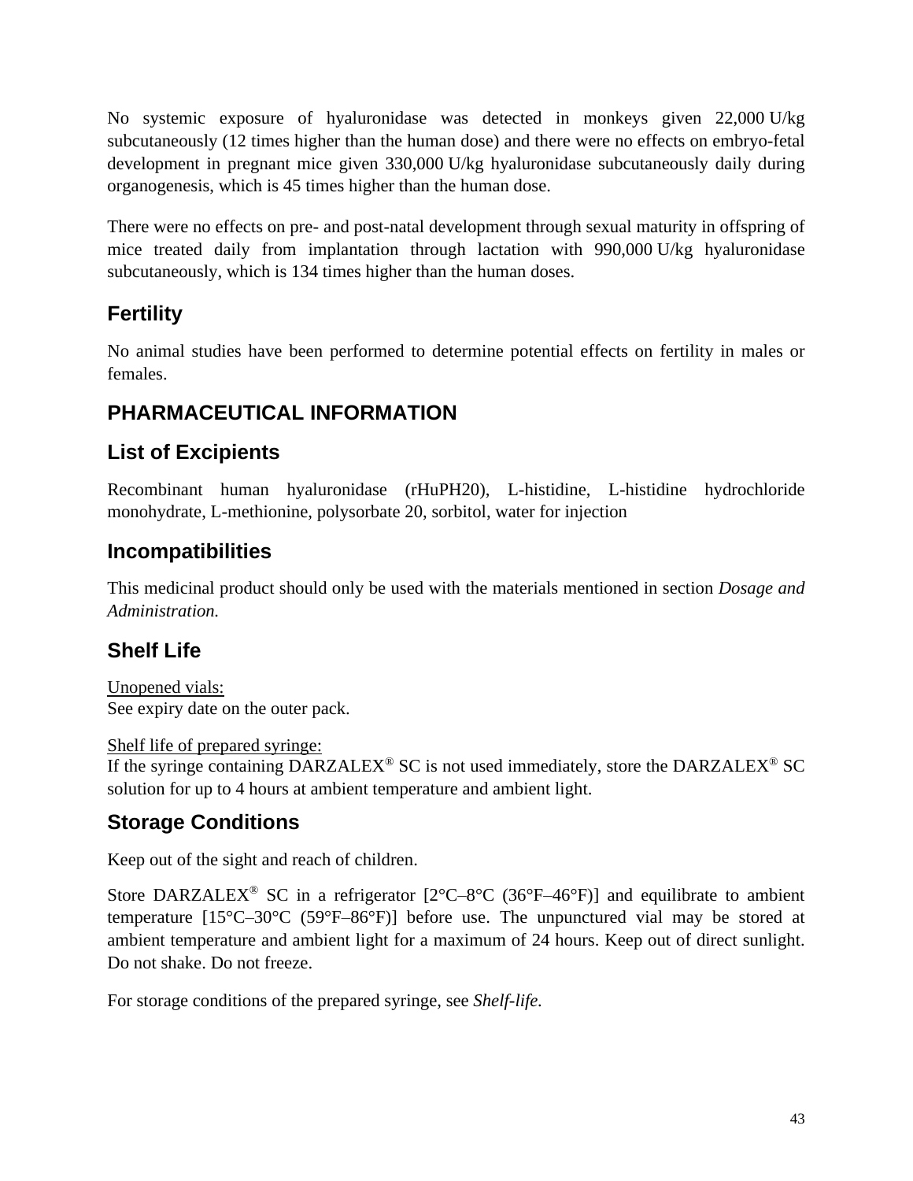No systemic exposure of hyaluronidase was detected in monkeys given 22,000 U/kg subcutaneously (12 times higher than the human dose) and there were no effects on embryo-fetal development in pregnant mice given 330,000 U/kg hyaluronidase subcutaneously daily during organogenesis, which is 45 times higher than the human dose.

There were no effects on pre- and post-natal development through sexual maturity in offspring of mice treated daily from implantation through lactation with 990,000 U/kg hyaluronidase subcutaneously, which is 134 times higher than the human doses.

## Fertility

No animal studies have been performed to determine potential effects on fertility in males or females.

# PHARMACEUTICAL INFORMATION

## List of Excipients

Recombinant human hyaluronidase (rHuPH20), L-histidine, L-histidine hydrochloride monohydrate, L-methionine, polysorbate 20, sorbitol, water for injection

## Incompatibilities

This medicinal product should only be used with the materials mentioned in section *Dosage and Administration.*

## Shelf Life

Unopened vials:
See expiry date on the outer pack.

Shelf life of prepared syringe:
If the syringe containing DARZALEX® SC is not used immediately, store the DARZALEX® SC solution for up to 4 hours at ambient temperature and ambient light.

## Storage Conditions

Keep out of the sight and reach of children.

Store DARZALEX® SC in a refrigerator [2°C–8°C (36°F–46°F)] and equilibrate to ambient temperature [15°C–30°C (59°F–86°F)] before use. The unpunctured vial may be stored at ambient temperature and ambient light for a maximum of 24 hours. Keep out of direct sunlight. Do not shake. Do not freeze.

For storage conditions of the prepared syringe, see *Shelf-life.*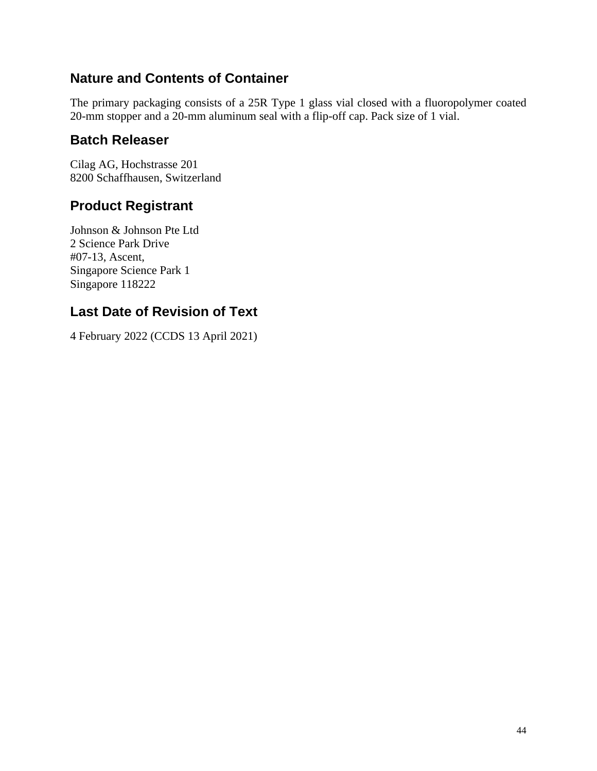## Nature and Contents of Container

The primary packaging consists of a 25R Type 1 glass vial closed with a fluoropolymer coated 20-mm stopper and a 20-mm aluminum seal with a flip-off cap. Pack size of 1 vial.

## Batch Releaser

Cilag AG, Hochstrasse 201
8200 Schaffhausen, Switzerland

## Product Registrant

Johnson & Johnson Pte Ltd
2 Science Park Drive
#07-13, Ascent,
Singapore Science Park 1
Singapore 118222

## Last Date of Revision of Text

4 February 2022 (CCDS 13 April 2021)